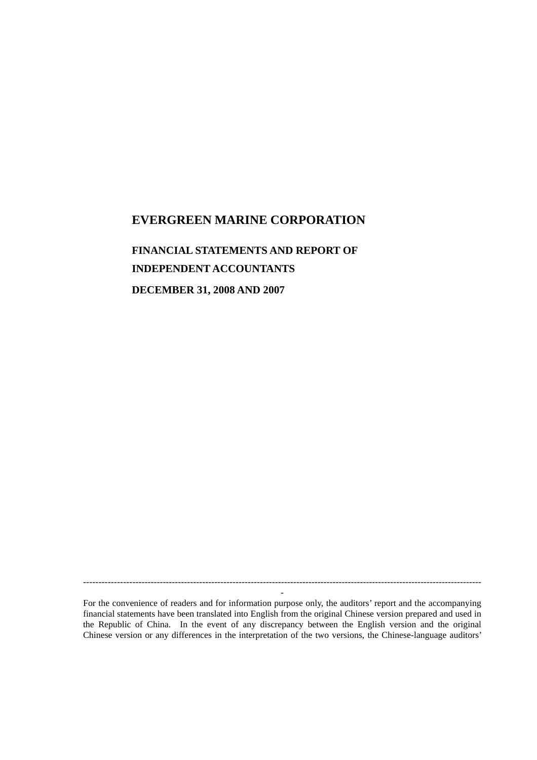# EVERGREEN MARINE CORPORATION

## FINANCIAL STATEMENTS AND REPORT OF INDEPENDENT ACCOUNTANTS

## DECEMBER 31, 2008 AND 2007

---

For the convenience of readers and for information purpose only, the auditors' report and the accompanying financial statements have been translated into English from the original Chinese version prepared and used in the Republic of China. In the event of any discrepancy between the English version and the original Chinese version or any differences in the interpretation of the two versions, the Chinese-language auditors'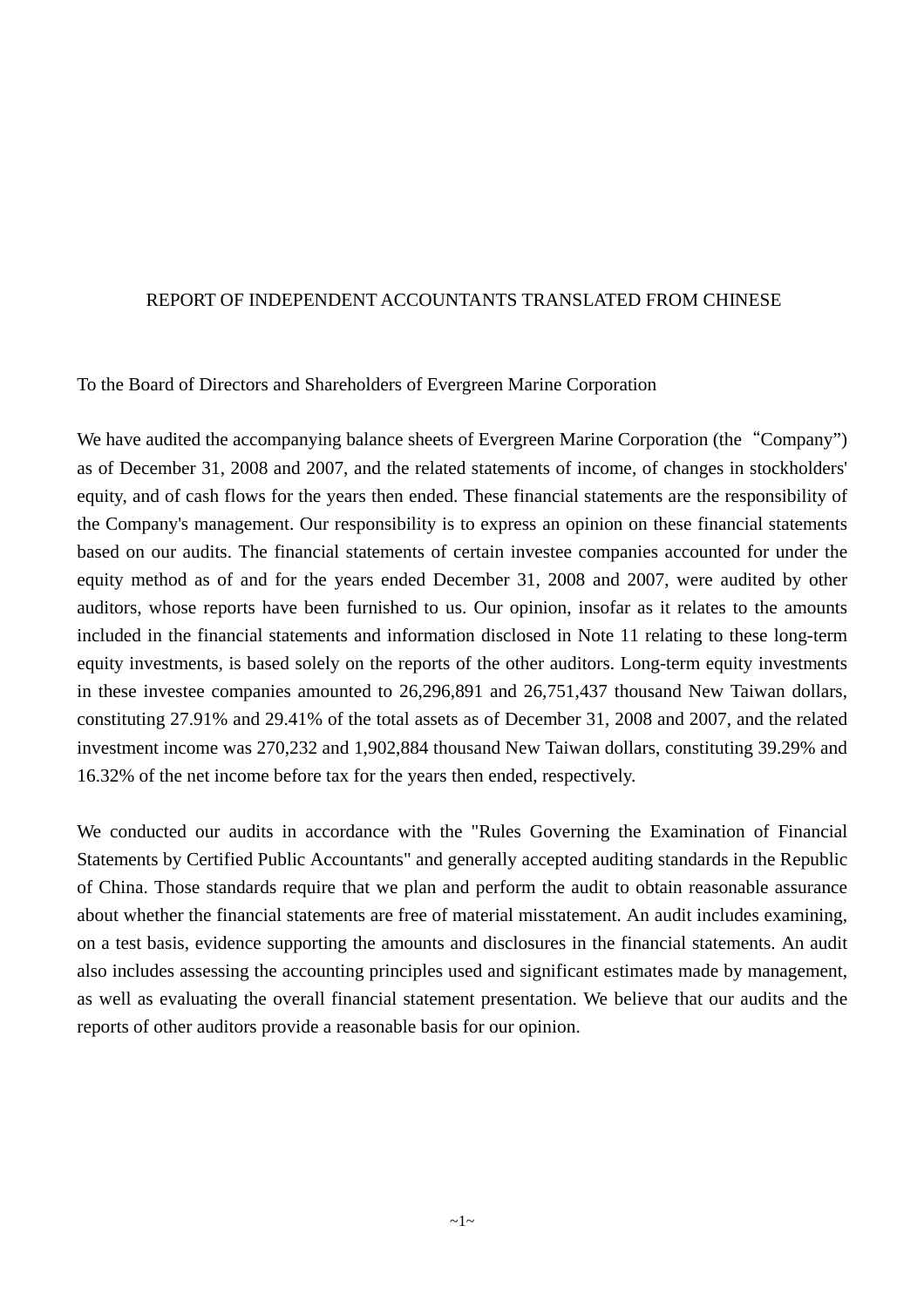# REPORT OF INDEPENDENT ACCOUNTANTS TRANSLATED FROM CHINESE

To the Board of Directors and Shareholders of Evergreen Marine Corporation

We have audited the accompanying balance sheets of Evergreen Marine Corporation (the “Company”) as of December 31, 2008 and 2007, and the related statements of income, of changes in stockholders' equity, and of cash flows for the years then ended. These financial statements are the responsibility of the Company's management. Our responsibility is to express an opinion on these financial statements based on our audits. The financial statements of certain investee companies accounted for under the equity method as of and for the years ended December 31, 2008 and 2007, were audited by other auditors, whose reports have been furnished to us. Our opinion, insofar as it relates to the amounts included in the financial statements and information disclosed in Note 11 relating to these long-term equity investments, is based solely on the reports of the other auditors. Long-term equity investments in these investee companies amounted to 26,296,891 and 26,751,437 thousand New Taiwan dollars, constituting 27.91% and 29.41% of the total assets as of December 31, 2008 and 2007, and the related investment income was 270,232 and 1,902,884 thousand New Taiwan dollars, constituting 39.29% and 16.32% of the net income before tax for the years then ended, respectively.

We conducted our audits in accordance with the "Rules Governing the Examination of Financial Statements by Certified Public Accountants" and generally accepted auditing standards in the Republic of China. Those standards require that we plan and perform the audit to obtain reasonable assurance about whether the financial statements are free of material misstatement. An audit includes examining, on a test basis, evidence supporting the amounts and disclosures in the financial statements. An audit also includes assessing the accounting principles used and significant estimates made by management, as well as evaluating the overall financial statement presentation. We believe that our audits and the reports of other auditors provide a reasonable basis for our opinion.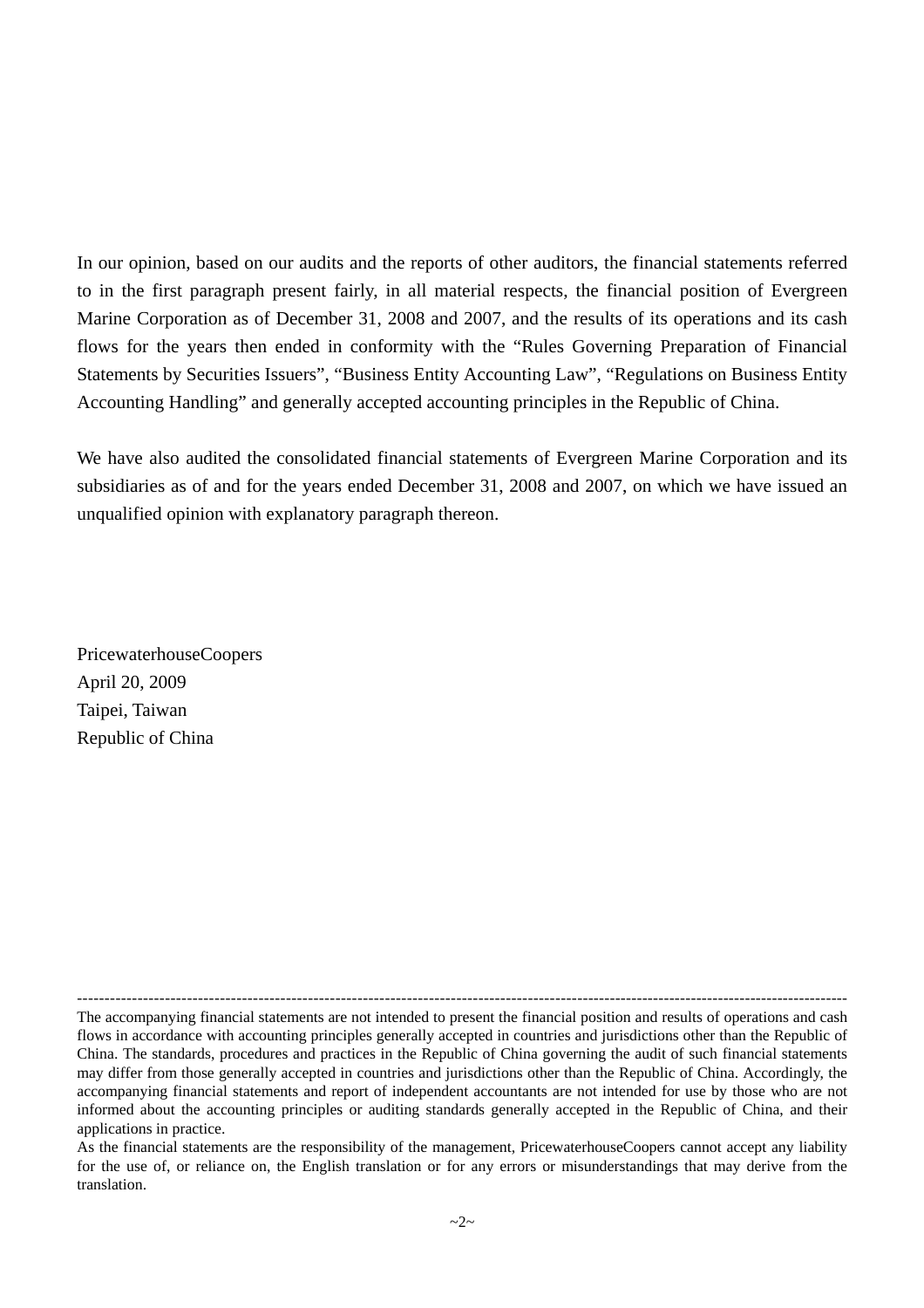In our opinion, based on our audits and the reports of other auditors, the financial statements referred to in the first paragraph present fairly, in all material respects, the financial position of Evergreen Marine Corporation as of December 31, 2008 and 2007, and the results of its operations and its cash flows for the years then ended in conformity with the "Rules Governing Preparation of Financial Statements by Securities Issuers", "Business Entity Accounting Law", "Regulations on Business Entity Accounting Handling" and generally accepted accounting principles in the Republic of China.

We have also audited the consolidated financial statements of Evergreen Marine Corporation and its subsidiaries as of and for the years ended December 31, 2008 and 2007, on which we have issued an unqualified opinion with explanatory paragraph thereon.

PricewaterhouseCoopers
April 20, 2009
Taipei, Taiwan
Republic of China

---

The accompanying financial statements are not intended to present the financial position and results of operations and cash flows in accordance with accounting principles generally accepted in countries and jurisdictions other than the Republic of China. The standards, procedures and practices in the Republic of China governing the audit of such financial statements may differ from those generally accepted in countries and jurisdictions other than the Republic of China. Accordingly, the accompanying financial statements and report of independent accountants are not intended for use by those who are not informed about the accounting principles or auditing standards generally accepted in the Republic of China, and their applications in practice.

As the financial statements are the responsibility of the management, PricewaterhouseCoopers cannot accept any liability for the use of, or reliance on, the English translation or for any errors or misunderstandings that may derive from the translation.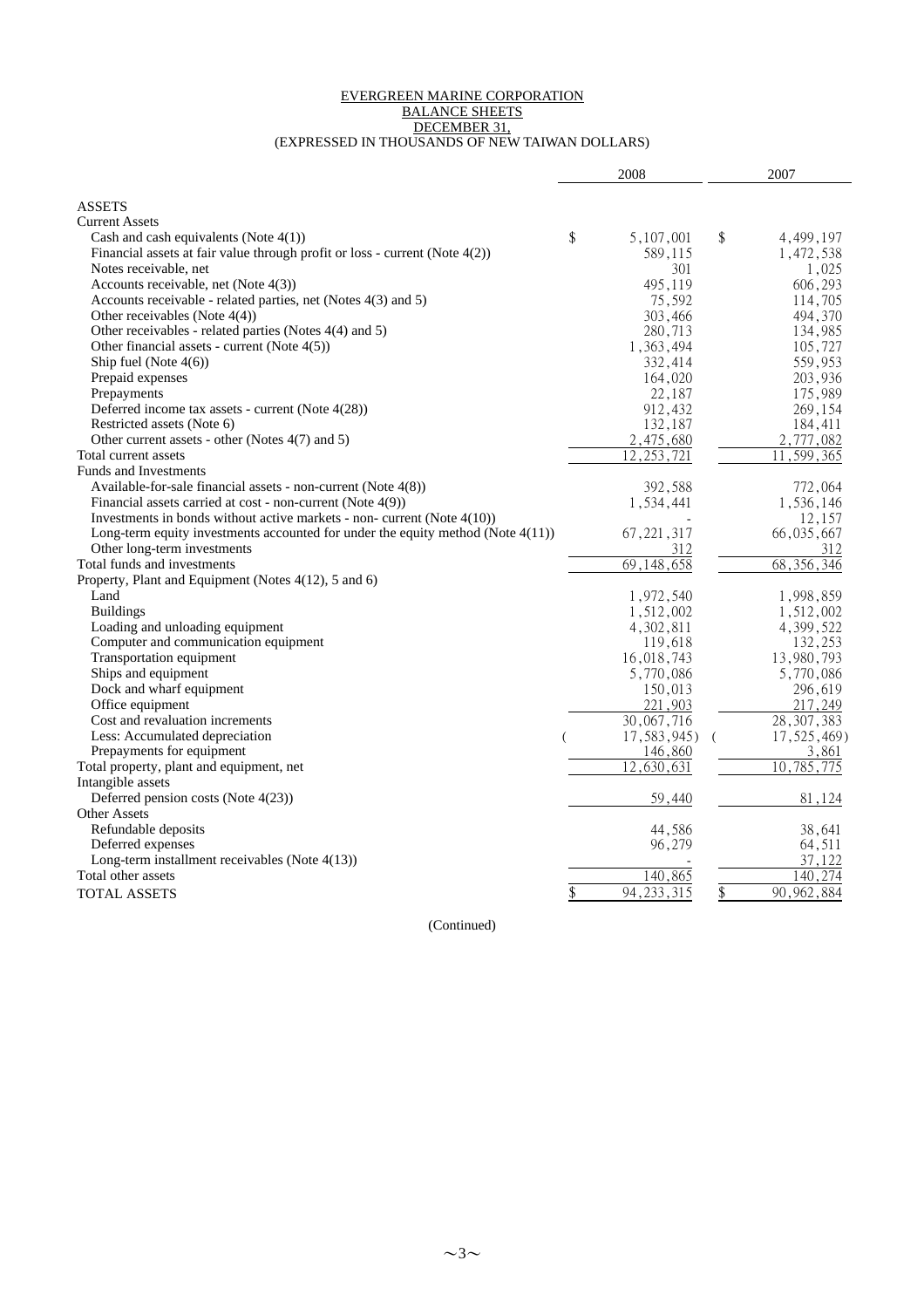# EVERGREEN MARINE CORPORATION
## BALANCE SHEETS
## DECEMBER 31,
### (EXPRESSED IN THOUSANDS OF NEW TAIWAN DOLLARS)

| | 2008 | 2007 |
|---|---|---|
| **ASSETS** | | |
| Current Assets | | |
| Cash and cash equivalents (Note 4(1)) | $ 5,107,001 | $ 4,499,197 |
| Financial assets at fair value through profit or loss - current (Note 4(2)) | 589,115 | 1,472,538 |
| Notes receivable, net | 301 | 1,025 |
| Accounts receivable, net (Note 4(3)) | 495,119 | 606,293 |
| Accounts receivable - related parties, net (Notes 4(3) and 5) | 75,592 | 114,705 |
| Other receivables (Note 4(4)) | 303,466 | 494,370 |
| Other receivables - related parties (Notes 4(4) and 5) | 280,713 | 134,985 |
| Other financial assets - current (Note 4(5)) | 1,363,494 | 105,727 |
| Ship fuel (Note 4(6)) | 332,414 | 559,953 |
| Prepaid expenses | 164,020 | 203,936 |
| Prepayments | 22,187 | 175,989 |
| Deferred income tax assets - current (Note 4(28)) | 912,432 | 269,154 |
| Restricted assets (Note 6) | 132,187 | 184,411 |
| Other current assets - other (Notes 4(7) and 5) | 2,475,680 | 2,777,082 |
| Total current assets | 12,253,721 | 11,599,365 |
| Funds and Investments | | |
| Available-for-sale financial assets - non-current (Note 4(8)) | 392,588 | 772,064 |
| Financial assets carried at cost - non-current (Note 4(9)) | 1,534,441 | 1,536,146 |
| Investments in bonds without active markets - non- current (Note 4(10)) | - | 12,157 |
| Long-term equity investments accounted for under the equity method (Note 4(11)) | 67,221,317 | 66,035,667 |
| Other long-term investments | 312 | 312 |
| Total funds and investments | 69,148,658 | 68,356,346 |
| Property, Plant and Equipment (Notes 4(12), 5 and 6) | | |
| Land | 1,972,540 | 1,998,859 |
| Buildings | 1,512,002 | 1,512,002 |
| Loading and unloading equipment | 4,302,811 | 4,399,522 |
| Computer and communication equipment | 119,618 | 132,253 |
| Transportation equipment | 16,018,743 | 13,980,793 |
| Ships and equipment | 5,770,086 | 5,770,086 |
| Dock and wharf equipment | 150,013 | 296,619 |
| Office equipment | 221,903 | 217,249 |
| Cost and revaluation increments | 30,067,716 | 28,307,383 |
| Less: Accumulated depreciation | ( 17,583,945) | ( 17,525,469) |
| Prepayments for equipment | 146,860 | 3,861 |
| Total property, plant and equipment, net | 12,630,631 | 10,785,775 |
| Intangible assets | | |
| Deferred pension costs (Note 4(23)) | 59,440 | 81,124 |
| Other Assets | | |
| Refundable deposits | 44,586 | 38,641 |
| Deferred expenses | 96,279 | 64,511 |
| Long-term installment receivables (Note 4(13)) | - | 37,122 |
| Total other assets | 140,865 | 140,274 |
| TOTAL ASSETS | $ 94,233,315 | $ 90,962,884 |

(Continued)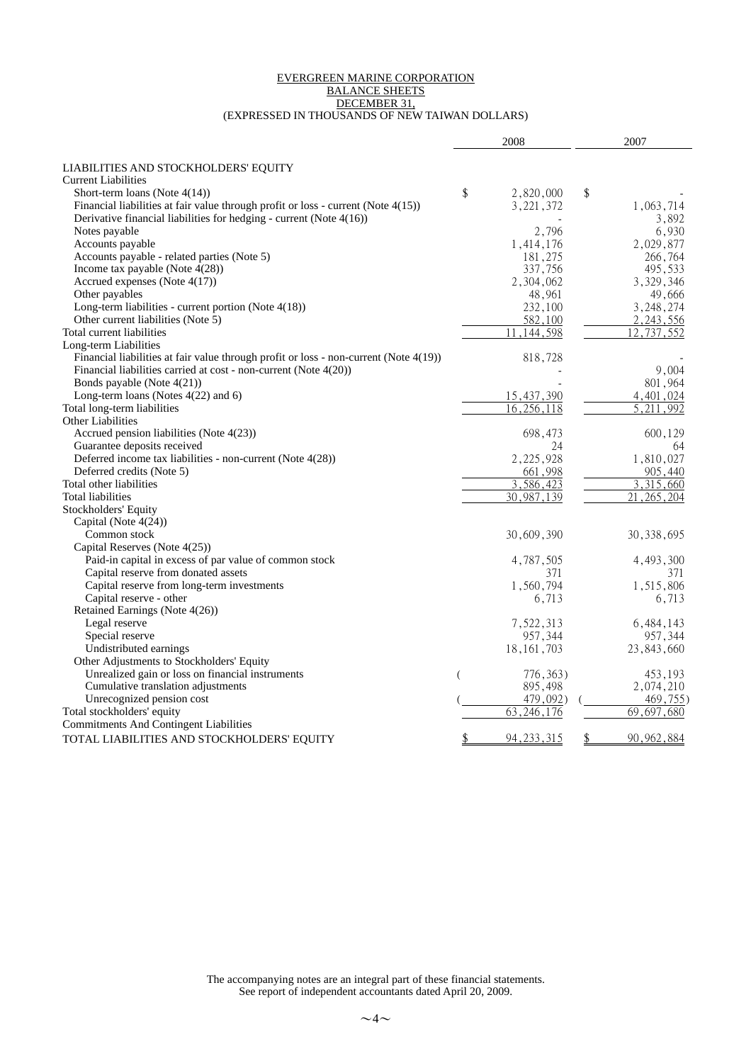EVERGREEN MARINE CORPORATION

BALANCE SHEETS

DECEMBER 31,

(EXPRESSED IN THOUSANDS OF NEW TAIWAN DOLLARS)

| | 2008 | 2007 |
|---|---|---|
| **LIABILITIES AND STOCKHOLDERS' EQUITY** | | |
| Current Liabilities | | |
| Short-term loans (Note 4(14)) | $ 2,820,000 | $ - |
| Financial liabilities at fair value through profit or loss - current (Note 4(15)) | 3,221,372 | 1,063,714 |
| Derivative financial liabilities for hedging - current (Note 4(16)) | - | 3,892 |
| Notes payable | 2,796 | 6,930 |
| Accounts payable | 1,414,176 | 2,029,877 |
| Accounts payable - related parties (Note 5) | 181,275 | 266,764 |
| Income tax payable (Note 4(28)) | 337,756 | 495,533 |
| Accrued expenses (Note 4(17)) | 2,304,062 | 3,329,346 |
| Other payables | 48,961 | 49,666 |
| Long-term liabilities - current portion (Note 4(18)) | 232,100 | 3,248,274 |
| Other current liabilities (Note 5) | 582,100 | 2,243,556 |
| Total current liabilities | 11,144,598 | 12,737,552 |
| Long-term Liabilities | | |
| Financial liabilities at fair value through profit or loss - non-current (Note 4(19)) | 818,728 | - |
| Financial liabilities carried at cost - non-current (Note 4(20)) | - | 9,004 |
| Bonds payable (Note 4(21)) | - | 801,964 |
| Long-term loans (Notes 4(22) and 6) | 15,437,390 | 4,401,024 |
| Total long-term liabilities | 16,256,118 | 5,211,992 |
| Other Liabilities | | |
| Accrued pension liabilities (Note 4(23)) | 698,473 | 600,129 |
| Guarantee deposits received | 24 | 64 |
| Deferred income tax liabilities - non-current (Note 4(28)) | 2,225,928 | 1,810,027 |
| Deferred credits (Note 5) | 661,998 | 905,440 |
| Total other liabilities | 3,586,423 | 3,315,660 |
| Total liabilities | 30,987,139 | 21,265,204 |
| Stockholders' Equity | | |
| Capital (Note 4(24)) | | |
| Common stock | 30,609,390 | 30,338,695 |
| Capital Reserves (Note 4(25)) | | |
| Paid-in capital in excess of par value of common stock | 4,787,505 | 4,493,300 |
| Capital reserve from donated assets | 371 | 371 |
| Capital reserve from long-term investments | 1,560,794 | 1,515,806 |
| Capital reserve - other | 6,713 | 6,713 |
| Retained Earnings (Note 4(26)) | | |
| Legal reserve | 7,522,313 | 6,484,143 |
| Special reserve | 957,344 | 957,344 |
| Undistributed earnings | 18,161,703 | 23,843,660 |
| Other Adjustments to Stockholders' Equity | | |
| Unrealized gain or loss on financial instruments | ( 776,363) | 453,193 |
| Cumulative translation adjustments | 895,498 | 2,074,210 |
| Unrecognized pension cost | ( 479,092) | ( 469,755) |
| Total stockholders' equity | 63,246,176 | 69,697,680 |
| Commitments And Contingent Liabilities | | |
| TOTAL LIABILITIES AND STOCKHOLDERS' EQUITY | $ 94,233,315 | $ 90,962,884 |

The accompanying notes are an integral part of these financial statements.
See report of independent accountants dated April 20, 2009.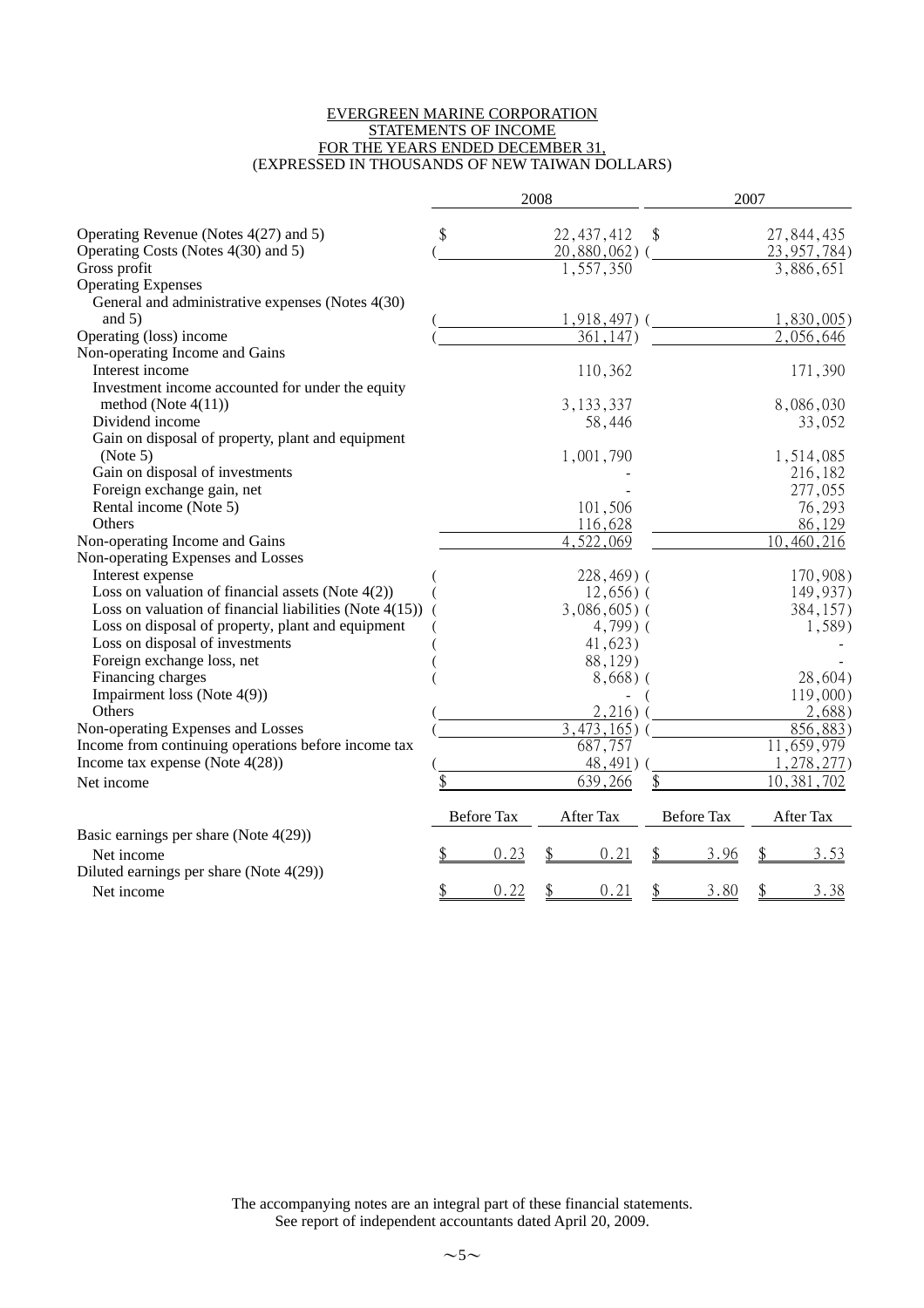# EVERGREEN MARINE CORPORATION
## STATEMENTS OF INCOME
## FOR THE YEARS ENDED DECEMBER 31,
## (EXPRESSED IN THOUSANDS OF NEW TAIWAN DOLLARS)

| | 2008 | 2007 |
|---|---|---|
| Operating Revenue (Notes 4(27) and 5) | $ 22,437,412 | $ 27,844,435 |
| Operating Costs (Notes 4(30) and 5) | ( 20,880,062) | ( 23,957,784) |
| Gross profit | 1,557,350 | 3,886,651 |
| Operating Expenses | | |
| General and administrative expenses (Notes 4(30) and 5) | ( 1,918,497) | ( 1,830,005) |
| Operating (loss) income | ( 361,147) | 2,056,646 |
| Non-operating Income and Gains | | |
| Interest income | 110,362 | 171,390 |
| Investment income accounted for under the equity method (Note 4(11)) | 3,133,337 | 8,086,030 |
| Dividend income | 58,446 | 33,052 |
| Gain on disposal of property, plant and equipment (Note 5) | 1,001,790 | 1,514,085 |
| Gain on disposal of investments | - | 216,182 |
| Foreign exchange gain, net | - | 277,055 |
| Rental income (Note 5) | 101,506 | 76,293 |
| Others | 116,628 | 86,129 |
| Non-operating Income and Gains | 4,522,069 | 10,460,216 |
| Non-operating Expenses and Losses | | |
| Interest expense | ( 228,469) | ( 170,908) |
| Loss on valuation of financial assets (Note 4(2)) | ( 12,656) | ( 149,937) |
| Loss on valuation of financial liabilities (Note 4(15)) | ( 3,086,605) | ( 384,157) |
| Loss on disposal of property, plant and equipment | ( 4,799) | ( 1,589) |
| Loss on disposal of investments | ( 41,623) | - |
| Foreign exchange loss, net | ( 88,129) | - |
| Financing charges | ( 8,668) | ( 28,604) |
| Impairment loss (Note 4(9)) | - | ( 119,000) |
| Others | ( 2,216) | ( 2,688) |
| Non-operating Expenses and Losses | ( 3,473,165) | ( 856,883) |
| Income from continuing operations before income tax | 687,757 | 11,659,979 |
| Income tax expense (Note 4(28)) | ( 48,491) | ( 1,278,277) |
| Net income | $ 639,266 | $ 10,381,702 |

| | 2008 Before Tax | 2008 After Tax | 2007 Before Tax | 2007 After Tax |
|---|---|---|---|---|
| Basic earnings per share (Note 4(29)) | | | | |
| Net income | $ 0.23 | $ 0.21 | $ 3.96 | $ 3.53 |
| Diluted earnings per share (Note 4(29)) | | | | |
| Net income | $ 0.22 | $ 0.21 | $ 3.80 | $ 3.38 |

The accompanying notes are an integral part of these financial statements.
See report of independent accountants dated April 20, 2009.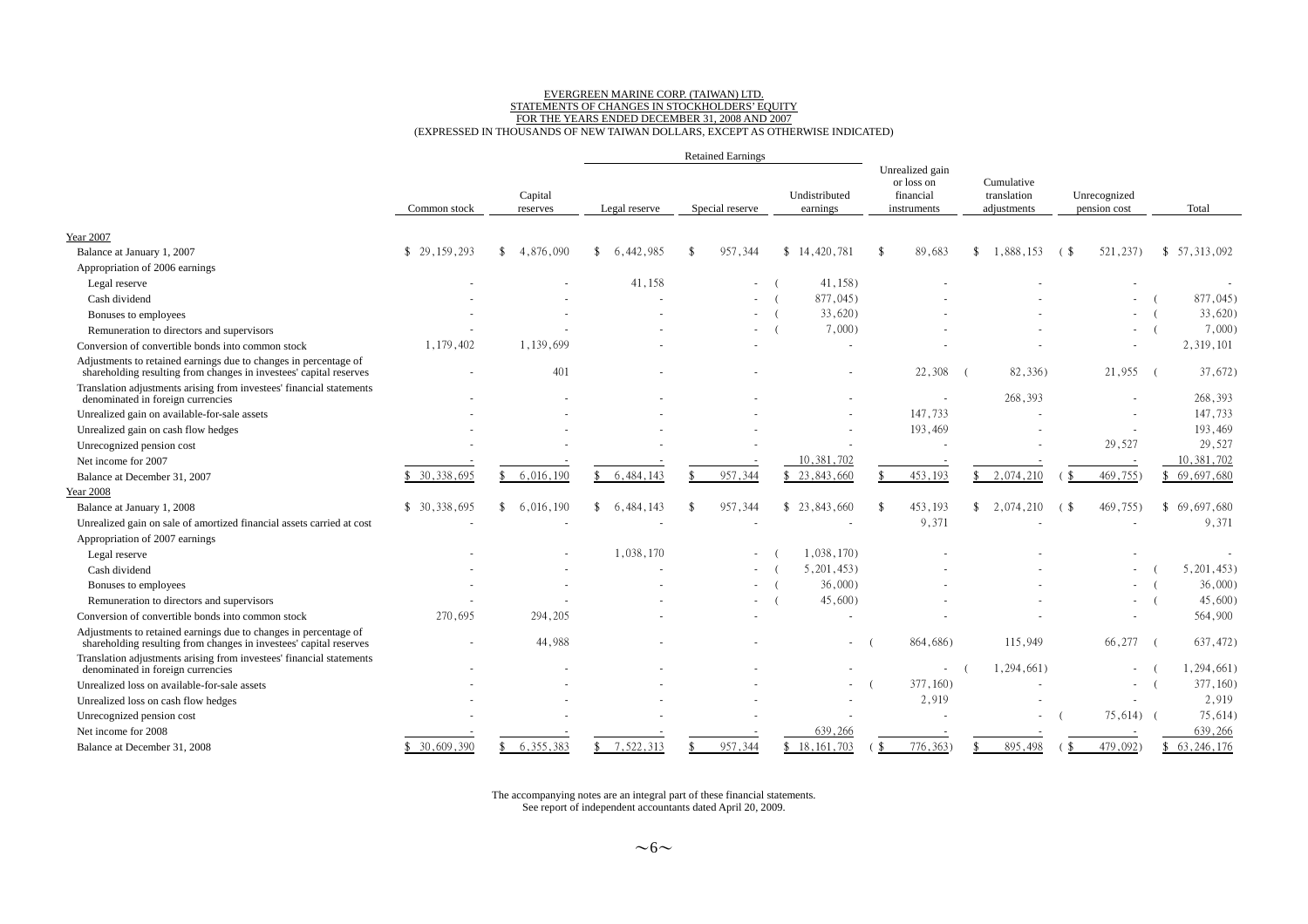EVERGREEN MARINE CORP. (TAIWAN) LTD.
STATEMENTS OF CHANGES IN STOCKHOLDERS' EQUITY
FOR THE YEARS ENDED DECEMBER 31, 2008 AND 2007
(EXPRESSED IN THOUSANDS OF NEW TAIWAN DOLLARS, EXCEPT AS OTHERWISE INDICATED)

| | Common stock | Capital reserves | Retained Earnings | | | Unrealized gain or loss on financial instruments | Cumulative translation adjustments | Unrecognized pension cost | Total |
|---|---|---|---|---|---|---|---|---|---|
| | | | Legal reserve | Special reserve | Undistributed earnings | | | | |
| Year 2007 | | | | | | | | | |
| Balance at January 1, 2007 | $ 29,159,293 | $ 4,876,090 | $ 6,442,985 | $ 957,344 | $ 14,420,781 | $ 89,683 | $ 1,888,153 | ($ 521,237) | $ 57,313,092 |
| Appropriation of 2006 earnings | | | | | | | | | |
| Legal reserve | - | - | 41,158 | - | ( 41,158) | - | - | - | - |
| Cash dividend | - | - | - | - | ( 877,045) | - | - | - | ( 877,045) |
| Bonuses to employees | - | - | - | - | ( 33,620) | - | - | - | ( 33,620) |
| Remuneration to directors and supervisors | - | - | - | - | ( 7,000) | - | - | - | ( 7,000) |
| Conversion of convertible bonds into common stock | 1,179,402 | 1,139,699 | - | - | - | - | - | - | 2,319,101 |
| Adjustments to retained earnings due to changes in percentage of shareholding resulting from changes in investees' capital reserves | - | 401 | - | - | - | 22,308 | ( 82,336) | 21,955 | ( 37,672) |
| Translation adjustments arising from investees' financial statements denominated in foreign currencies | - | - | - | - | - | - | 268,393 | - | 268,393 |
| Unrealized gain on available-for-sale assets | - | - | - | - | - | 147,733 | - | - | 147,733 |
| Unrealized gain on cash flow hedges | - | - | - | - | - | 193,469 | - | - | 193,469 |
| Unrecognized pension cost | - | - | - | - | - | - | - | 29,527 | 29,527 |
| Net income for 2007 | - | - | - | - | 10,381,702 | - | - | - | 10,381,702 |
| Balance at December 31, 2007 | $ 30,338,695 | $ 6,016,190 | $ 6,484,143 | $ 957,344 | $ 23,843,660 | $ 453,193 | $ 2,074,210 | ($ 469,755) | $ 69,697,680 |
| Year 2008 | | | | | | | | | |
| Balance at January 1, 2008 | $ 30,338,695 | $ 6,016,190 | $ 6,484,143 | $ 957,344 | $ 23,843,660 | $ 453,193 | $ 2,074,210 | ($ 469,755) | $ 69,697,680 |
| Unrealized gain on sale of amortized financial assets carried at cost | - | - | - | - | - | 9,371 | - | - | 9,371 |
| Appropriation of 2007 earnings | | | | | | | | | |
| Legal reserve | - | - | 1,038,170 | - | ( 1,038,170) | - | - | - | - |
| Cash dividend | - | - | - | - | ( 5,201,453) | - | - | - | ( 5,201,453) |
| Bonuses to employees | - | - | - | - | ( 36,000) | - | - | - | ( 36,000) |
| Remuneration to directors and supervisors | - | - | - | - | ( 45,600) | - | - | - | ( 45,600) |
| Conversion of convertible bonds into common stock | 270,695 | 294,205 | - | - | - | - | - | - | 564,900 |
| Adjustments to retained earnings due to changes in percentage of shareholding resulting from changes in investees' capital reserves | - | 44,988 | - | - | - | ( 864,686) | 115,949 | 66,277 | ( 637,472) |
| Translation adjustments arising from investees' financial statements denominated in foreign currencies | - | - | - | - | - | - | ( 1,294,661) | - | ( 1,294,661) |
| Unrealized loss on available-for-sale assets | - | - | - | - | - | ( 377,160) | - | - | ( 377,160) |
| Unrealized loss on cash flow hedges | - | - | - | - | - | 2,919 | - | - | 2,919 |
| Unrecognized pension cost | - | - | - | - | - | - | - | ( 75,614) | ( 75,614) |
| Net income for 2008 | - | - | - | - | 639,266 | - | - | - | 639,266 |
| Balance at December 31, 2008 | $ 30,609,390 | $ 6,355,383 | $ 7,522,313 | $ 957,344 | $ 18,161,703 | ($ 776,363) | $ 895,498 | ($ 479,092) | $ 63,246,176 |

The accompanying notes are an integral part of these financial statements.
See report of independent accountants dated April 20, 2009.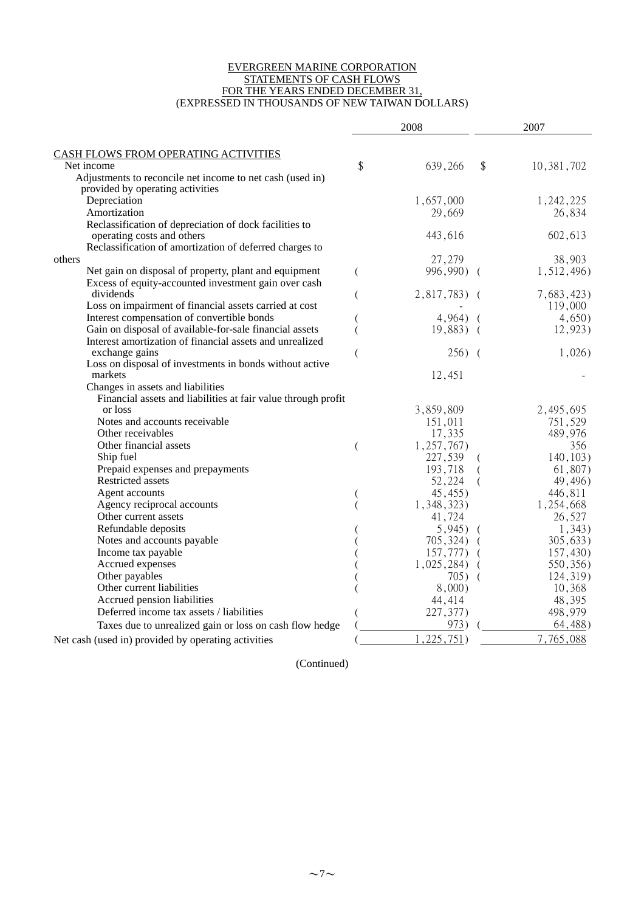EVERGREEN MARINE CORPORATION
STATEMENTS OF CASH FLOWS
FOR THE YEARS ENDED DECEMBER 31,
(EXPRESSED IN THOUSANDS OF NEW TAIWAN DOLLARS)

| | 2008 | 2007 |
|---|---|---|
| CASH FLOWS FROM OPERATING ACTIVITIES | | |
| Net income | $ 639,266 | $ 10,381,702 |
| Adjustments to reconcile net income to net cash (used in) provided by operating activities | | |
| Depreciation | 1,657,000 | 1,242,225 |
| Amortization | 29,669 | 26,834 |
| Reclassification of depreciation of dock facilities to operating costs and others | 443,616 | 602,613 |
| Reclassification of amortization of deferred charges to others | 27,279 | 38,903 |
| Net gain on disposal of property, plant and equipment | ( 996,990) | ( 1,512,496) |
| Excess of equity-accounted investment gain over cash dividends | ( 2,817,783) | ( 7,683,423) |
| Loss on impairment of financial assets carried at cost | - | 119,000 |
| Interest compensation of convertible bonds | ( 4,964) | ( 4,650) |
| Gain on disposal of available-for-sale financial assets | ( 19,883) | ( 12,923) |
| Interest amortization of financial assets and unrealized exchange gains | ( 256) | ( 1,026) |
| Loss on disposal of investments in bonds without active markets | 12,451 | - |
| Changes in assets and liabilities | | |
| Financial assets and liabilities at fair value through profit or loss | 3,859,809 | 2,495,695 |
| Notes and accounts receivable | 151,011 | 751,529 |
| Other receivables | 17,335 | 489,976 |
| Other financial assets | ( 1,257,767) | 356 |
| Ship fuel | 227,539 | ( 140,103) |
| Prepaid expenses and prepayments | 193,718 | ( 61,807) |
| Restricted assets | 52,224 | ( 49,496) |
| Agent accounts | ( 45,455) | 446,811 |
| Agency reciprocal accounts | ( 1,348,323) | 1,254,668 |
| Other current assets | 41,724 | 26,527 |
| Refundable deposits | ( 5,945) | ( 1,343) |
| Notes and accounts payable | ( 705,324) | ( 305,633) |
| Income tax payable | ( 157,777) | ( 157,430) |
| Accrued expenses | ( 1,025,284) | ( 550,356) |
| Other payables | ( 705) | ( 124,319) |
| Other current liabilities | ( 8,000) | 10,368 |
| Accrued pension liabilities | 44,414 | 48,395 |
| Deferred income tax assets / liabilities | ( 227,377) | 498,979 |
| Taxes due to unrealized gain or loss on cash flow hedge | ( 973) | ( 64,488) |
| Net cash (used in) provided by operating activities | ( 1,225,751) | 7,765,088 |

(Continued)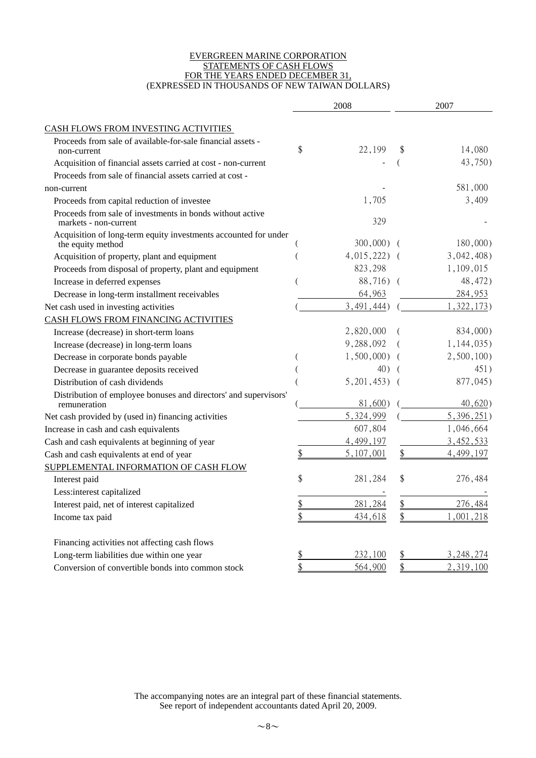EVERGREEN MARINE CORPORATION
STATEMENTS OF CASH FLOWS
FOR THE YEARS ENDED DECEMBER 31,
(EXPRESSED IN THOUSANDS OF NEW TAIWAN DOLLARS)

| | 2008 | 2007 |
|---|---|---|
| CASH FLOWS FROM INVESTING ACTIVITIES | | |
| Proceeds from sale of available-for-sale financial assets - non-current | $ 22,199 | $ 14,080 |
| Acquisition of financial assets carried at cost - non-current | - | ( 43,750) |
| Proceeds from sale of financial assets carried at cost - non-current | - | 581,000 |
| Proceeds from capital reduction of investee | 1,705 | 3,409 |
| Proceeds from sale of investments in bonds without active markets - non-current | 329 | - |
| Acquisition of long-term equity investments accounted for under the equity method | ( 300,000) | ( 180,000) |
| Acquisition of property, plant and equipment | ( 4,015,222) | ( 3,042,408) |
| Proceeds from disposal of property, plant and equipment | 823,298 | 1,109,015 |
| Increase in deferred expenses | ( 88,716) | ( 48,472) |
| Decrease in long-term installment receivables | 64,963 | 284,953 |
| Net cash used in investing activities | ( 3,491,444) | ( 1,322,173) |
| CASH FLOWS FROM FINANCING ACTIVITIES | | |
| Increase (decrease) in short-term loans | 2,820,000 | ( 834,000) |
| Increase (decrease) in long-term loans | 9,288,092 | ( 1,144,035) |
| Decrease in corporate bonds payable | ( 1,500,000) | ( 2,500,100) |
| Decrease in guarantee deposits received | ( 40) | ( 451) |
| Distribution of cash dividends | ( 5,201,453) | ( 877,045) |
| Distribution of employee bonuses and directors' and supervisors' remuneration | ( 81,600) | ( 40,620) |
| Net cash provided by (used in) financing activities | 5,324,999 | ( 5,396,251) |
| Increase in cash and cash equivalents | 607,804 | 1,046,664 |
| Cash and cash equivalents at beginning of year | 4,499,197 | 3,452,533 |
| Cash and cash equivalents at end of year | $ 5,107,001 | $ 4,499,197 |
| SUPPLEMENTAL INFORMATION OF CASH FLOW | | |
| Interest paid | $ 281,284 | $ 276,484 |
| Less:interest capitalized | - | - |
| Interest paid, net of interest capitalized | $ 281,284 | $ 276,484 |
| Income tax paid | $ 434,618 | $ 1,001,218 |
| Financing activities not affecting cash flows | | |
| Long-term liabilities due within one year | $ 232,100 | $ 3,248,274 |
| Conversion of convertible bonds into common stock | $ 564,900 | $ 2,319,100 |

The accompanying notes are an integral part of these financial statements.
See report of independent accountants dated April 20, 2009.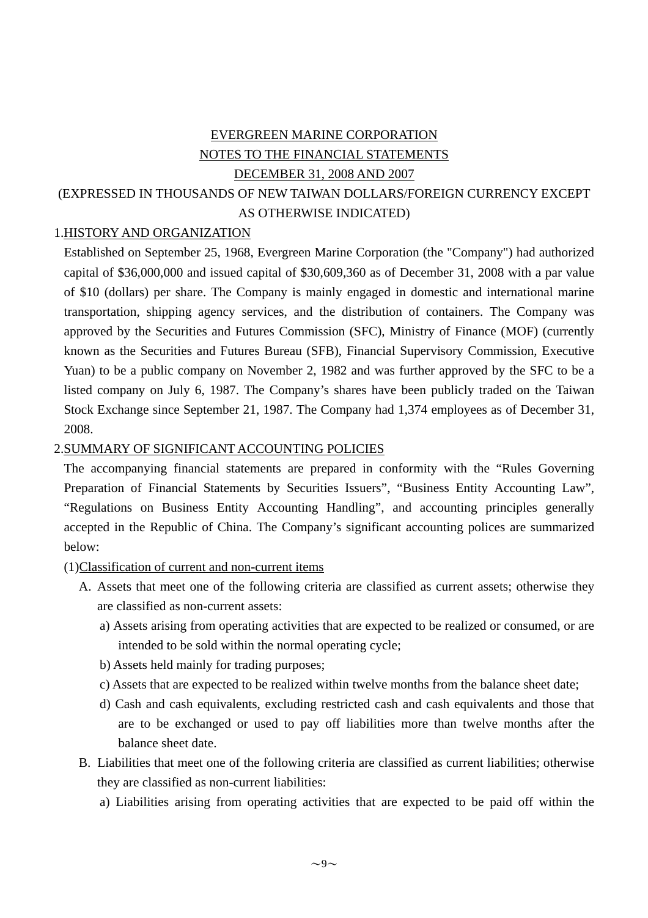EVERGREEN MARINE CORPORATION

NOTES TO THE FINANCIAL STATEMENTS

DECEMBER 31, 2008 AND 2007

(EXPRESSED IN THOUSANDS OF NEW TAIWAN DOLLARS/FOREIGN CURRENCY EXCEPT AS OTHERWISE INDICATED)

1.HISTORY AND ORGANIZATION

Established on September 25, 1968, Evergreen Marine Corporation (the "Company") had authorized capital of $36,000,000 and issued capital of $30,609,360 as of December 31, 2008 with a par value of $10 (dollars) per share. The Company is mainly engaged in domestic and international marine transportation, shipping agency services, and the distribution of containers. The Company was approved by the Securities and Futures Commission (SFC), Ministry of Finance (MOF) (currently known as the Securities and Futures Bureau (SFB), Financial Supervisory Commission, Executive Yuan) to be a public company on November 2, 1982 and was further approved by the SFC to be a listed company on July 6, 1987. The Company's shares have been publicly traded on the Taiwan Stock Exchange since September 21, 1987. The Company had 1,374 employees as of December 31, 2008.

2.SUMMARY OF SIGNIFICANT ACCOUNTING POLICIES

The accompanying financial statements are prepared in conformity with the "Rules Governing Preparation of Financial Statements by Securities Issuers", "Business Entity Accounting Law", "Regulations on Business Entity Accounting Handling", and accounting principles generally accepted in the Republic of China. The Company's significant accounting polices are summarized below:

(1)Classification of current and non-current items

A. Assets that meet one of the following criteria are classified as current assets; otherwise they are classified as non-current assets:

a) Assets arising from operating activities that are expected to be realized or consumed, or are intended to be sold within the normal operating cycle;

b) Assets held mainly for trading purposes;

c) Assets that are expected to be realized within twelve months from the balance sheet date;

d) Cash and cash equivalents, excluding restricted cash and cash equivalents and those that are to be exchanged or used to pay off liabilities more than twelve months after the balance sheet date.

B. Liabilities that meet one of the following criteria are classified as current liabilities; otherwise they are classified as non-current liabilities:

a) Liabilities arising from operating activities that are expected to be paid off within the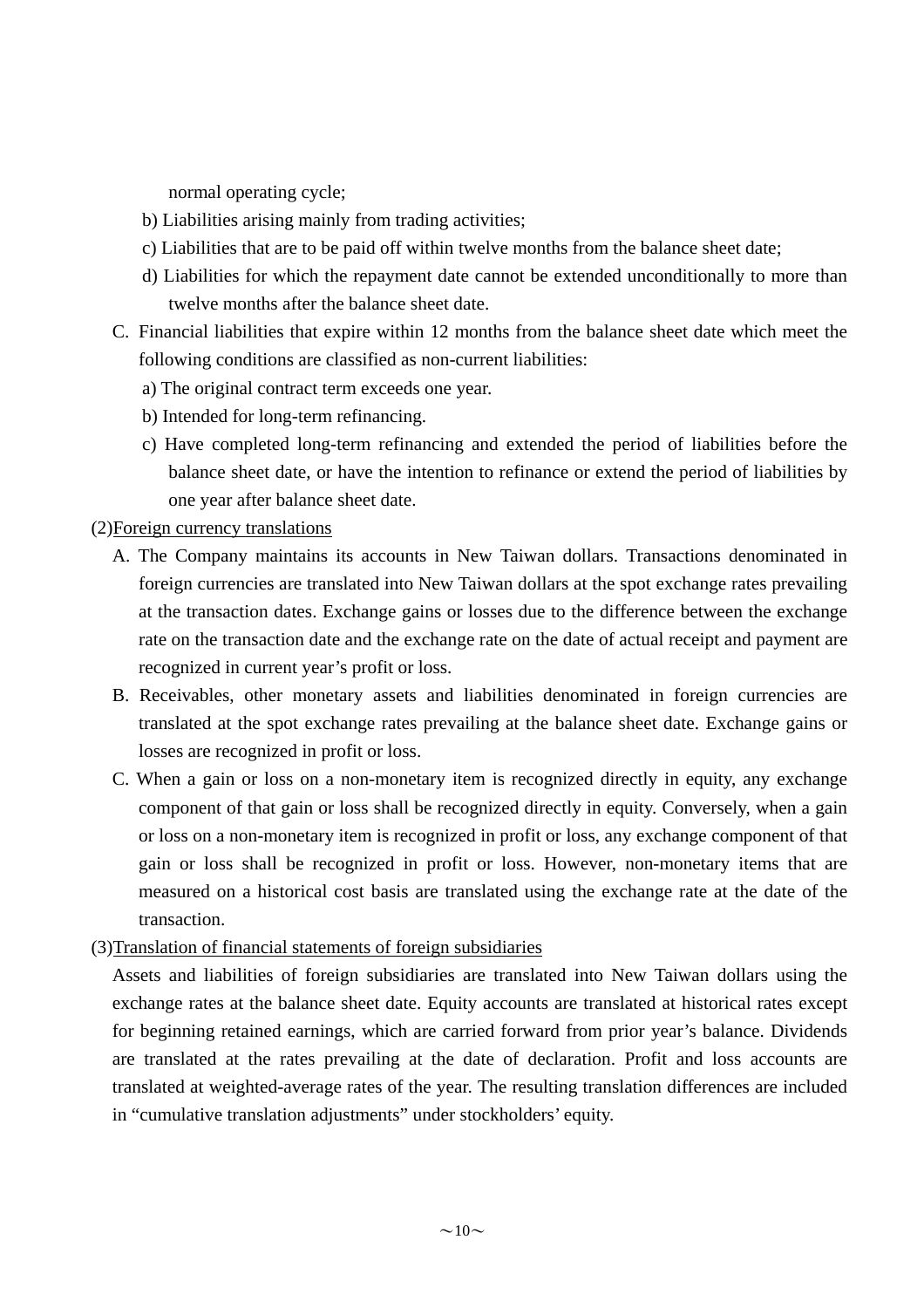normal operating cycle;

b) Liabilities arising mainly from trading activities;

c) Liabilities that are to be paid off within twelve months from the balance sheet date;

d) Liabilities for which the repayment date cannot be extended unconditionally to more than twelve months after the balance sheet date.

C. Financial liabilities that expire within 12 months from the balance sheet date which meet the following conditions are classified as non-current liabilities:

a) The original contract term exceeds one year.

b) Intended for long-term refinancing.

c) Have completed long-term refinancing and extended the period of liabilities before the balance sheet date, or have the intention to refinance or extend the period of liabilities by one year after balance sheet date.

(2)Foreign currency translations

A. The Company maintains its accounts in New Taiwan dollars. Transactions denominated in foreign currencies are translated into New Taiwan dollars at the spot exchange rates prevailing at the transaction dates. Exchange gains or losses due to the difference between the exchange rate on the transaction date and the exchange rate on the date of actual receipt and payment are recognized in current year's profit or loss.

B. Receivables, other monetary assets and liabilities denominated in foreign currencies are translated at the spot exchange rates prevailing at the balance sheet date. Exchange gains or losses are recognized in profit or loss.

C. When a gain or loss on a non-monetary item is recognized directly in equity, any exchange component of that gain or loss shall be recognized directly in equity. Conversely, when a gain or loss on a non-monetary item is recognized in profit or loss, any exchange component of that gain or loss shall be recognized in profit or loss. However, non-monetary items that are measured on a historical cost basis are translated using the exchange rate at the date of the transaction.

(3)Translation of financial statements of foreign subsidiaries

Assets and liabilities of foreign subsidiaries are translated into New Taiwan dollars using the exchange rates at the balance sheet date. Equity accounts are translated at historical rates except for beginning retained earnings, which are carried forward from prior year's balance. Dividends are translated at the rates prevailing at the date of declaration. Profit and loss accounts are translated at weighted-average rates of the year. The resulting translation differences are included in "cumulative translation adjustments" under stockholders' equity.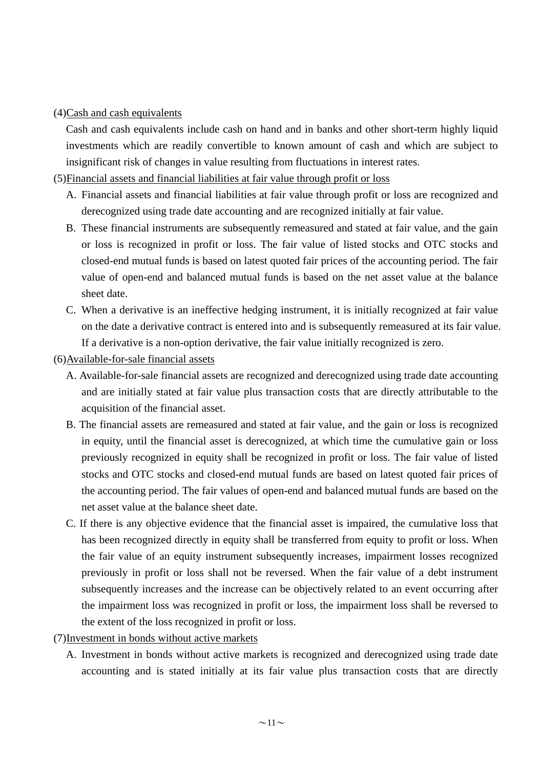(4)Cash and cash equivalents

Cash and cash equivalents include cash on hand and in banks and other short-term highly liquid investments which are readily convertible to known amount of cash and which are subject to insignificant risk of changes in value resulting from fluctuations in interest rates.

(5)Financial assets and financial liabilities at fair value through profit or loss

A. Financial assets and financial liabilities at fair value through profit or loss are recognized and derecognized using trade date accounting and are recognized initially at fair value.

B. These financial instruments are subsequently remeasured and stated at fair value, and the gain or loss is recognized in profit or loss. The fair value of listed stocks and OTC stocks and closed-end mutual funds is based on latest quoted fair prices of the accounting period. The fair value of open-end and balanced mutual funds is based on the net asset value at the balance sheet date.

C. When a derivative is an ineffective hedging instrument, it is initially recognized at fair value on the date a derivative contract is entered into and is subsequently remeasured at its fair value. If a derivative is a non-option derivative, the fair value initially recognized is zero.

(6)Available-for-sale financial assets

A. Available-for-sale financial assets are recognized and derecognized using trade date accounting and are initially stated at fair value plus transaction costs that are directly attributable to the acquisition of the financial asset.

B. The financial assets are remeasured and stated at fair value, and the gain or loss is recognized in equity, until the financial asset is derecognized, at which time the cumulative gain or loss previously recognized in equity shall be recognized in profit or loss. The fair value of listed stocks and OTC stocks and closed-end mutual funds are based on latest quoted fair prices of the accounting period. The fair values of open-end and balanced mutual funds are based on the net asset value at the balance sheet date.

C. If there is any objective evidence that the financial asset is impaired, the cumulative loss that has been recognized directly in equity shall be transferred from equity to profit or loss. When the fair value of an equity instrument subsequently increases, impairment losses recognized previously in profit or loss shall not be reversed. When the fair value of a debt instrument subsequently increases and the increase can be objectively related to an event occurring after the impairment loss was recognized in profit or loss, the impairment loss shall be reversed to the extent of the loss recognized in profit or loss.

(7)Investment in bonds without active markets

A. Investment in bonds without active markets is recognized and derecognized using trade date accounting and is stated initially at its fair value plus transaction costs that are directly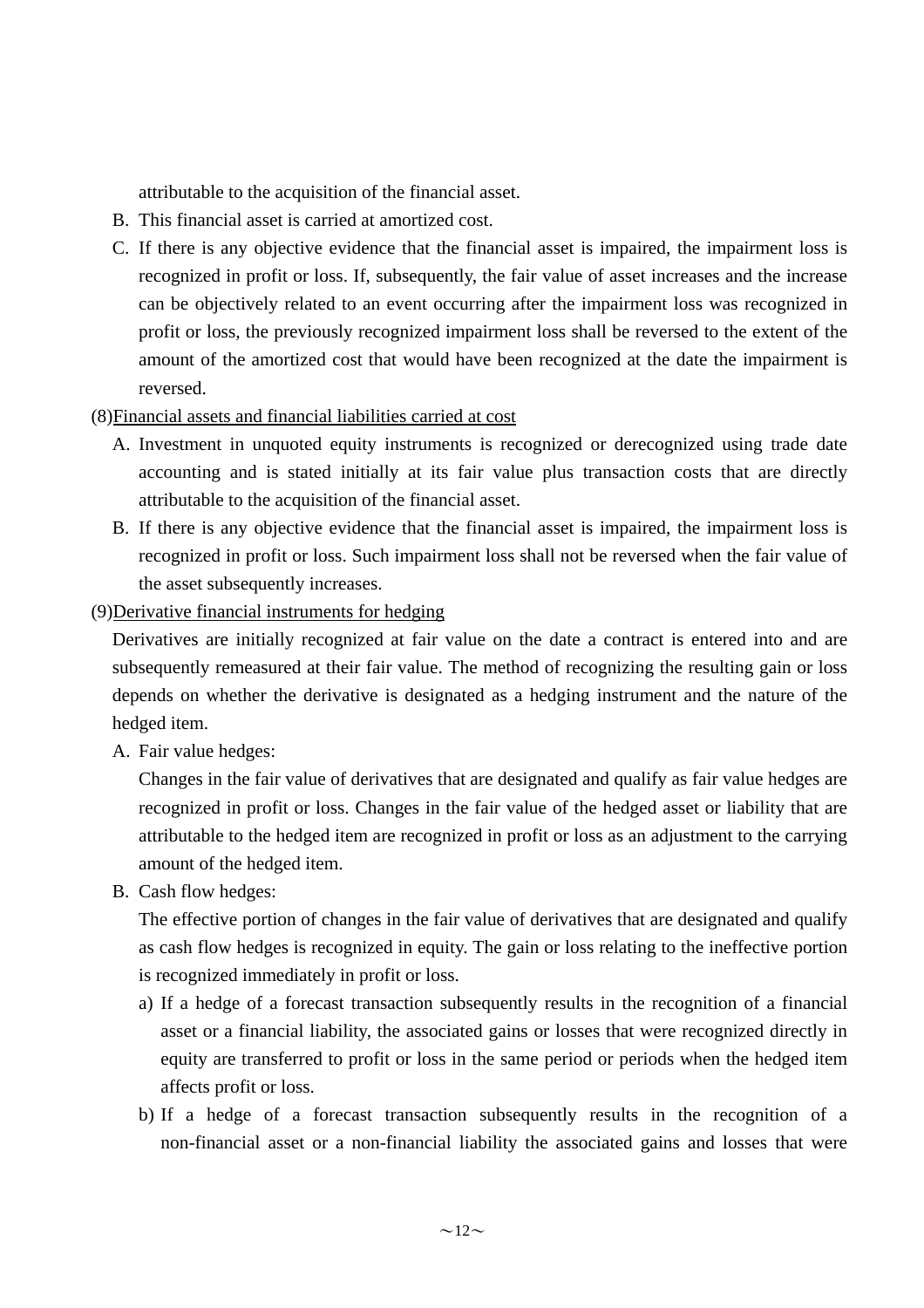attributable to the acquisition of the financial asset.

B. This financial asset is carried at amortized cost.

C. If there is any objective evidence that the financial asset is impaired, the impairment loss is recognized in profit or loss. If, subsequently, the fair value of asset increases and the increase can be objectively related to an event occurring after the impairment loss was recognized in profit or loss, the previously recognized impairment loss shall be reversed to the extent of the amount of the amortized cost that would have been recognized at the date the impairment is reversed.

(8)Financial assets and financial liabilities carried at cost

A. Investment in unquoted equity instruments is recognized or derecognized using trade date accounting and is stated initially at its fair value plus transaction costs that are directly attributable to the acquisition of the financial asset.

B. If there is any objective evidence that the financial asset is impaired, the impairment loss is recognized in profit or loss. Such impairment loss shall not be reversed when the fair value of the asset subsequently increases.

(9)Derivative financial instruments for hedging

Derivatives are initially recognized at fair value on the date a contract is entered into and are subsequently remeasured at their fair value. The method of recognizing the resulting gain or loss depends on whether the derivative is designated as a hedging instrument and the nature of the hedged item.

A. Fair value hedges:

Changes in the fair value of derivatives that are designated and qualify as fair value hedges are recognized in profit or loss. Changes in the fair value of the hedged asset or liability that are attributable to the hedged item are recognized in profit or loss as an adjustment to the carrying amount of the hedged item.

B. Cash flow hedges:

The effective portion of changes in the fair value of derivatives that are designated and qualify as cash flow hedges is recognized in equity. The gain or loss relating to the ineffective portion is recognized immediately in profit or loss.

a) If a hedge of a forecast transaction subsequently results in the recognition of a financial asset or a financial liability, the associated gains or losses that were recognized directly in equity are transferred to profit or loss in the same period or periods when the hedged item affects profit or loss.

b) If a hedge of a forecast transaction subsequently results in the recognition of a non-financial asset or a non-financial liability the associated gains and losses that were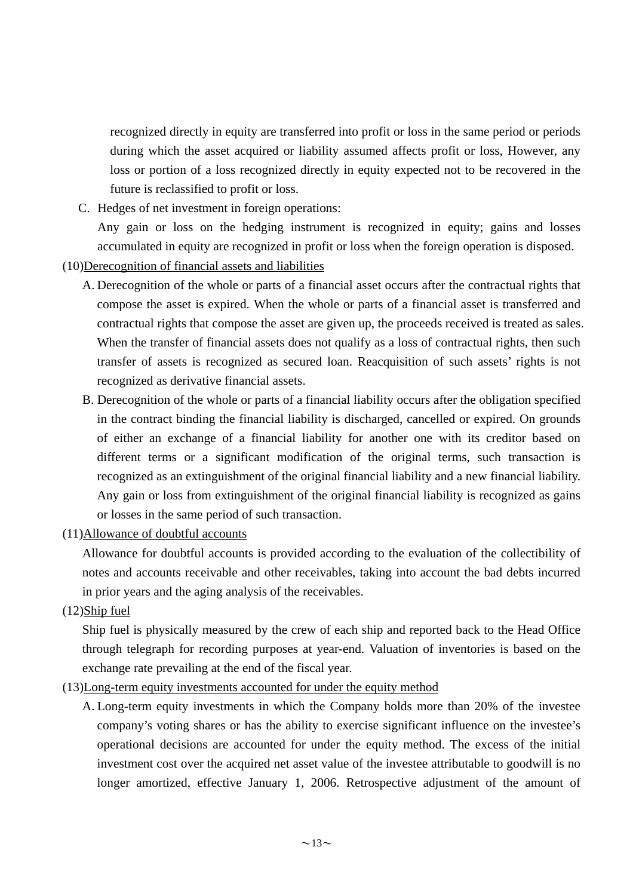recognized directly in equity are transferred into profit or loss in the same period or periods during which the asset acquired or liability assumed affects profit or loss, However, any loss or portion of a loss recognized directly in equity expected not to be recovered in the future is reclassified to profit or loss.

C. Hedges of net investment in foreign operations:

Any gain or loss on the hedging instrument is recognized in equity; gains and losses accumulated in equity are recognized in profit or loss when the foreign operation is disposed.

(10)Derecognition of financial assets and liabilities

A. Derecognition of the whole or parts of a financial asset occurs after the contractual rights that compose the asset is expired. When the whole or parts of a financial asset is transferred and contractual rights that compose the asset are given up, the proceeds received is treated as sales. When the transfer of financial assets does not qualify as a loss of contractual rights, then such transfer of assets is recognized as secured loan. Reacquisition of such assets' rights is not recognized as derivative financial assets.

B. Derecognition of the whole or parts of a financial liability occurs after the obligation specified in the contract binding the financial liability is discharged, cancelled or expired. On grounds of either an exchange of a financial liability for another one with its creditor based on different terms or a significant modification of the original terms, such transaction is recognized as an extinguishment of the original financial liability and a new financial liability. Any gain or loss from extinguishment of the original financial liability is recognized as gains or losses in the same period of such transaction.

(11)Allowance of doubtful accounts

Allowance for doubtful accounts is provided according to the evaluation of the collectibility of notes and accounts receivable and other receivables, taking into account the bad debts incurred in prior years and the aging analysis of the receivables.

(12)Ship fuel

Ship fuel is physically measured by the crew of each ship and reported back to the Head Office through telegraph for recording purposes at year-end. Valuation of inventories is based on the exchange rate prevailing at the end of the fiscal year.

(13)Long-term equity investments accounted for under the equity method

A. Long-term equity investments in which the Company holds more than 20% of the investee company's voting shares or has the ability to exercise significant influence on the investee's operational decisions are accounted for under the equity method. The excess of the initial investment cost over the acquired net asset value of the investee attributable to goodwill is no longer amortized, effective January 1, 2006. Retrospective adjustment of the amount of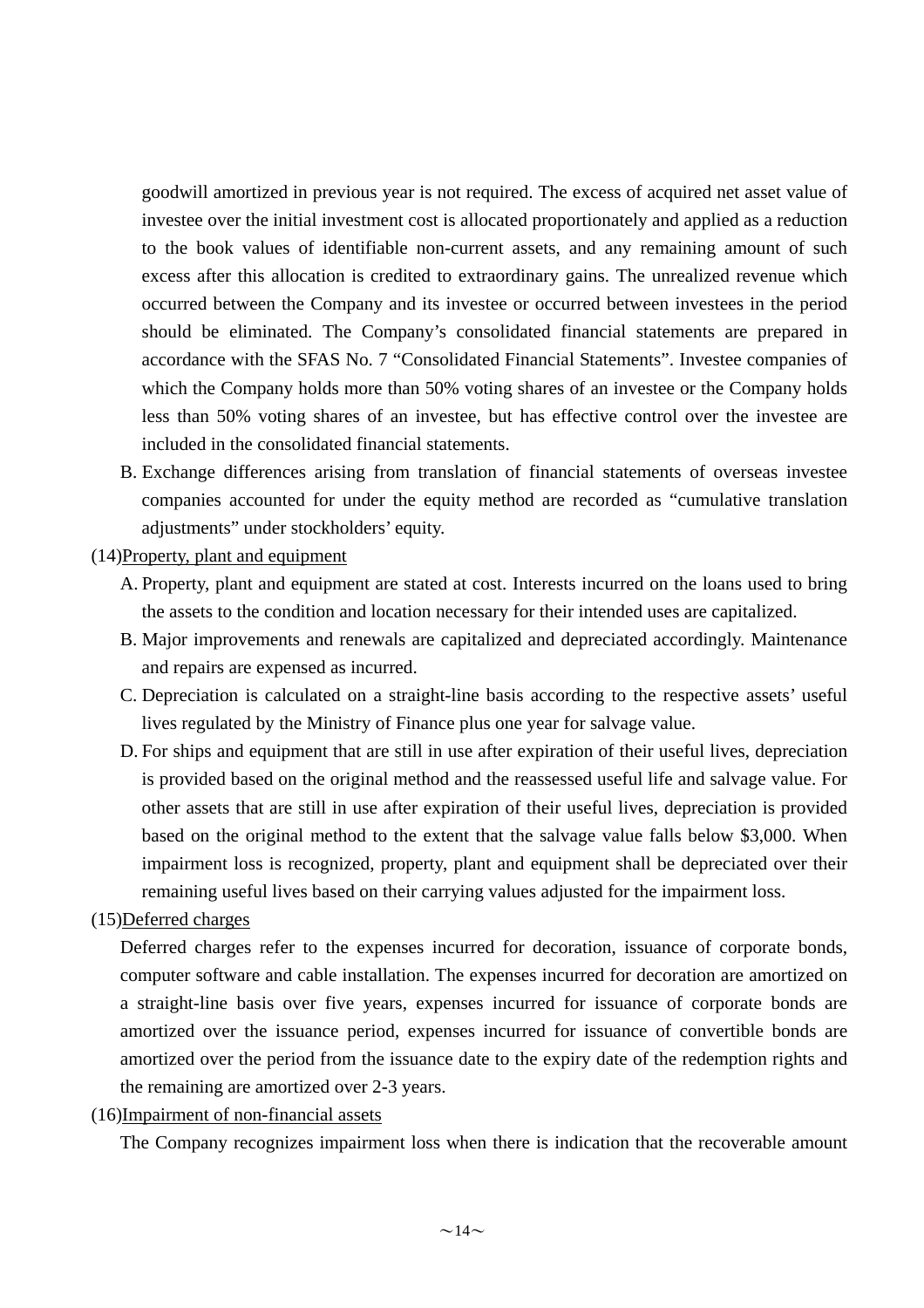goodwill amortized in previous year is not required. The excess of acquired net asset value of investee over the initial investment cost is allocated proportionately and applied as a reduction to the book values of identifiable non-current assets, and any remaining amount of such excess after this allocation is credited to extraordinary gains. The unrealized revenue which occurred between the Company and its investee or occurred between investees in the period should be eliminated. The Company's consolidated financial statements are prepared in accordance with the SFAS No. 7 "Consolidated Financial Statements". Investee companies of which the Company holds more than 50% voting shares of an investee or the Company holds less than 50% voting shares of an investee, but has effective control over the investee are included in the consolidated financial statements.

B. Exchange differences arising from translation of financial statements of overseas investee companies accounted for under the equity method are recorded as "cumulative translation adjustments" under stockholders' equity.

(14)Property, plant and equipment

A. Property, plant and equipment are stated at cost. Interests incurred on the loans used to bring the assets to the condition and location necessary for their intended uses are capitalized.

B. Major improvements and renewals are capitalized and depreciated accordingly. Maintenance and repairs are expensed as incurred.

C. Depreciation is calculated on a straight-line basis according to the respective assets' useful lives regulated by the Ministry of Finance plus one year for salvage value.

D. For ships and equipment that are still in use after expiration of their useful lives, depreciation is provided based on the original method and the reassessed useful life and salvage value. For other assets that are still in use after expiration of their useful lives, depreciation is provided based on the original method to the extent that the salvage value falls below $3,000. When impairment loss is recognized, property, plant and equipment shall be depreciated over their remaining useful lives based on their carrying values adjusted for the impairment loss.

(15)Deferred charges

Deferred charges refer to the expenses incurred for decoration, issuance of corporate bonds, computer software and cable installation. The expenses incurred for decoration are amortized on a straight-line basis over five years, expenses incurred for issuance of corporate bonds are amortized over the issuance period, expenses incurred for issuance of convertible bonds are amortized over the period from the issuance date to the expiry date of the redemption rights and the remaining are amortized over 2-3 years.

(16)Impairment of non-financial assets

The Company recognizes impairment loss when there is indication that the recoverable amount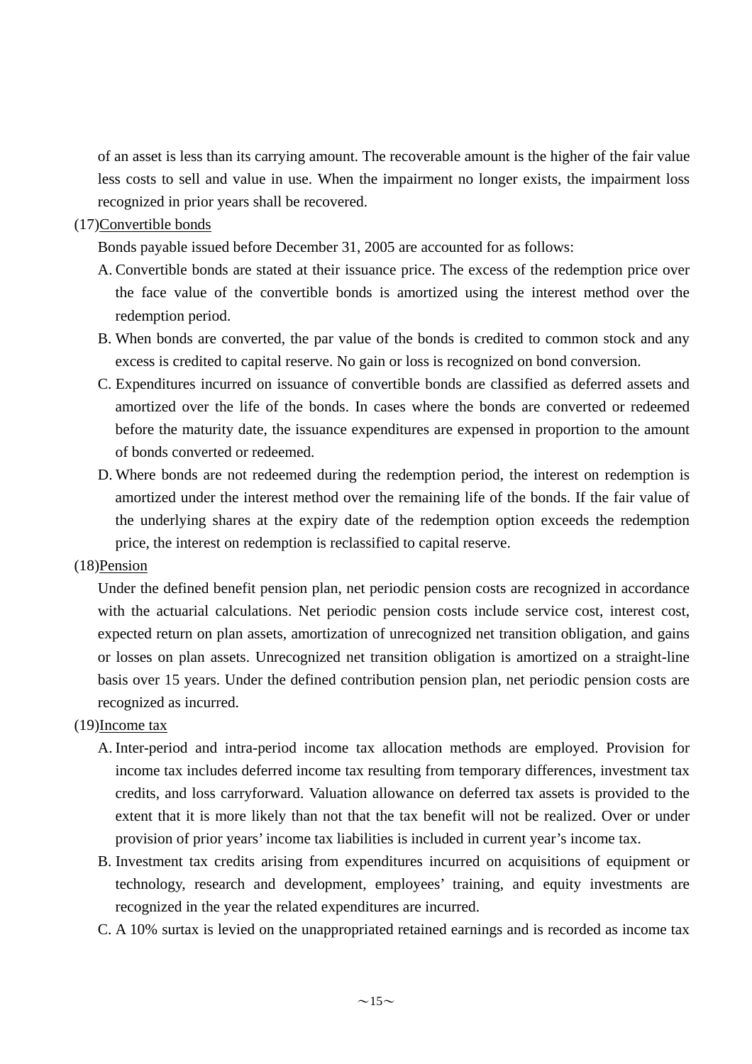of an asset is less than its carrying amount. The recoverable amount is the higher of the fair value less costs to sell and value in use. When the impairment no longer exists, the impairment loss recognized in prior years shall be recovered.

(17)Convertible bonds

Bonds payable issued before December 31, 2005 are accounted for as follows:

A. Convertible bonds are stated at their issuance price. The excess of the redemption price over the face value of the convertible bonds is amortized using the interest method over the redemption period.

B. When bonds are converted, the par value of the bonds is credited to common stock and any excess is credited to capital reserve. No gain or loss is recognized on bond conversion.

C. Expenditures incurred on issuance of convertible bonds are classified as deferred assets and amortized over the life of the bonds. In cases where the bonds are converted or redeemed before the maturity date, the issuance expenditures are expensed in proportion to the amount of bonds converted or redeemed.

D. Where bonds are not redeemed during the redemption period, the interest on redemption is amortized under the interest method over the remaining life of the bonds. If the fair value of the underlying shares at the expiry date of the redemption option exceeds the redemption price, the interest on redemption is reclassified to capital reserve.

(18)Pension

Under the defined benefit pension plan, net periodic pension costs are recognized in accordance with the actuarial calculations. Net periodic pension costs include service cost, interest cost, expected return on plan assets, amortization of unrecognized net transition obligation, and gains or losses on plan assets. Unrecognized net transition obligation is amortized on a straight-line basis over 15 years. Under the defined contribution pension plan, net periodic pension costs are recognized as incurred.

(19)Income tax

A. Inter-period and intra-period income tax allocation methods are employed. Provision for income tax includes deferred income tax resulting from temporary differences, investment tax credits, and loss carryforward. Valuation allowance on deferred tax assets is provided to the extent that it is more likely than not that the tax benefit will not be realized. Over or under provision of prior years' income tax liabilities is included in current year's income tax.

B. Investment tax credits arising from expenditures incurred on acquisitions of equipment or technology, research and development, employees' training, and equity investments are recognized in the year the related expenditures are incurred.

C. A 10% surtax is levied on the unappropriated retained earnings and is recorded as income tax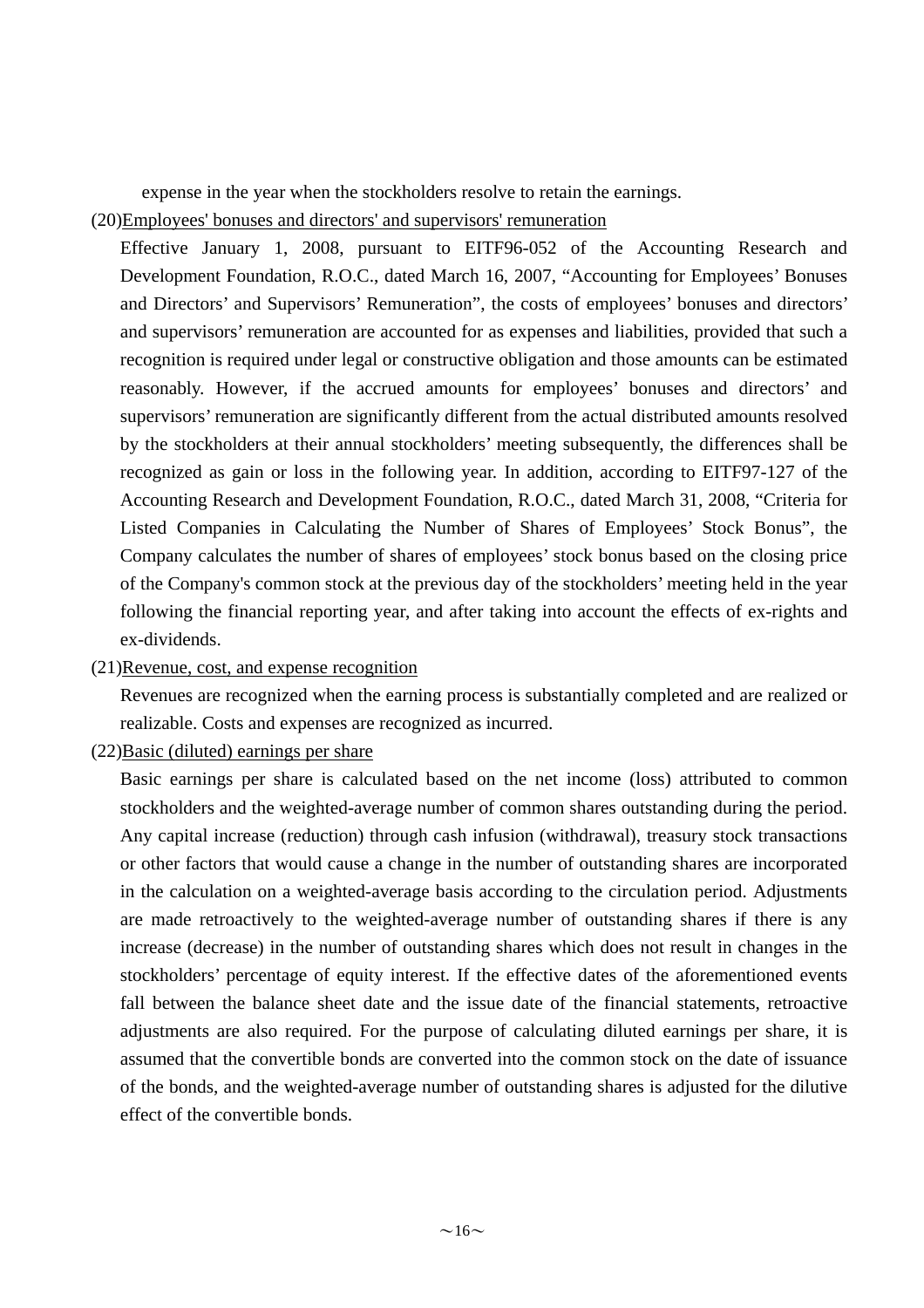expense in the year when the stockholders resolve to retain the earnings.

(20)Employees' bonuses and directors' and supervisors' remuneration

Effective January 1, 2008, pursuant to EITF96-052 of the Accounting Research and Development Foundation, R.O.C., dated March 16, 2007, “Accounting for Employees’ Bonuses and Directors’ and Supervisors’ Remuneration”, the costs of employees’ bonuses and directors’ and supervisors’ remuneration are accounted for as expenses and liabilities, provided that such a recognition is required under legal or constructive obligation and those amounts can be estimated reasonably. However, if the accrued amounts for employees’ bonuses and directors’ and supervisors’ remuneration are significantly different from the actual distributed amounts resolved by the stockholders at their annual stockholders’ meeting subsequently, the differences shall be recognized as gain or loss in the following year. In addition, according to EITF97-127 of the Accounting Research and Development Foundation, R.O.C., dated March 31, 2008, “Criteria for Listed Companies in Calculating the Number of Shares of Employees’ Stock Bonus”, the Company calculates the number of shares of employees’ stock bonus based on the closing price of the Company's common stock at the previous day of the stockholders’ meeting held in the year following the financial reporting year, and after taking into account the effects of ex-rights and ex-dividends.

(21)Revenue, cost, and expense recognition

Revenues are recognized when the earning process is substantially completed and are realized or realizable. Costs and expenses are recognized as incurred.

(22)Basic (diluted) earnings per share

Basic earnings per share is calculated based on the net income (loss) attributed to common stockholders and the weighted-average number of common shares outstanding during the period. Any capital increase (reduction) through cash infusion (withdrawal), treasury stock transactions or other factors that would cause a change in the number of outstanding shares are incorporated in the calculation on a weighted-average basis according to the circulation period. Adjustments are made retroactively to the weighted-average number of outstanding shares if there is any increase (decrease) in the number of outstanding shares which does not result in changes in the stockholders’ percentage of equity interest. If the effective dates of the aforementioned events fall between the balance sheet date and the issue date of the financial statements, retroactive adjustments are also required. For the purpose of calculating diluted earnings per share, it is assumed that the convertible bonds are converted into the common stock on the date of issuance of the bonds, and the weighted-average number of outstanding shares is adjusted for the dilutive effect of the convertible bonds.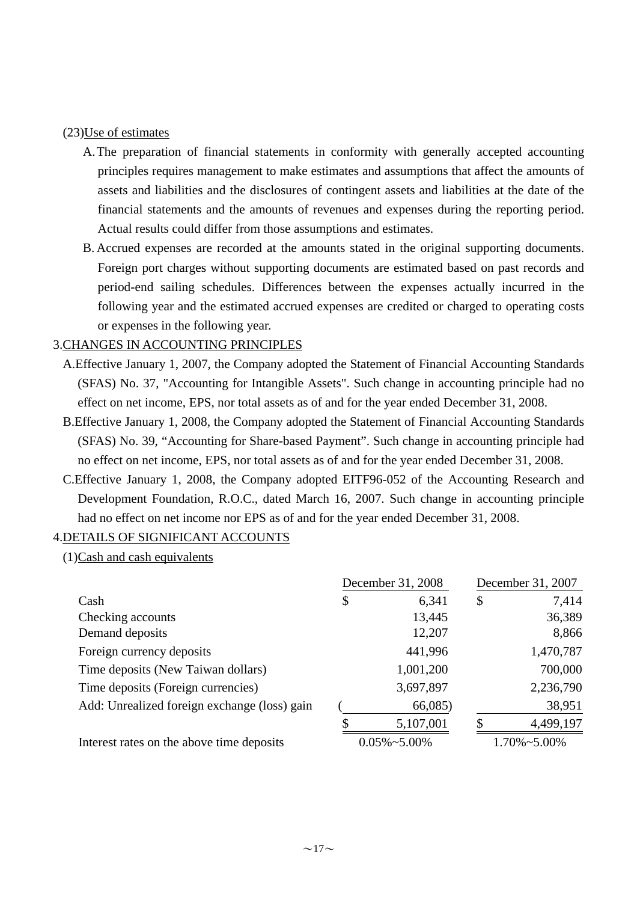(23) Use of estimates

A. The preparation of financial statements in conformity with generally accepted accounting principles requires management to make estimates and assumptions that affect the amounts of assets and liabilities and the disclosures of contingent assets and liabilities at the date of the financial statements and the amounts of revenues and expenses during the reporting period. Actual results could differ from those assumptions and estimates.

B. Accrued expenses are recorded at the amounts stated in the original supporting documents. Foreign port charges without supporting documents are estimated based on past records and period-end sailing schedules. Differences between the expenses actually incurred in the following year and the estimated accrued expenses are credited or charged to operating costs or expenses in the following year.

## 3. CHANGES IN ACCOUNTING PRINCIPLES

A. Effective January 1, 2007, the Company adopted the Statement of Financial Accounting Standards (SFAS) No. 37, "Accounting for Intangible Assets". Such change in accounting principle had no effect on net income, EPS, nor total assets as of and for the year ended December 31, 2008.

B. Effective January 1, 2008, the Company adopted the Statement of Financial Accounting Standards (SFAS) No. 39, “Accounting for Share-based Payment”. Such change in accounting principle had no effect on net income, EPS, nor total assets as of and for the year ended December 31, 2008.

C. Effective January 1, 2008, the Company adopted EITF96-052 of the Accounting Research and Development Foundation, R.O.C., dated March 16, 2007. Such change in accounting principle had no effect on net income nor EPS as of and for the year ended December 31, 2008.

## 4. DETAILS OF SIGNIFICANT ACCOUNTS

(1) Cash and cash equivalents

| | December 31, 2008 | December 31, 2007 |
|---|---|---|
| Cash | $ 6,341 | $ 7,414 |
| Checking accounts | 13,445 | 36,389 |
| Demand deposits | 12,207 | 8,866 |
| Foreign currency deposits | 441,996 | 1,470,787 |
| Time deposits (New Taiwan dollars) | 1,001,200 | 700,000 |
| Time deposits (Foreign currencies) | 3,697,897 | 2,236,790 |
| Add: Unrealized foreign exchange (loss) gain | ( 66,085) | 38,951 |
| | $ 5,107,001 | $ 4,499,197 |
| Interest rates on the above time deposits | 0.05%~5.00% | 1.70%~5.00% |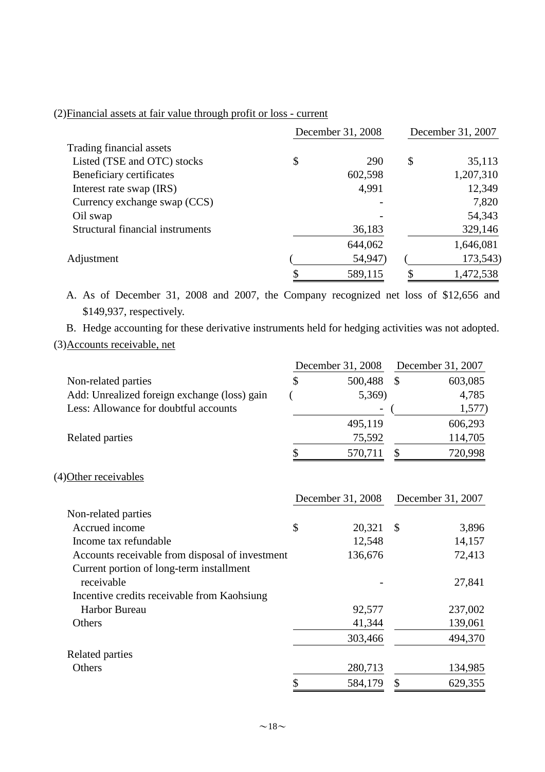(2)Financial assets at fair value through profit or loss - current

| | December 31, 2008 | December 31, 2007 |
|---|---|---|
| Trading financial assets | | |
| Listed (TSE and OTC) stocks | $ 290 | $ 35,113 |
| Beneficiary certificates | 602,598 | 1,207,310 |
| Interest rate swap (IRS) | 4,991 | 12,349 |
| Currency exchange swap (CCS) | - | 7,820 |
| Oil swap | - | 54,343 |
| Structural financial instruments | 36,183 | 329,146 |
| | 644,062 | 1,646,081 |
| Adjustment | ( 54,947) | ( 173,543) |
| | $ 589,115 | $ 1,472,538 |

A. As of December 31, 2008 and 2007, the Company recognized net loss of $12,656 and $149,937, respectively.

B. Hedge accounting for these derivative instruments held for hedging activities was not adopted.

(3)Accounts receivable, net

| | December 31, 2008 | December 31, 2007 |
|---|---|---|
| Non-related parties | $ 500,488 | $ 603,085 |
| Add: Unrealized foreign exchange (loss) gain | ( 5,369) | 4,785 |
| Less: Allowance for doubtful accounts | - | ( 1,577) |
| | 495,119 | 606,293 |
| Related parties | 75,592 | 114,705 |
| | $ 570,711 | $ 720,998 |

(4)Other receivables

| | December 31, 2008 | December 31, 2007 |
|---|---|---|
| Non-related parties | | |
| Accrued income | $ 20,321 | $ 3,896 |
| Income tax refundable | 12,548 | 14,157 |
| Accounts receivable from disposal of investment | 136,676 | 72,413 |
| Current portion of long-term installment receivable | - | 27,841 |
| Incentive credits receivable from Kaohsiung Harbor Bureau | 92,577 | 237,002 |
| Others | 41,344 | 139,061 |
| | 303,466 | 494,370 |
| Related parties | | |
| Others | 280,713 | 134,985 |
| | $ 584,179 | $ 629,355 |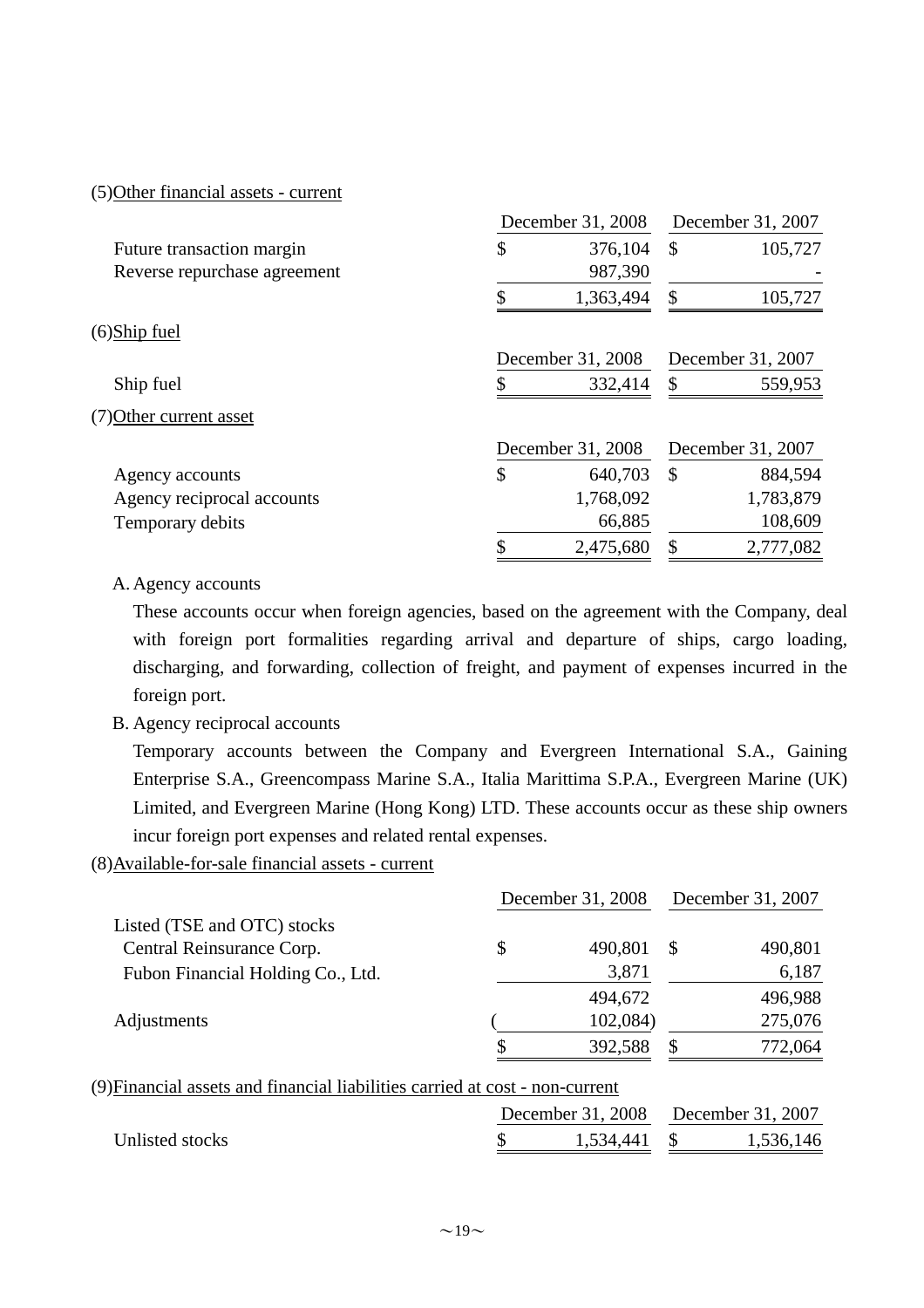(5)Other financial assets - current

| | December 31, 2008 | December 31, 2007 |
|---|---|---|
| Future transaction margin | $ 376,104 | $ 105,727 |
| Reverse repurchase agreement | 987,390 | - |
| | $ 1,363,494 | $ 105,727 |

(6)Ship fuel

| | December 31, 2008 | December 31, 2007 |
|---|---|---|
| Ship fuel | $ 332,414 | $ 559,953 |

(7)Other current asset

| | December 31, 2008 | December 31, 2007 |
|---|---|---|
| Agency accounts | $ 640,703 | $ 884,594 |
| Agency reciprocal accounts | 1,768,092 | 1,783,879 |
| Temporary debits | 66,885 | 108,609 |
| | $ 2,475,680 | $ 2,777,082 |

A. Agency accounts

These accounts occur when foreign agencies, based on the agreement with the Company, deal with foreign port formalities regarding arrival and departure of ships, cargo loading, discharging, and forwarding, collection of freight, and payment of expenses incurred in the foreign port.

B. Agency reciprocal accounts

Temporary accounts between the Company and Evergreen International S.A., Gaining Enterprise S.A., Greencompass Marine S.A., Italia Marittima S.P.A., Evergreen Marine (UK) Limited, and Evergreen Marine (Hong Kong) LTD. These accounts occur as these ship owners incur foreign port expenses and related rental expenses.

(8)Available-for-sale financial assets - current

| | December 31, 2008 | December 31, 2007 |
|---|---|---|
| Listed (TSE and OTC) stocks | | |
| Central Reinsurance Corp. | $ 490,801 | $ 490,801 |
| Fubon Financial Holding Co., Ltd. | 3,871 | 6,187 |
| | 494,672 | 496,988 |
| Adjustments | ( 102,084) | 275,076 |
| | $ 392,588 | $ 772,064 |

(9)Financial assets and financial liabilities carried at cost - non-current

| | December 31, 2008 | December 31, 2007 |
|---|---|---|
| Unlisted stocks | $ 1,534,441 | $ 1,536,146 |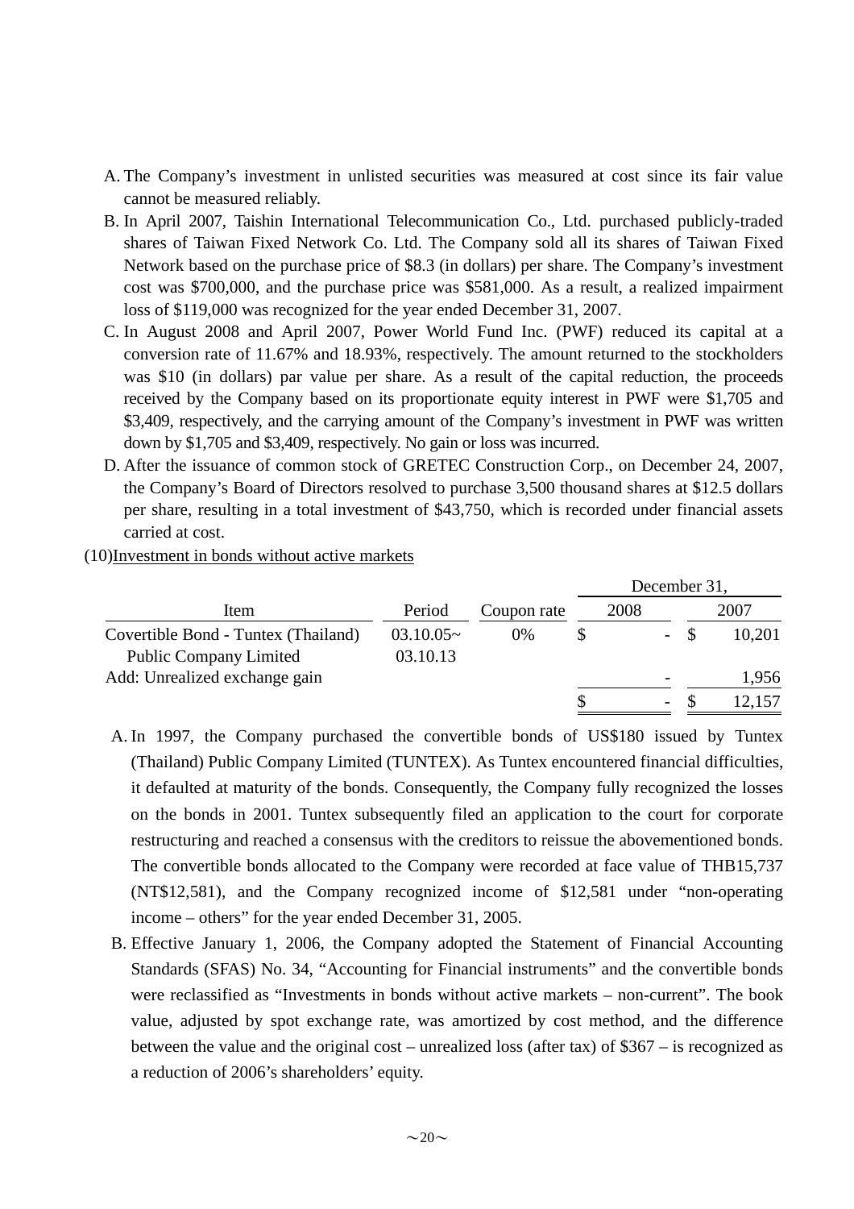A. The Company's investment in unlisted securities was measured at cost since its fair value cannot be measured reliably.

B. In April 2007, Taishin International Telecommunication Co., Ltd. purchased publicly-traded shares of Taiwan Fixed Network Co. Ltd. The Company sold all its shares of Taiwan Fixed Network based on the purchase price of $8.3 (in dollars) per share. The Company's investment cost was $700,000, and the purchase price was $581,000. As a result, a realized impairment loss of $119,000 was recognized for the year ended December 31, 2007.

C. In August 2008 and April 2007, Power World Fund Inc. (PWF) reduced its capital at a conversion rate of 11.67% and 18.93%, respectively. The amount returned to the stockholders was $10 (in dollars) par value per share. As a result of the capital reduction, the proceeds received by the Company based on its proportionate equity interest in PWF were $1,705 and $3,409, respectively, and the carrying amount of the Company's investment in PWF was written down by $1,705 and $3,409, respectively. No gain or loss was incurred.

D. After the issuance of common stock of GRETEC Construction Corp., on December 24, 2007, the Company's Board of Directors resolved to purchase 3,500 thousand shares at $12.5 dollars per share, resulting in a total investment of $43,750, which is recorded under financial assets carried at cost.

(10)Investment in bonds without active markets

| Item | Period | Coupon rate | December 31, 2008 | December 31, 2007 |
|---|---|---|---|---|
| Covertible Bond - Tuntex (Thailand) Public Company Limited | 03.10.05~ 03.10.13 | 0% | $ - | $ 10,201 |
| Add: Unrealized exchange gain | | | - | 1,956 |
| | | | $ - | $ 12,157 |

A. In 1997, the Company purchased the convertible bonds of US$180 issued by Tuntex (Thailand) Public Company Limited (TUNTEX). As Tuntex encountered financial difficulties, it defaulted at maturity of the bonds. Consequently, the Company fully recognized the losses on the bonds in 2001. Tuntex subsequently filed an application to the court for corporate restructuring and reached a consensus with the creditors to reissue the abovementioned bonds. The convertible bonds allocated to the Company were recorded at face value of THB15,737 (NT$12,581), and the Company recognized income of $12,581 under "non-operating income – others" for the year ended December 31, 2005.

B. Effective January 1, 2006, the Company adopted the Statement of Financial Accounting Standards (SFAS) No. 34, "Accounting for Financial instruments" and the convertible bonds were reclassified as "Investments in bonds without active markets – non-current". The book value, adjusted by spot exchange rate, was amortized by cost method, and the difference between the value and the original cost – unrealized loss (after tax) of $367 – is recognized as a reduction of 2006's shareholders' equity.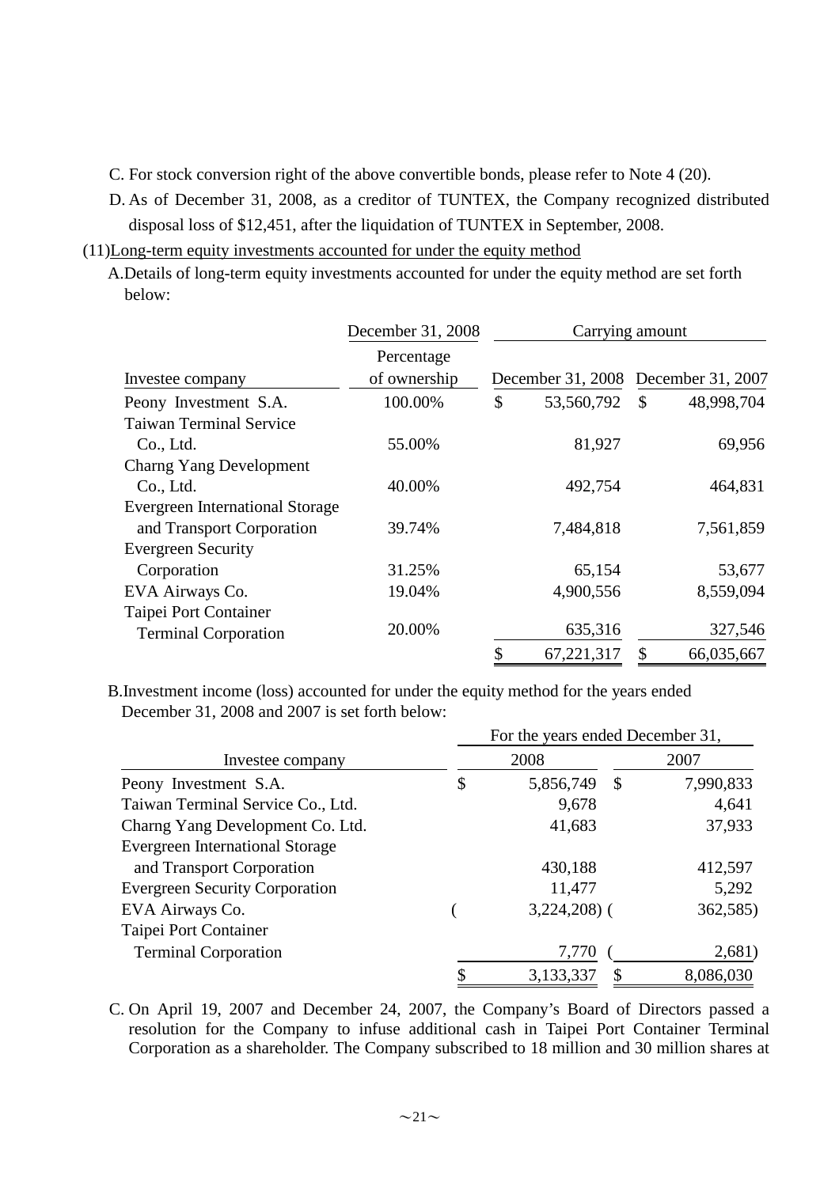C. For stock conversion right of the above convertible bonds, please refer to Note 4 (20).

D. As of December 31, 2008, as a creditor of TUNTEX, the Company recognized distributed disposal loss of $12,451, after the liquidation of TUNTEX in September, 2008.

(11)Long-term equity investments accounted for under the equity method

A.Details of long-term equity investments accounted for under the equity method are set forth below:

| | December 31, 2008 | Carrying amount | |
|---|---|---|---|
| Investee company | Percentage of ownership | December 31, 2008 | December 31, 2007 |
| Peony Investment S.A. | 100.00% | $ 53,560,792 | $ 48,998,704 |
| Taiwan Terminal Service Co., Ltd. | 55.00% | 81,927 | 69,956 |
| Charng Yang Development Co., Ltd. | 40.00% | 492,754 | 464,831 |
| Evergreen International Storage and Transport Corporation | 39.74% | 7,484,818 | 7,561,859 |
| Evergreen Security Corporation | 31.25% | 65,154 | 53,677 |
| EVA Airways Co. | 19.04% | 4,900,556 | 8,559,094 |
| Taipei Port Container Terminal Corporation | 20.00% | 635,316 | 327,546 |
| | | $ 67,221,317 | $ 66,035,667 |

B.Investment income (loss) accounted for under the equity method for the years ended December 31, 2008 and 2007 is set forth below:

| | For the years ended December 31, | |
|---|---|---|
| Investee company | 2008 | 2007 |
| Peony Investment S.A. | $ 5,856,749 | $ 7,990,833 |
| Taiwan Terminal Service Co., Ltd. | 9,678 | 4,641 |
| Charng Yang Development Co. Ltd. | 41,683 | 37,933 |
| Evergreen International Storage and Transport Corporation | 430,188 | 412,597 |
| Evergreen Security Corporation | 11,477 | 5,292 |
| EVA Airways Co. | ( 3,224,208) | ( 362,585) |
| Taipei Port Container Terminal Corporation | 7,770 | ( 2,681) |
| | $ 3,133,337 | $ 8,086,030 |

C. On April 19, 2007 and December 24, 2007, the Company's Board of Directors passed a resolution for the Company to infuse additional cash in Taipei Port Container Terminal Corporation as a shareholder. The Company subscribed to 18 million and 30 million shares at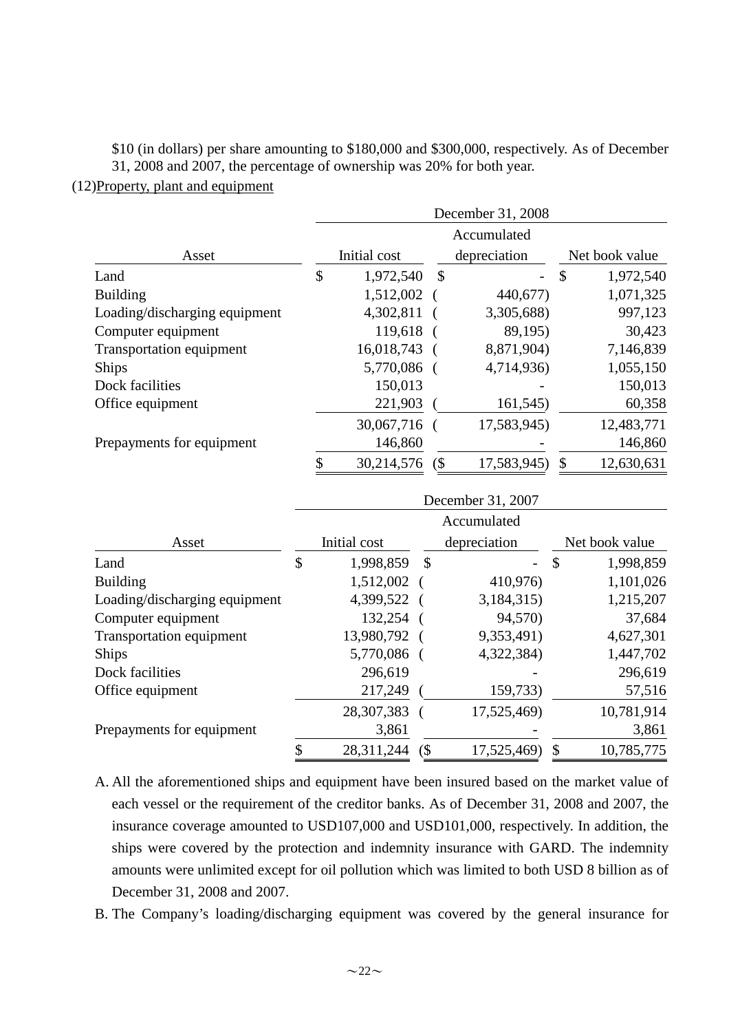$10 (in dollars) per share amounting to $180,000 and $300,000, respectively. As of December 31, 2008 and 2007, the percentage of ownership was 20% for both year.

(12)Property, plant and equipment

| Asset | December 31, 2008 | | |
|---|---|---|---|
| | Initial cost | Accumulated depreciation | Net book value |
| Land | $ 1,972,540 | $ - | $ 1,972,540 |
| Building | 1,512,002 | ( 440,677) | 1,071,325 |
| Loading/discharging equipment | 4,302,811 | ( 3,305,688) | 997,123 |
| Computer equipment | 119,618 | ( 89,195) | 30,423 |
| Transportation equipment | 16,018,743 | ( 8,871,904) | 7,146,839 |
| Ships | 5,770,086 | ( 4,714,936) | 1,055,150 |
| Dock facilities | 150,013 | - | 150,013 |
| Office equipment | 221,903 | ( 161,545) | 60,358 |
| | 30,067,716 | ( 17,583,945) | 12,483,771 |
| Prepayments for equipment | 146,860 | - | 146,860 |
| | $ 30,214,576 | ($ 17,583,945) | $ 12,630,631 |

| Asset | December 31, 2007 | | |
|---|---|---|---|
| | Initial cost | Accumulated depreciation | Net book value |
| Land | $ 1,998,859 | $ - | $ 1,998,859 |
| Building | 1,512,002 | ( 410,976) | 1,101,026 |
| Loading/discharging equipment | 4,399,522 | ( 3,184,315) | 1,215,207 |
| Computer equipment | 132,254 | ( 94,570) | 37,684 |
| Transportation equipment | 13,980,792 | ( 9,353,491) | 4,627,301 |
| Ships | 5,770,086 | ( 4,322,384) | 1,447,702 |
| Dock facilities | 296,619 | - | 296,619 |
| Office equipment | 217,249 | ( 159,733) | 57,516 |
| | 28,307,383 | ( 17,525,469) | 10,781,914 |
| Prepayments for equipment | 3,861 | - | 3,861 |
| | $ 28,311,244 | ($ 17,525,469) | $ 10,785,775 |

A. All the aforementioned ships and equipment have been insured based on the market value of each vessel or the requirement of the creditor banks. As of December 31, 2008 and 2007, the insurance coverage amounted to USD107,000 and USD101,000, respectively. In addition, the ships were covered by the protection and indemnity insurance with GARD. The indemnity amounts were unlimited except for oil pollution which was limited to both USD 8 billion as of December 31, 2008 and 2007.

B. The Company's loading/discharging equipment was covered by the general insurance for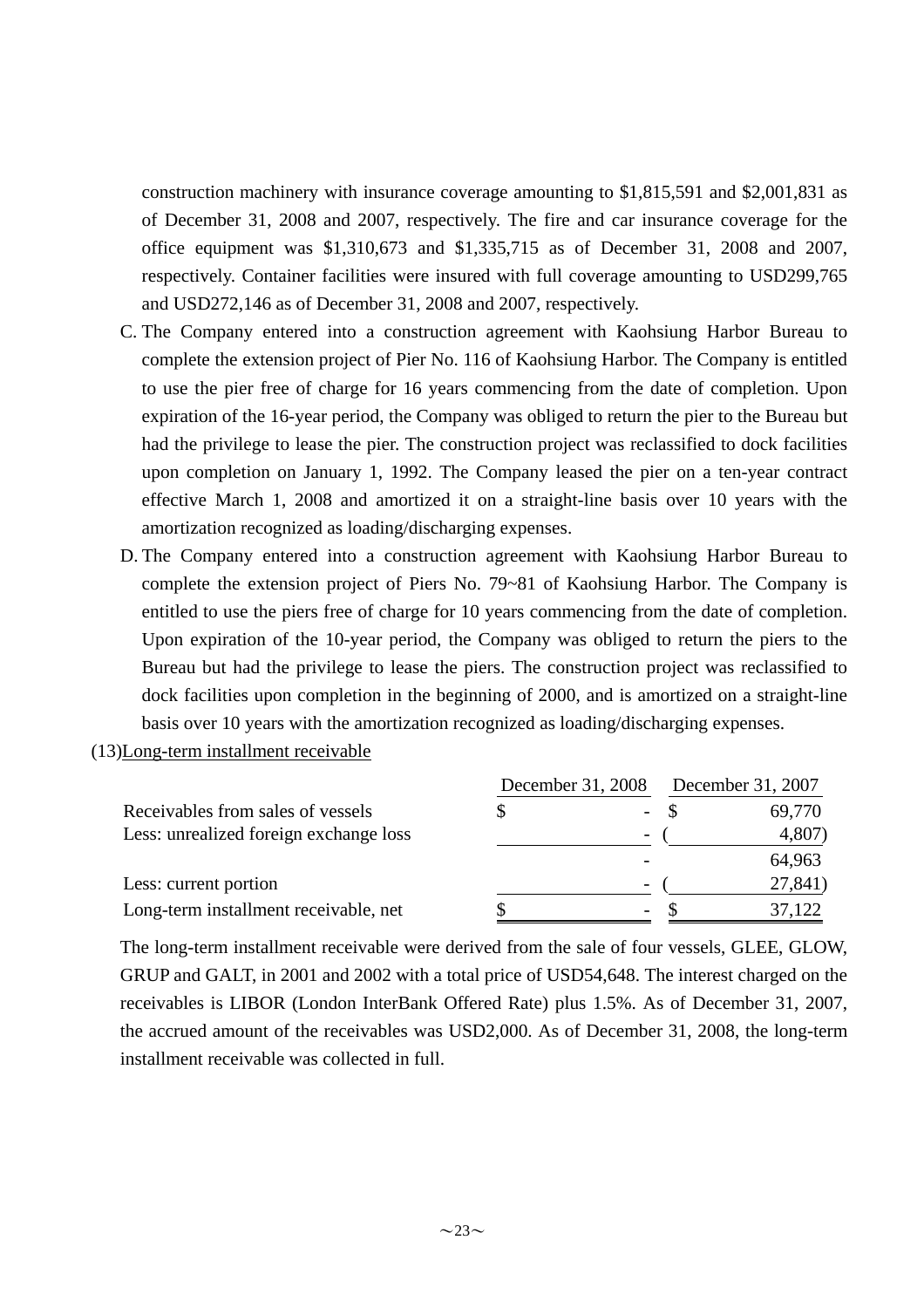construction machinery with insurance coverage amounting to $1,815,591 and $2,001,831 as of December 31, 2008 and 2007, respectively. The fire and car insurance coverage for the office equipment was $1,310,673 and $1,335,715 as of December 31, 2008 and 2007, respectively. Container facilities were insured with full coverage amounting to USD299,765 and USD272,146 as of December 31, 2008 and 2007, respectively.

C. The Company entered into a construction agreement with Kaohsiung Harbor Bureau to complete the extension project of Pier No. 116 of Kaohsiung Harbor. The Company is entitled to use the pier free of charge for 16 years commencing from the date of completion. Upon expiration of the 16-year period, the Company was obliged to return the pier to the Bureau but had the privilege to lease the pier. The construction project was reclassified to dock facilities upon completion on January 1, 1992. The Company leased the pier on a ten-year contract effective March 1, 2008 and amortized it on a straight-line basis over 10 years with the amortization recognized as loading/discharging expenses.

D. The Company entered into a construction agreement with Kaohsiung Harbor Bureau to complete the extension project of Piers No. 79~81 of Kaohsiung Harbor. The Company is entitled to use the piers free of charge for 10 years commencing from the date of completion. Upon expiration of the 10-year period, the Company was obliged to return the piers to the Bureau but had the privilege to lease the piers. The construction project was reclassified to dock facilities upon completion in the beginning of 2000, and is amortized on a straight-line basis over 10 years with the amortization recognized as loading/discharging expenses.

(13)Long-term installment receivable

| | December 31, 2008 | December 31, 2007 |
|---|---|---|
| Receivables from sales of vessels | $ - | $ 69,770 |
| Less: unrealized foreign exchange loss | - | ( 4,807) |
| | - | 64,963 |
| Less: current portion | - | ( 27,841) |
| Long-term installment receivable, net | $ - | $ 37,122 |

The long-term installment receivable were derived from the sale of four vessels, GLEE, GLOW, GRUP and GALT, in 2001 and 2002 with a total price of USD54,648. The interest charged on the receivables is LIBOR (London InterBank Offered Rate) plus 1.5%. As of December 31, 2007, the accrued amount of the receivables was USD2,000. As of December 31, 2008, the long-term installment receivable was collected in full.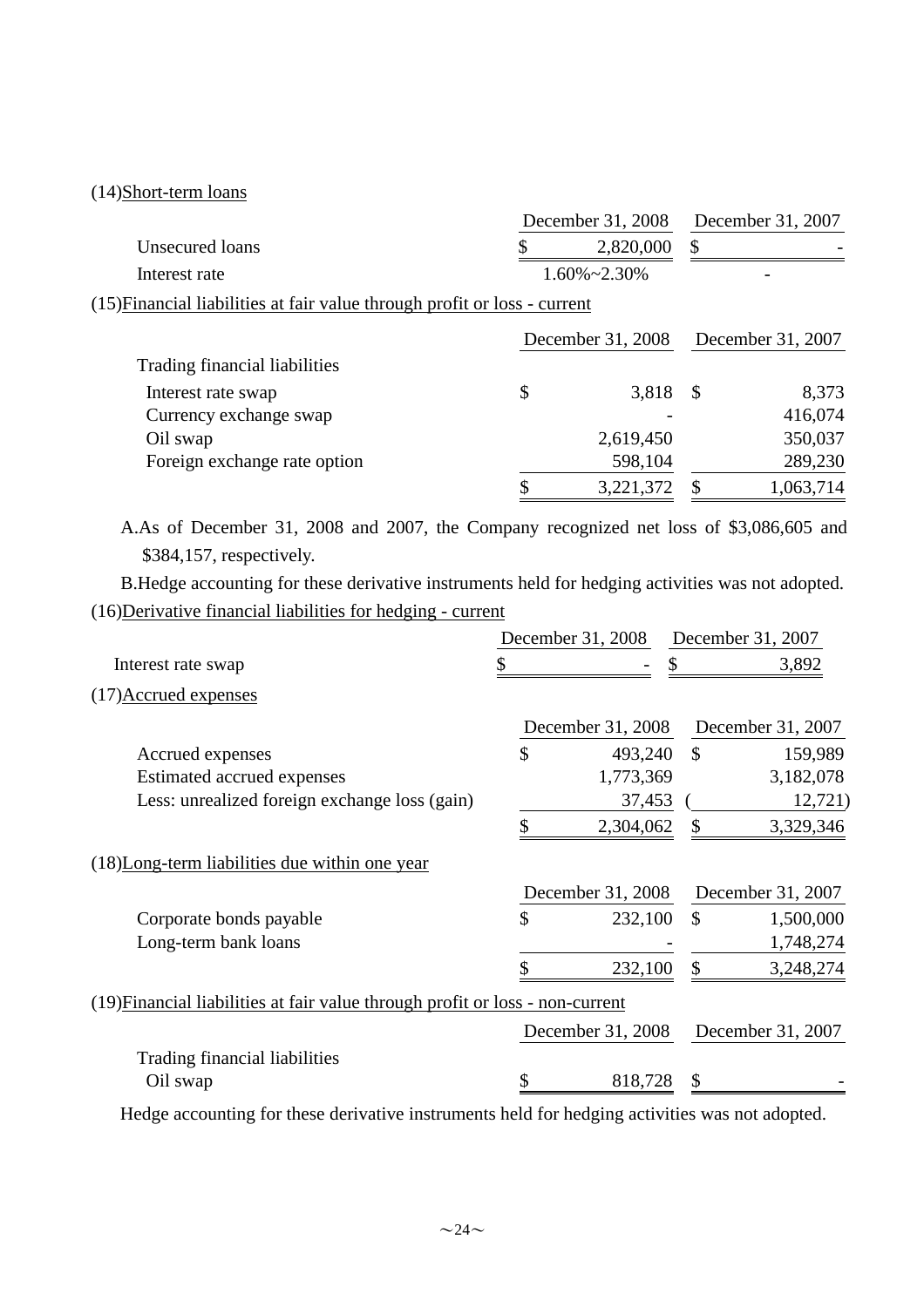(14)Short-term loans

| | December 31, 2008 | December 31, 2007 |
|---|---|---|
| Unsecured loans | $ 2,820,000 | $ - |
| Interest rate | 1.60%~2.30% | - |

(15)Financial liabilities at fair value through profit or loss - current

| | December 31, 2008 | December 31, 2007 |
|---|---|---|
| Trading financial liabilities | | |
| Interest rate swap | $ 3,818 | $ 8,373 |
| Currency exchange swap | - | 416,074 |
| Oil swap | 2,619,450 | 350,037 |
| Foreign exchange rate option | 598,104 | 289,230 |
| | $ 3,221,372 | $ 1,063,714 |

A.As of December 31, 2008 and 2007, the Company recognized net loss of $3,086,605 and $384,157, respectively.

B.Hedge accounting for these derivative instruments held for hedging activities was not adopted.

(16)Derivative financial liabilities for hedging - current

| | December 31, 2008 | December 31, 2007 |
|---|---|---|
| Interest rate swap | $ - | $ 3,892 |

(17)Accrued expenses

| | December 31, 2008 | December 31, 2007 |
|---|---|---|
| Accrued expenses | $ 493,240 | $ 159,989 |
| Estimated accrued expenses | 1,773,369 | 3,182,078 |
| Less: unrealized foreign exchange loss (gain) | 37,453 | ( 12,721) |
| | $ 2,304,062 | $ 3,329,346 |

(18)Long-term liabilities due within one year

| | December 31, 2008 | December 31, 2007 |
|---|---|---|
| Corporate bonds payable | $ 232,100 | $ 1,500,000 |
| Long-term bank loans | - | 1,748,274 |
| | $ 232,100 | $ 3,248,274 |

(19)Financial liabilities at fair value through profit or loss - non-current

| | December 31, 2008 | December 31, 2007 |
|---|---|---|
| Trading financial liabilities | | |
| Oil swap | $ 818,728 | $ - |

Hedge accounting for these derivative instruments held for hedging activities was not adopted.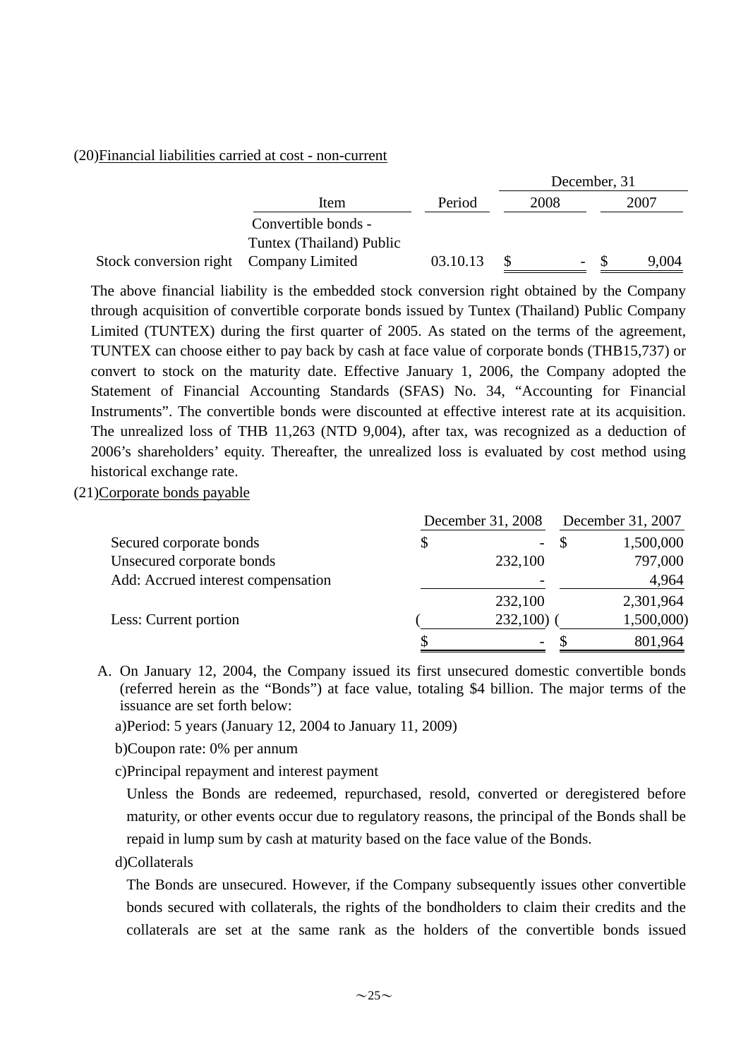(20)Financial liabilities carried at cost - non-current

| | Item | Period | December, 31 2008 | December, 31 2007 |
|---|---|---|---|---|
| Stock conversion right | Convertible bonds - Tuntex (Thailand) Public Company Limited | 03.10.13 | $ - | $ 9,004 |

The above financial liability is the embedded stock conversion right obtained by the Company through acquisition of convertible corporate bonds issued by Tuntex (Thailand) Public Company Limited (TUNTEX) during the first quarter of 2005. As stated on the terms of the agreement, TUNTEX can choose either to pay back by cash at face value of corporate bonds (THB15,737) or convert to stock on the maturity date. Effective January 1, 2006, the Company adopted the Statement of Financial Accounting Standards (SFAS) No. 34, "Accounting for Financial Instruments". The convertible bonds were discounted at effective interest rate at its acquisition. The unrealized loss of THB 11,263 (NTD 9,004), after tax, was recognized as a deduction of 2006's shareholders' equity. Thereafter, the unrealized loss is evaluated by cost method using historical exchange rate.

(21)Corporate bonds payable

| | December 31, 2008 | December 31, 2007 |
|---|---|---|
| Secured corporate bonds | $ - | $ 1,500,000 |
| Unsecured corporate bonds | 232,100 | 797,000 |
| Add: Accrued interest compensation | - | 4,964 |
| | 232,100 | 2,301,964 |
| Less: Current portion | ( 232,100) | ( 1,500,000) |
| | $ - | $ 801,964 |

A. On January 12, 2004, the Company issued its first unsecured domestic convertible bonds (referred herein as the "Bonds") at face value, totaling $4 billion. The major terms of the issuance are set forth below:

a)Period: 5 years (January 12, 2004 to January 11, 2009)

b)Coupon rate: 0% per annum

c)Principal repayment and interest payment

Unless the Bonds are redeemed, repurchased, resold, converted or deregistered before maturity, or other events occur due to regulatory reasons, the principal of the Bonds shall be repaid in lump sum by cash at maturity based on the face value of the Bonds.

d)Collaterals

The Bonds are unsecured. However, if the Company subsequently issues other convertible bonds secured with collaterals, the rights of the bondholders to claim their credits and the collaterals are set at the same rank as the holders of the convertible bonds issued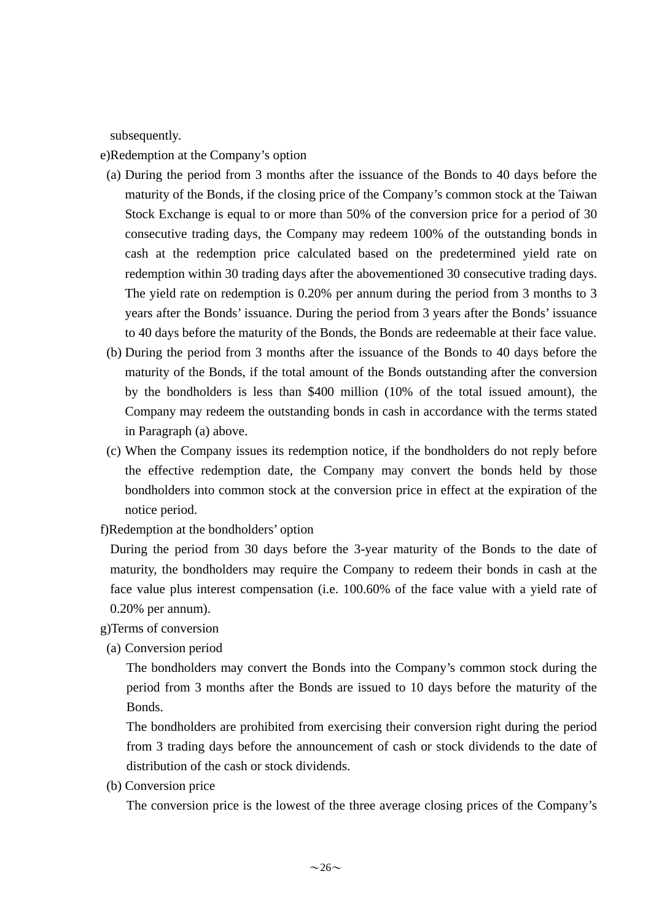subsequently.

e)Redemption at the Company's option

(a) During the period from 3 months after the issuance of the Bonds to 40 days before the maturity of the Bonds, if the closing price of the Company's common stock at the Taiwan Stock Exchange is equal to or more than 50% of the conversion price for a period of 30 consecutive trading days, the Company may redeem 100% of the outstanding bonds in cash at the redemption price calculated based on the predetermined yield rate on redemption within 30 trading days after the abovementioned 30 consecutive trading days. The yield rate on redemption is 0.20% per annum during the period from 3 months to 3 years after the Bonds' issuance. During the period from 3 years after the Bonds' issuance to 40 days before the maturity of the Bonds, the Bonds are redeemable at their face value.

(b) During the period from 3 months after the issuance of the Bonds to 40 days before the maturity of the Bonds, if the total amount of the Bonds outstanding after the conversion by the bondholders is less than $400 million (10% of the total issued amount), the Company may redeem the outstanding bonds in cash in accordance with the terms stated in Paragraph (a) above.

(c) When the Company issues its redemption notice, if the bondholders do not reply before the effective redemption date, the Company may convert the bonds held by those bondholders into common stock at the conversion price in effect at the expiration of the notice period.

f)Redemption at the bondholders' option

During the period from 30 days before the 3-year maturity of the Bonds to the date of maturity, the bondholders may require the Company to redeem their bonds in cash at the face value plus interest compensation (i.e. 100.60% of the face value with a yield rate of 0.20% per annum).

g)Terms of conversion

(a) Conversion period

The bondholders may convert the Bonds into the Company's common stock during the period from 3 months after the Bonds are issued to 10 days before the maturity of the Bonds.

The bondholders are prohibited from exercising their conversion right during the period from 3 trading days before the announcement of cash or stock dividends to the date of distribution of the cash or stock dividends.

(b) Conversion price

The conversion price is the lowest of the three average closing prices of the Company's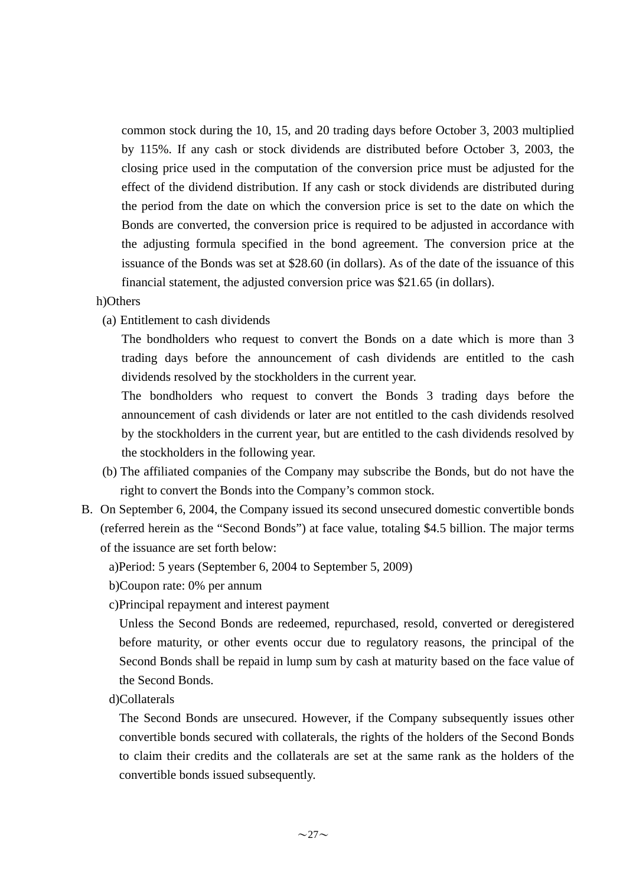common stock during the 10, 15, and 20 trading days before October 3, 2003 multiplied by 115%. If any cash or stock dividends are distributed before October 3, 2003, the closing price used in the computation of the conversion price must be adjusted for the effect of the dividend distribution. If any cash or stock dividends are distributed during the period from the date on which the conversion price is set to the date on which the Bonds are converted, the conversion price is required to be adjusted in accordance with the adjusting formula specified in the bond agreement. The conversion price at the issuance of the Bonds was set at $28.60 (in dollars). As of the date of the issuance of this financial statement, the adjusted conversion price was $21.65 (in dollars).

h)Others

(a) Entitlement to cash dividends

The bondholders who request to convert the Bonds on a date which is more than 3 trading days before the announcement of cash dividends are entitled to the cash dividends resolved by the stockholders in the current year.

The bondholders who request to convert the Bonds 3 trading days before the announcement of cash dividends or later are not entitled to the cash dividends resolved by the stockholders in the current year, but are entitled to the cash dividends resolved by the stockholders in the following year.

(b) The affiliated companies of the Company may subscribe the Bonds, but do not have the right to convert the Bonds into the Company's common stock.

B. On September 6, 2004, the Company issued its second unsecured domestic convertible bonds (referred herein as the "Second Bonds") at face value, totaling $4.5 billion. The major terms of the issuance are set forth below:

a)Period: 5 years (September 6, 2004 to September 5, 2009)

b)Coupon rate: 0% per annum

c)Principal repayment and interest payment

Unless the Second Bonds are redeemed, repurchased, resold, converted or deregistered before maturity, or other events occur due to regulatory reasons, the principal of the Second Bonds shall be repaid in lump sum by cash at maturity based on the face value of the Second Bonds.

d)Collaterals

The Second Bonds are unsecured. However, if the Company subsequently issues other convertible bonds secured with collaterals, the rights of the holders of the Second Bonds to claim their credits and the collaterals are set at the same rank as the holders of the convertible bonds issued subsequently.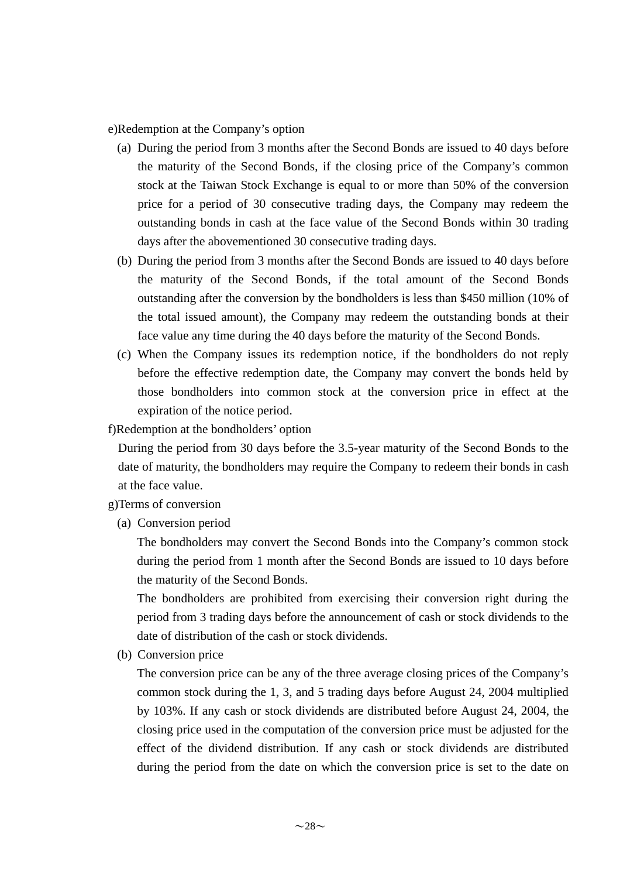e)Redemption at the Company's option

(a) During the period from 3 months after the Second Bonds are issued to 40 days before the maturity of the Second Bonds, if the closing price of the Company's common stock at the Taiwan Stock Exchange is equal to or more than 50% of the conversion price for a period of 30 consecutive trading days, the Company may redeem the outstanding bonds in cash at the face value of the Second Bonds within 30 trading days after the abovementioned 30 consecutive trading days.

(b) During the period from 3 months after the Second Bonds are issued to 40 days before the maturity of the Second Bonds, if the total amount of the Second Bonds outstanding after the conversion by the bondholders is less than $450 million (10% of the total issued amount), the Company may redeem the outstanding bonds at their face value any time during the 40 days before the maturity of the Second Bonds.

(c) When the Company issues its redemption notice, if the bondholders do not reply before the effective redemption date, the Company may convert the bonds held by those bondholders into common stock at the conversion price in effect at the expiration of the notice period.

f)Redemption at the bondholders' option

During the period from 30 days before the 3.5-year maturity of the Second Bonds to the date of maturity, the bondholders may require the Company to redeem their bonds in cash at the face value.

g)Terms of conversion

(a) Conversion period

The bondholders may convert the Second Bonds into the Company's common stock during the period from 1 month after the Second Bonds are issued to 10 days before the maturity of the Second Bonds.

The bondholders are prohibited from exercising their conversion right during the period from 3 trading days before the announcement of cash or stock dividends to the date of distribution of the cash or stock dividends.

(b) Conversion price

The conversion price can be any of the three average closing prices of the Company's common stock during the 1, 3, and 5 trading days before August 24, 2004 multiplied by 103%. If any cash or stock dividends are distributed before August 24, 2004, the closing price used in the computation of the conversion price must be adjusted for the effect of the dividend distribution. If any cash or stock dividends are distributed during the period from the date on which the conversion price is set to the date on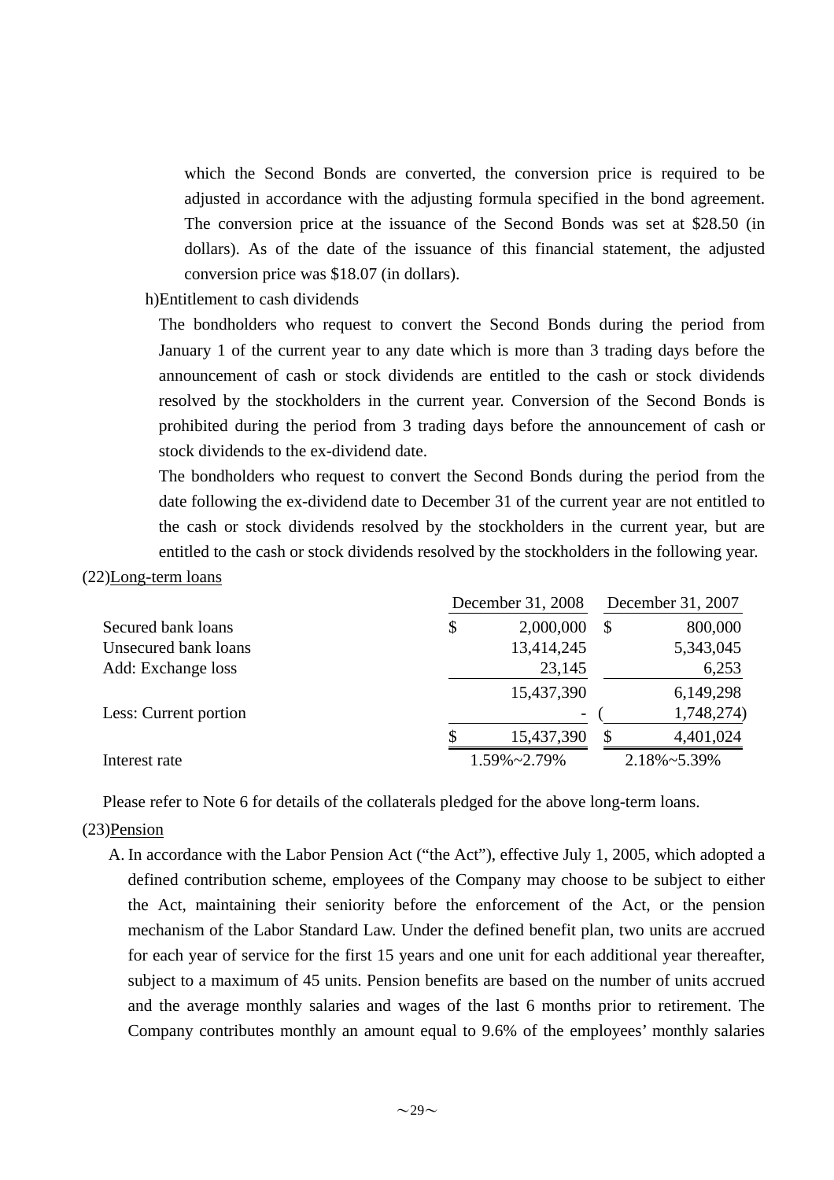which the Second Bonds are converted, the conversion price is required to be adjusted in accordance with the adjusting formula specified in the bond agreement. The conversion price at the issuance of the Second Bonds was set at $28.50 (in dollars). As of the date of the issuance of this financial statement, the adjusted conversion price was $18.07 (in dollars).

h)Entitlement to cash dividends

The bondholders who request to convert the Second Bonds during the period from January 1 of the current year to any date which is more than 3 trading days before the announcement of cash or stock dividends are entitled to the cash or stock dividends resolved by the stockholders in the current year. Conversion of the Second Bonds is prohibited during the period from 3 trading days before the announcement of cash or stock dividends to the ex-dividend date.

The bondholders who request to convert the Second Bonds during the period from the date following the ex-dividend date to December 31 of the current year are not entitled to the cash or stock dividends resolved by the stockholders in the current year, but are entitled to the cash or stock dividends resolved by the stockholders in the following year.

(22)Long-term loans

| | December 31, 2008 | December 31, 2007 |
|---|---|---|
| Secured bank loans | $ 2,000,000 | $ 800,000 |
| Unsecured bank loans | 13,414,245 | 5,343,045 |
| Add: Exchange loss | 23,145 | 6,253 |
| | 15,437,390 | 6,149,298 |
| Less: Current portion | - | ( 1,748,274) |
| | $ 15,437,390 | $ 4,401,024 |
| Interest rate | 1.59%~2.79% | 2.18%~5.39% |

Please refer to Note 6 for details of the collaterals pledged for the above long-term loans.

(23)Pension

A. In accordance with the Labor Pension Act ("the Act"), effective July 1, 2005, which adopted a defined contribution scheme, employees of the Company may choose to be subject to either the Act, maintaining their seniority before the enforcement of the Act, or the pension mechanism of the Labor Standard Law. Under the defined benefit plan, two units are accrued for each year of service for the first 15 years and one unit for each additional year thereafter, subject to a maximum of 45 units. Pension benefits are based on the number of units accrued and the average monthly salaries and wages of the last 6 months prior to retirement. The Company contributes monthly an amount equal to 9.6% of the employees' monthly salaries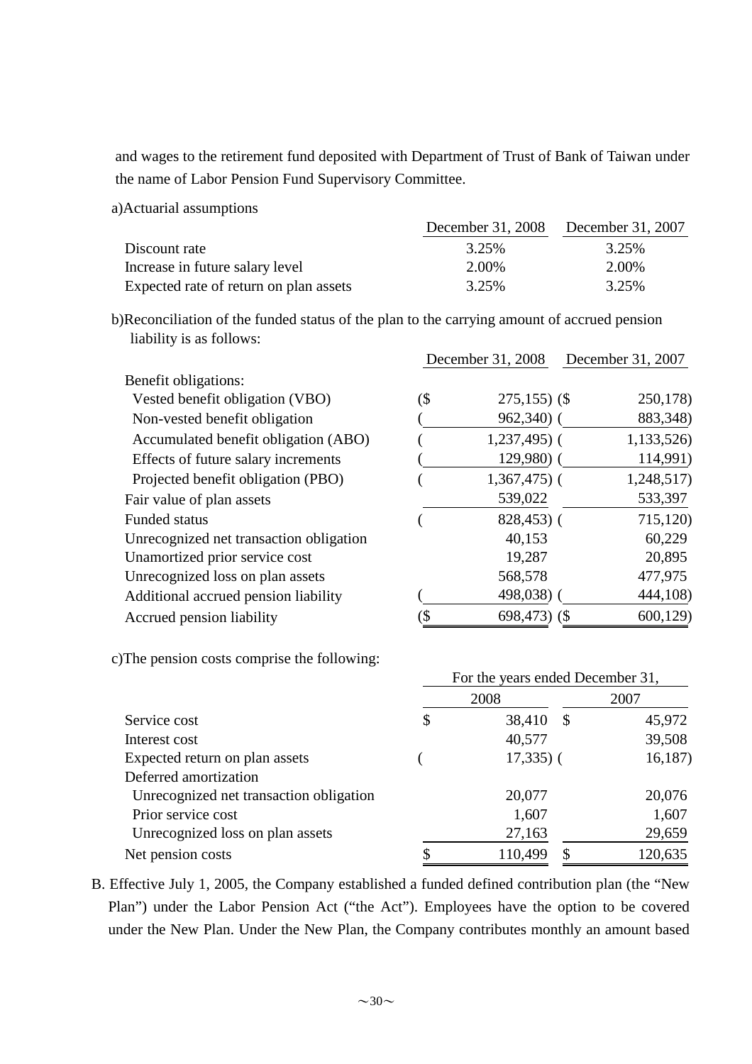and wages to the retirement fund deposited with Department of Trust of Bank of Taiwan under the name of Labor Pension Fund Supervisory Committee.

a)Actuarial assumptions

| | December 31, 2008 | December 31, 2007 |
|---|---|---|
| Discount rate | 3.25% | 3.25% |
| Increase in future salary level | 2.00% | 2.00% |
| Expected rate of return on plan assets | 3.25% | 3.25% |

b)Reconciliation of the funded status of the plan to the carrying amount of accrued pension liability is as follows:

| | December 31, 2008 | December 31, 2007 |
|---|---|---|
| Benefit obligations: | | |
| Vested benefit obligation (VBO) | ($ 275,155) | ($ 250,178) |
| Non-vested benefit obligation | ( 962,340) | ( 883,348) |
| Accumulated benefit obligation (ABO) | ( 1,237,495) | ( 1,133,526) |
| Effects of future salary increments | ( 129,980) | ( 114,991) |
| Projected benefit obligation (PBO) | ( 1,367,475) | ( 1,248,517) |
| Fair value of plan assets | 539,022 | 533,397 |
| Funded status | ( 828,453) | ( 715,120) |
| Unrecognized net transaction obligation | 40,153 | 60,229 |
| Unamortized prior service cost | 19,287 | 20,895 |
| Unrecognized loss on plan assets | 568,578 | 477,975 |
| Additional accrued pension liability | ( 498,038) | ( 444,108) |
| Accrued pension liability | ($ 698,473) | ($ 600,129) |

c)The pension costs comprise the following:

| | For the years ended December 31, | |
|---|---|---|
| | 2008 | 2007 |
| Service cost | $ 38,410 | $ 45,972 |
| Interest cost | 40,577 | 39,508 |
| Expected return on plan assets | ( 17,335) | ( 16,187) |
| Deferred amortization | | |
| Unrecognized net transaction obligation | 20,077 | 20,076 |
| Prior service cost | 1,607 | 1,607 |
| Unrecognized loss on plan assets | 27,163 | 29,659 |
| Net pension costs | $ 110,499 | $ 120,635 |

B. Effective July 1, 2005, the Company established a funded defined contribution plan (the "New Plan") under the Labor Pension Act ("the Act"). Employees have the option to be covered under the New Plan. Under the New Plan, the Company contributes monthly an amount based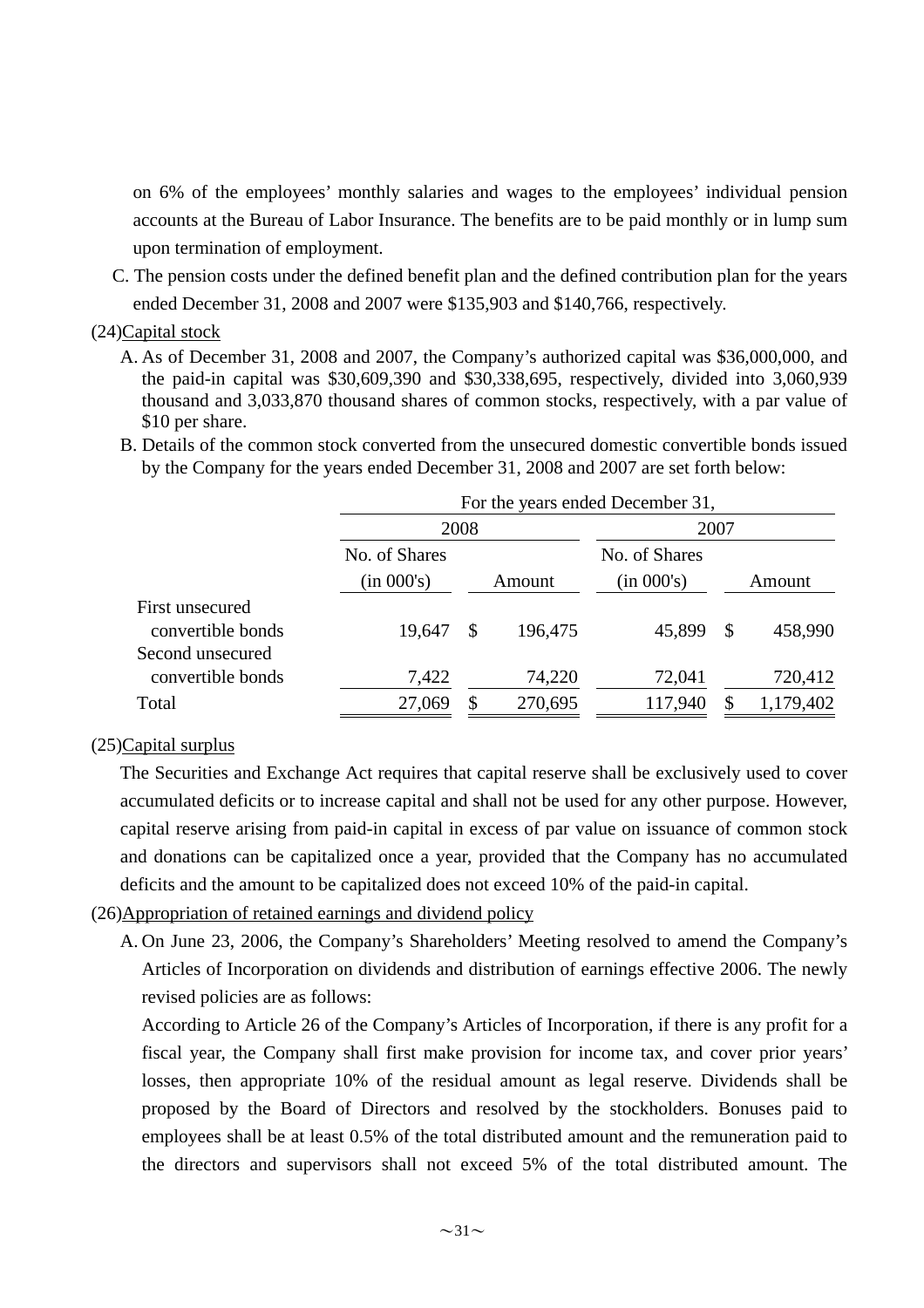on 6% of the employees' monthly salaries and wages to the employees' individual pension accounts at the Bureau of Labor Insurance. The benefits are to be paid monthly or in lump sum upon termination of employment.

C. The pension costs under the defined benefit plan and the defined contribution plan for the years ended December 31, 2008 and 2007 were $135,903 and $140,766, respectively.

(24)Capital stock

A. As of December 31, 2008 and 2007, the Company's authorized capital was $36,000,000, and the paid-in capital was $30,609,390 and $30,338,695, respectively, divided into 3,060,939 thousand and 3,033,870 thousand shares of common stocks, respectively, with a par value of $10 per share.

B. Details of the common stock converted from the unsecured domestic convertible bonds issued by the Company for the years ended December 31, 2008 and 2007 are set forth below:

| | For the years ended December 31, | | | |
|---|---|---|---|---|
| | 2008 | | 2007 | |
| | No. of Shares (in 000's) | Amount | No. of Shares (in 000's) | Amount |
| First unsecured convertible bonds | 19,647 | $ 196,475 | 45,899 | $ 458,990 |
| Second unsecured convertible bonds | 7,422 | 74,220 | 72,041 | 720,412 |
| Total | 27,069 | $ 270,695 | 117,940 | $ 1,179,402 |

(25)Capital surplus

The Securities and Exchange Act requires that capital reserve shall be exclusively used to cover accumulated deficits or to increase capital and shall not be used for any other purpose. However, capital reserve arising from paid-in capital in excess of par value on issuance of common stock and donations can be capitalized once a year, provided that the Company has no accumulated deficits and the amount to be capitalized does not exceed 10% of the paid-in capital.

(26)Appropriation of retained earnings and dividend policy

A. On June 23, 2006, the Company's Shareholders' Meeting resolved to amend the Company's Articles of Incorporation on dividends and distribution of earnings effective 2006. The newly revised policies are as follows:

According to Article 26 of the Company's Articles of Incorporation, if there is any profit for a fiscal year, the Company shall first make provision for income tax, and cover prior years' losses, then appropriate 10% of the residual amount as legal reserve. Dividends shall be proposed by the Board of Directors and resolved by the stockholders. Bonuses paid to employees shall be at least 0.5% of the total distributed amount and the remuneration paid to the directors and supervisors shall not exceed 5% of the total distributed amount. The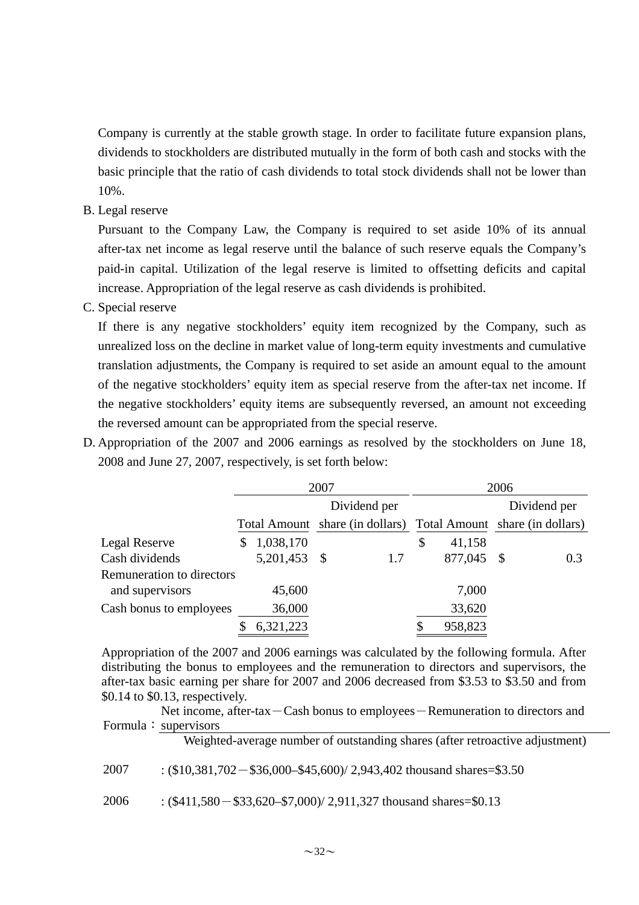Company is currently at the stable growth stage. In order to facilitate future expansion plans, dividends to stockholders are distributed mutually in the form of both cash and stocks with the basic principle that the ratio of cash dividends to total stock dividends shall not be lower than 10%.

B. Legal reserve

Pursuant to the Company Law, the Company is required to set aside 10% of its annual after-tax net income as legal reserve until the balance of such reserve equals the Company's paid-in capital. Utilization of the legal reserve is limited to offsetting deficits and capital increase. Appropriation of the legal reserve as cash dividends is prohibited.

C. Special reserve

If there is any negative stockholders' equity item recognized by the Company, such as unrealized loss on the decline in market value of long-term equity investments and cumulative translation adjustments, the Company is required to set aside an amount equal to the amount of the negative stockholders' equity item as special reserve from the after-tax net income. If the negative stockholders' equity items are subsequently reversed, an amount not exceeding the reversed amount can be appropriated from the special reserve.

D. Appropriation of the 2007 and 2006 earnings as resolved by the stockholders on June 18, 2008 and June 27, 2007, respectively, is set forth below:

| | 2007 | | 2006 | |
|---|---|---|---|---|
| | Total Amount | Dividend per share (in dollars) | Total Amount | Dividend per share (in dollars) |
| Legal Reserve | $ 1,038,170 | | $ 41,158 | |
| Cash dividends | 5,201,453 | $ 1.7 | 877,045 | $ 0.3 |
| Remuneration to directors and supervisors | 45,600 | | 7,000 | |
| Cash bonus to employees | 36,000 | | 33,620 | |
| | $ 6,321,223 | | $ 958,823 | |

Appropriation of the 2007 and 2006 earnings was calculated by the following formula. After distributing the bonus to employees and the remuneration to directors and supervisors, the after-tax basic earning per share for 2007 and 2006 decreased from $3.53 to $3.50 and from $0.14 to $0.13, respectively.

$$\text{Formula: } \frac{\text{Net income, after-tax} - \text{Cash bonus to employees} - \text{Remuneration to directors and supervisors}}{\text{Weighted-average number of outstanding shares (after retroactive adjustment)}}$$

2007 : ($10,381,702－$36,000–$45,600)/ 2,943,402 thousand shares=$3.50

2006 : ($411,580－$33,620–$7,000)/ 2,911,327 thousand shares=$0.13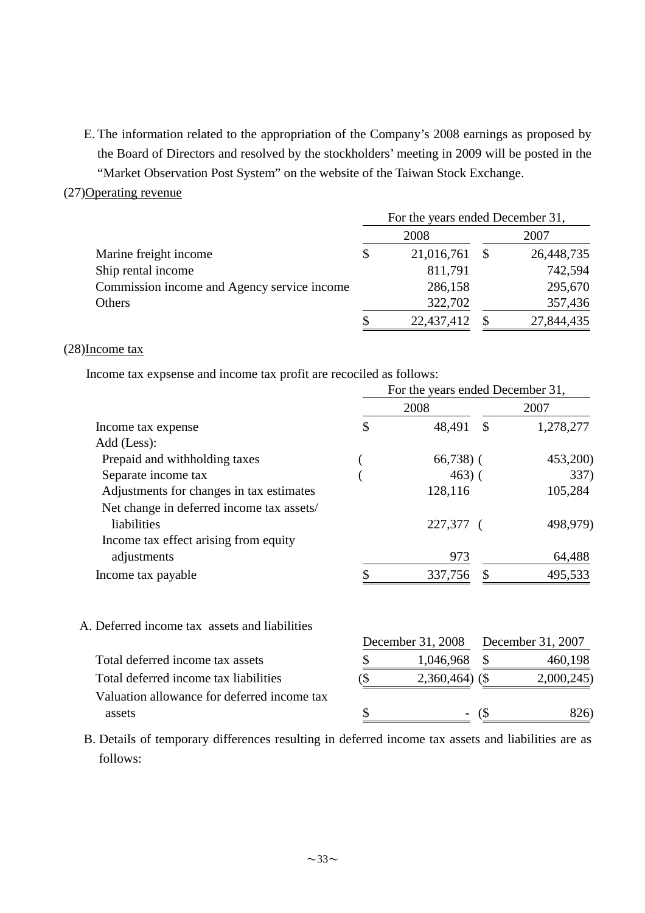E. The information related to the appropriation of the Company's 2008 earnings as proposed by the Board of Directors and resolved by the stockholders' meeting in 2009 will be posted in the "Market Observation Post System" on the website of the Taiwan Stock Exchange.

(27)Operating revenue

| | For the years ended December 31, | |
|---|---|---|
| | 2008 | 2007 |
| Marine freight income | $ 21,016,761 | $ 26,448,735 |
| Ship rental income | 811,791 | 742,594 |
| Commission income and Agency service income | 286,158 | 295,670 |
| Others | 322,702 | 357,436 |
| | $ 22,437,412 | $ 27,844,435 |

(28)Income tax

Income tax expsense and income tax profit are recociled as follows:

| | For the years ended December 31, | |
|---|---|---|
| | 2008 | 2007 |
| Income tax expense | $ 48,491 | $ 1,278,277 |
| Add (Less): | | |
| Prepaid and withholding taxes | ( 66,738) | ( 453,200) |
| Separate income tax | ( 463) | ( 337) |
| Adjustments for changes in tax estimates | 128,116 | 105,284 |
| Net change in deferred income tax assets/ liabilities | 227,377 | ( 498,979) |
| Income tax effect arising from equity adjustments | 973 | 64,488 |
| Income tax payable | $ 337,756 | $ 495,533 |

A. Deferred income tax assets and liabilities

| | December 31, 2008 | December 31, 2007 |
|---|---|---|
| Total deferred income tax assets | $ 1,046,968 | $ 460,198 |
| Total deferred income tax liabilities | ($ 2,360,464) | ($ 2,000,245) |
| Valuation allowance for deferred income tax assets | $ - | ($ 826) |

B. Details of temporary differences resulting in deferred income tax assets and liabilities are as follows: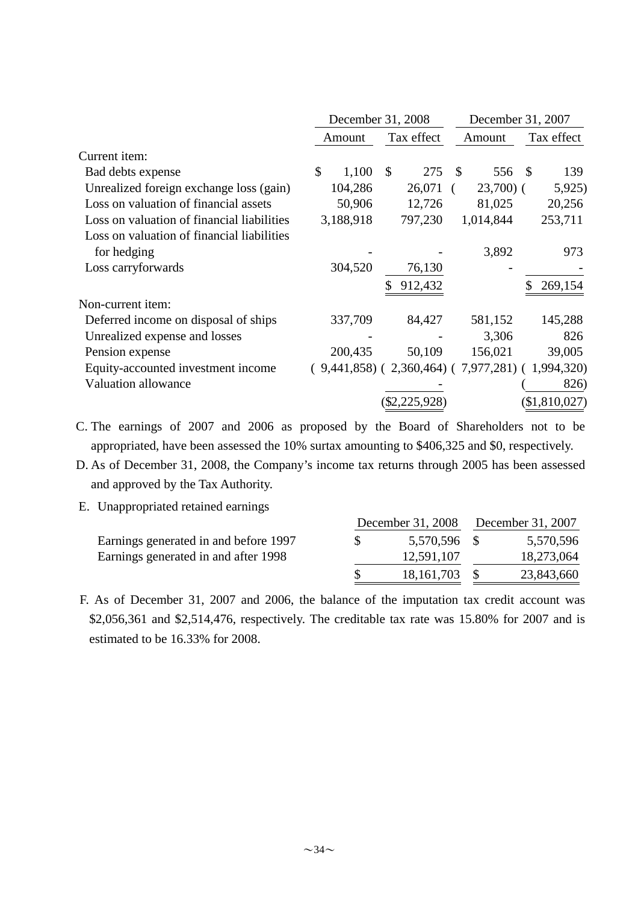| | December 31, 2008 | | December 31, 2007 | |
|---|---|---|---|---|
| | Amount | Tax effect | Amount | Tax effect |
| Current item: | | | | |
| Bad debts expense | $ 1,100 | $ 275 | $ 556 | $ 139 |
| Unrealized foreign exchange loss (gain) | 104,286 | 26,071 | ( 23,700) | ( 5,925) |
| Loss on valuation of financial assets | 50,906 | 12,726 | 81,025 | 20,256 |
| Loss on valuation of financial liabilities | 3,188,918 | 797,230 | 1,014,844 | 253,711 |
| Loss on valuation of financial liabilities for hedging | - | - | 3,892 | 973 |
| Loss carryforwards | 304,520 | 76,130 | - | - |
| | | $ 912,432 | | $ 269,154 |
| Non-current item: | | | | |
| Deferred income on disposal of ships | 337,709 | 84,427 | 581,152 | 145,288 |
| Unrealized expense and losses | - | - | 3,306 | 826 |
| Pension expense | 200,435 | 50,109 | 156,021 | 39,005 |
| Equity-accounted investment income | ( 9,441,858) | ( 2,360,464) | ( 7,977,281) | ( 1,994,320) |
| Valuation allowance | | - | | ( 826) |
| | | ($2,225,928) | | ($1,810,027) |

C. The earnings of 2007 and 2006 as proposed by the Board of Shareholders not to be appropriated, have been assessed the 10% surtax amounting to $406,325 and $0, respectively.

D. As of December 31, 2008, the Company's income tax returns through 2005 has been assessed and approved by the Tax Authority.

E. Unappropriated retained earnings

| | December 31, 2008 | December 31, 2007 |
|---|---|---|
| Earnings generated in and before 1997 | $ 5,570,596 | $ 5,570,596 |
| Earnings generated in and after 1998 | 12,591,107 | 18,273,064 |
| | $ 18,161,703 | $ 23,843,660 |

F. As of December 31, 2007 and 2006, the balance of the imputation tax credit account was $2,056,361 and $2,514,476, respectively. The creditable tax rate was 15.80% for 2007 and is estimated to be 16.33% for 2008.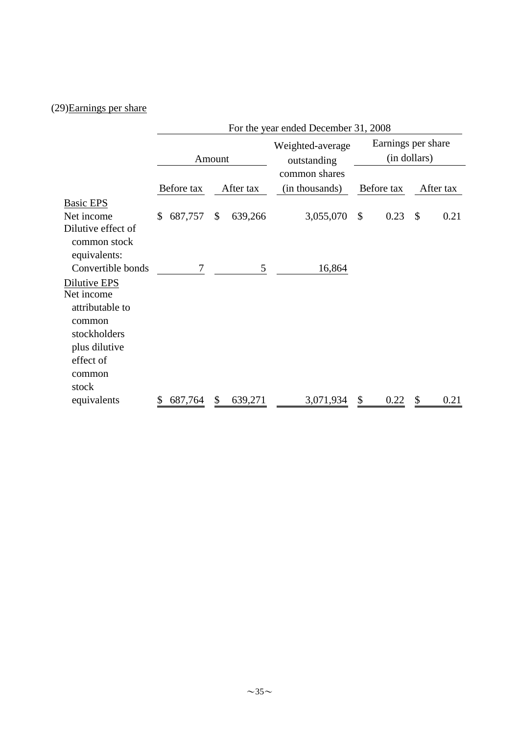(29) Earnings per share

| | For the year ended December 31, 2008 | | | | |
|---|---|---|---|---|---|
| | Amount | | Weighted-average outstanding common shares (in thousands) | Earnings per share (in dollars) | |
| | Before tax | After tax | | Before tax | After tax |
| Basic EPS | | | | | |
| Net income | $ 687,757 | $ 639,266 | 3,055,070 | $ 0.23 | $ 0.21 |
| Dilutive effect of common stock equivalents: | | | | | |
| Convertible bonds | 7 | 5 | 16,864 | | |
| Dilutive EPS | | | | | |
| Net income attributable to common stockholders plus dilutive effect of common stock equivalents | $ 687,764 | $ 639,271 | 3,071,934 | $ 0.22 | $ 0.21 |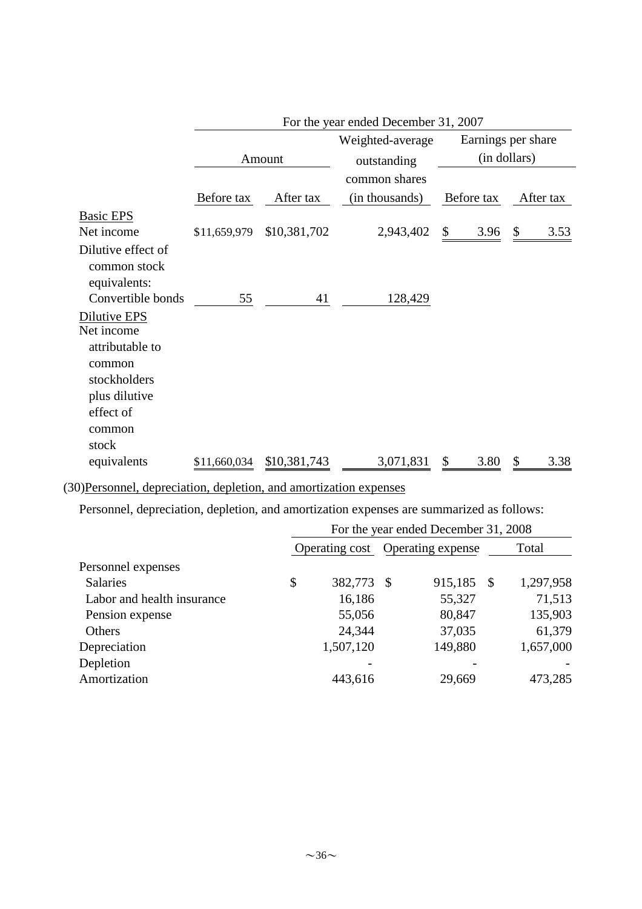| | For the year ended December 31, 2007 | | | | |
|---|---|---|---|---|---|
| | Amount | | Weighted-average outstanding common shares (in thousands) | Earnings per share (in dollars) | |
| | Before tax | After tax | | Before tax | After tax |
| Basic EPS | | | | | |
| Net income | $11,659,979 | $10,381,702 | 2,943,402 | $ 3.96 | $ 3.53 |
| Dilutive effect of common stock equivalents: | | | | | |
| Convertible bonds | 55 | 41 | 128,429 | | |
| Dilutive EPS | | | | | |
| Net income attributable to common stockholders plus dilutive effect of common stock equivalents | $11,660,034 | $10,381,743 | 3,071,831 | $ 3.80 | $ 3.38 |

(30)Personnel, depreciation, depletion, and amortization expenses

Personnel, depreciation, depletion, and amortization expenses are summarized as follows:

| | For the year ended December 31, 2008 | | |
|---|---|---|---|
| | Operating cost | Operating expense | Total |
| Personnel expenses | | | |
| Salaries | $ 382,773 | $ 915,185 | $ 1,297,958 |
| Labor and health insurance | 16,186 | 55,327 | 71,513 |
| Pension expense | 55,056 | 80,847 | 135,903 |
| Others | 24,344 | 37,035 | 61,379 |
| Depreciation | 1,507,120 | 149,880 | 1,657,000 |
| Depletion | - | - | - |
| Amortization | 443,616 | 29,669 | 473,285 |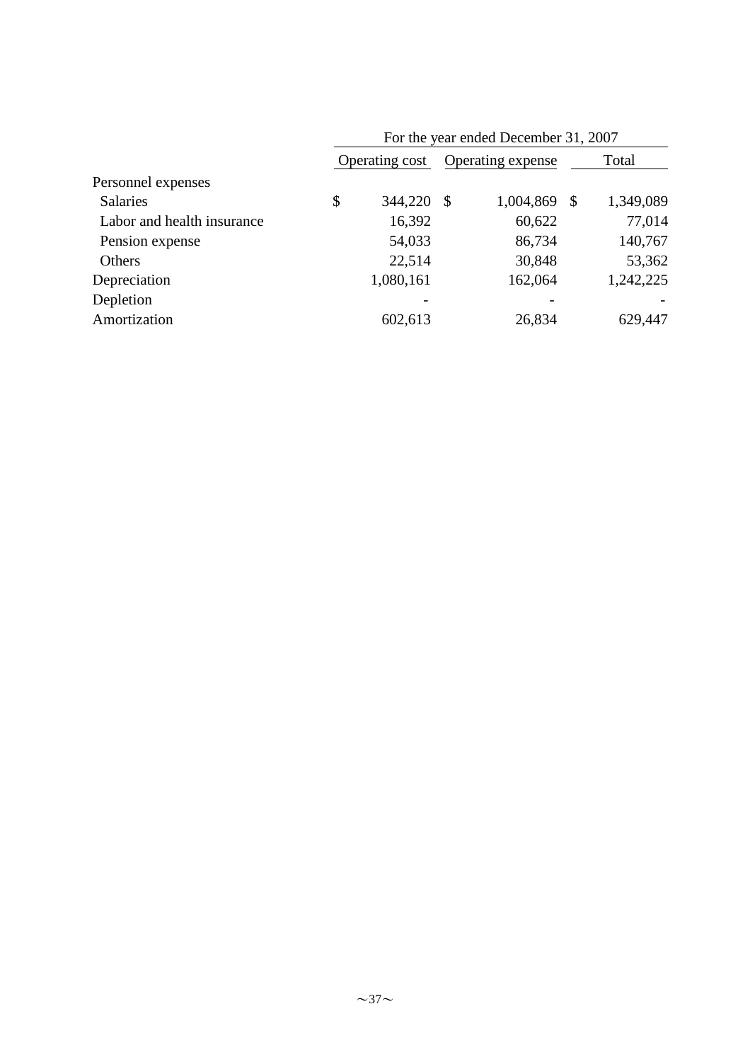| | For the year ended December 31, 2007 | | |
|---|---|---|---|
| | Operating cost | Operating expense | Total |
| Personnel expenses | | | |
| Salaries | $ 344,220 | $ 1,004,869 | $ 1,349,089 |
| Labor and health insurance | 16,392 | 60,622 | 77,014 |
| Pension expense | 54,033 | 86,734 | 140,767 |
| Others | 22,514 | 30,848 | 53,362 |
| Depreciation | 1,080,161 | 162,064 | 1,242,225 |
| Depletion | - | - | - |
| Amortization | 602,613 | 26,834 | 629,447 |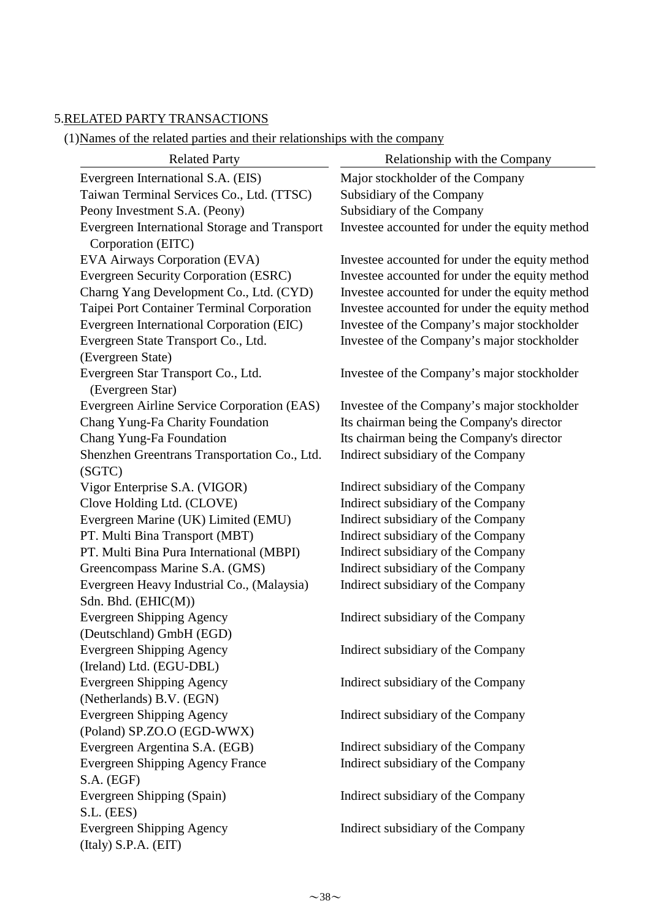## 5.RELATED PARTY TRANSACTIONS

### (1)Names of the related parties and their relationships with the company

| Related Party | Relationship with the Company |
| --- | --- |
| Evergreen International S.A. (EIS) | Major stockholder of the Company |
| Taiwan Terminal Services Co., Ltd. (TTSC) | Subsidiary of the Company |
| Peony Investment S.A. (Peony) | Subsidiary of the Company |
| Evergreen International Storage and Transport Corporation (EITC) | Investee accounted for under the equity method |
| EVA Airways Corporation (EVA) | Investee accounted for under the equity method |
| Evergreen Security Corporation (ESRC) | Investee accounted for under the equity method |
| Charng Yang Development Co., Ltd. (CYD) | Investee accounted for under the equity method |
| Taipei Port Container Terminal Corporation | Investee accounted for under the equity method |
| Evergreen International Corporation (EIC) | Investee of the Company's major stockholder |
| Evergreen State Transport Co., Ltd. (Evergreen State) | Investee of the Company's major stockholder |
| Evergreen Star Transport Co., Ltd. (Evergreen Star) | Investee of the Company's major stockholder |
| Evergreen Airline Service Corporation (EAS) | Investee of the Company's major stockholder |
| Chang Yung-Fa Charity Foundation | Its chairman being the Company's director |
| Chang Yung-Fa Foundation | Its chairman being the Company's director |
| Shenzhen Greentrans Transportation Co., Ltd. (SGTC) | Indirect subsidiary of the Company |
| Vigor Enterprise S.A. (VIGOR) | Indirect subsidiary of the Company |
| Clove Holding Ltd. (CLOVE) | Indirect subsidiary of the Company |
| Evergreen Marine (UK) Limited (EMU) | Indirect subsidiary of the Company |
| PT. Multi Bina Transport (MBT) | Indirect subsidiary of the Company |
| PT. Multi Bina Pura International (MBPI) | Indirect subsidiary of the Company |
| Greencompass Marine S.A. (GMS) | Indirect subsidiary of the Company |
| Evergreen Heavy Industrial Co., (Malaysia) Sdn. Bhd. (EHIC(M)) | Indirect subsidiary of the Company |
| Evergreen Shipping Agency (Deutschland) GmbH (EGD) | Indirect subsidiary of the Company |
| Evergreen Shipping Agency (Ireland) Ltd. (EGU-DBL) | Indirect subsidiary of the Company |
| Evergreen Shipping Agency (Netherlands) B.V. (EGN) | Indirect subsidiary of the Company |
| Evergreen Shipping Agency (Poland) SP.ZO.O (EGD-WWX) | Indirect subsidiary of the Company |
| Evergreen Argentina S.A. (EGB) | Indirect subsidiary of the Company |
| Evergreen Shipping Agency France S.A. (EGF) | Indirect subsidiary of the Company |
| Evergreen Shipping (Spain) S.L. (EES) | Indirect subsidiary of the Company |
| Evergreen Shipping Agency (Italy) S.P.A. (EIT) | Indirect subsidiary of the Company |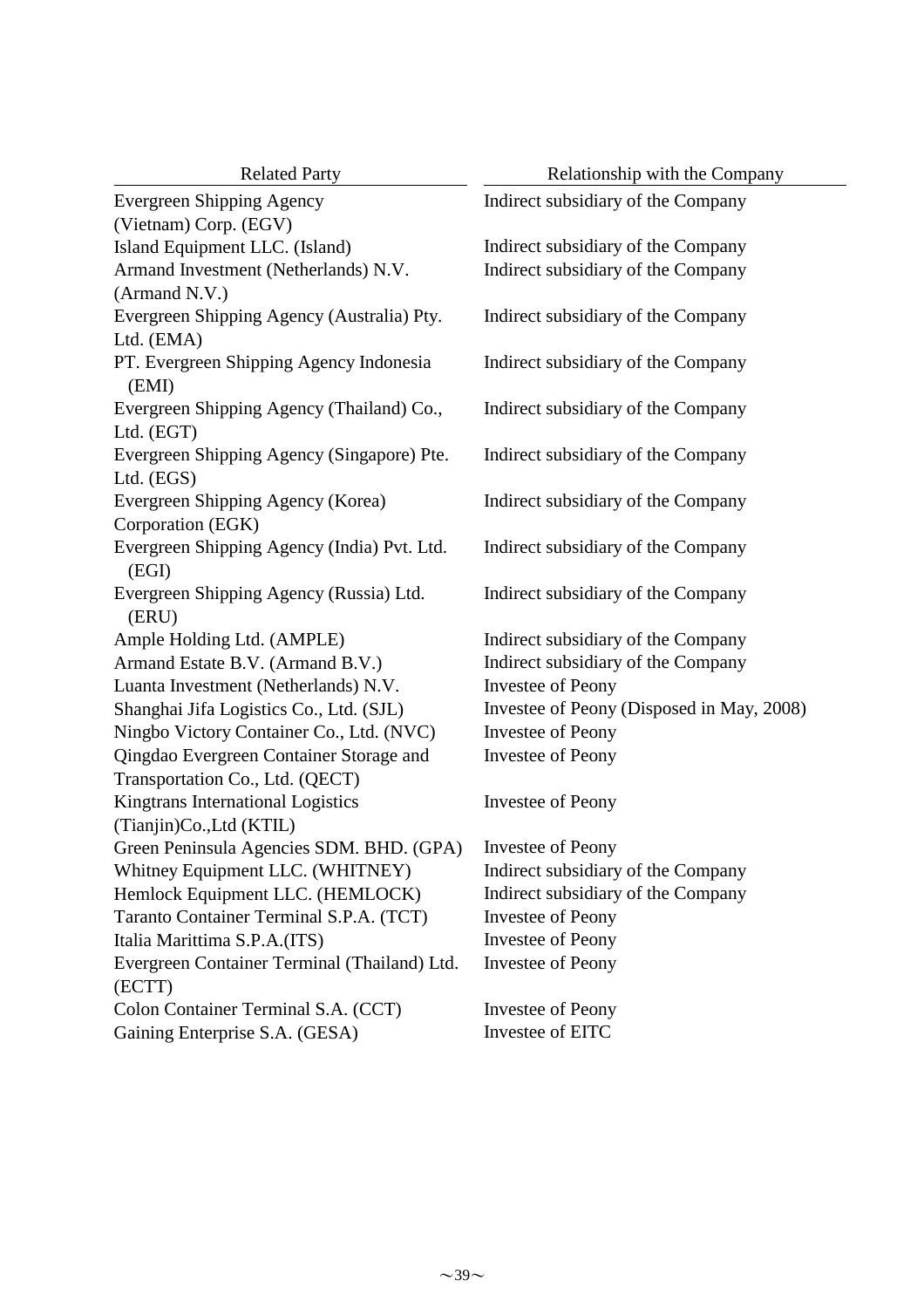| Related Party | Relationship with the Company |
|---|---|
| Evergreen Shipping Agency (Vietnam) Corp. (EGV) | Indirect subsidiary of the Company |
| Island Equipment LLC. (Island) | Indirect subsidiary of the Company |
| Armand Investment (Netherlands) N.V. (Armand N.V.) | Indirect subsidiary of the Company |
| Evergreen Shipping Agency (Australia) Pty. Ltd. (EMA) | Indirect subsidiary of the Company |
| PT. Evergreen Shipping Agency Indonesia (EMI) | Indirect subsidiary of the Company |
| Evergreen Shipping Agency (Thailand) Co., Ltd. (EGT) | Indirect subsidiary of the Company |
| Evergreen Shipping Agency (Singapore) Pte. Ltd. (EGS) | Indirect subsidiary of the Company |
| Evergreen Shipping Agency (Korea) Corporation (EGK) | Indirect subsidiary of the Company |
| Evergreen Shipping Agency (India) Pvt. Ltd. (EGI) | Indirect subsidiary of the Company |
| Evergreen Shipping Agency (Russia) Ltd. (ERU) | Indirect subsidiary of the Company |
| Ample Holding Ltd. (AMPLE) | Indirect subsidiary of the Company |
| Armand Estate B.V. (Armand B.V.) | Indirect subsidiary of the Company |
| Luanta Investment (Netherlands) N.V. | Investee of Peony |
| Shanghai Jifa Logistics Co., Ltd. (SJL) | Investee of Peony (Disposed in May, 2008) |
| Ningbo Victory Container Co., Ltd. (NVC) | Investee of Peony |
| Qingdao Evergreen Container Storage and Transportation Co., Ltd. (QECT) | Investee of Peony |
| Kingtrans International Logistics (Tianjin)Co.,Ltd (KTIL) | Investee of Peony |
| Green Peninsula Agencies SDM. BHD. (GPA) | Investee of Peony |
| Whitney Equipment LLC. (WHITNEY) | Indirect subsidiary of the Company |
| Hemlock Equipment LLC. (HEMLOCK) | Indirect subsidiary of the Company |
| Taranto Container Terminal S.P.A. (TCT) | Investee of Peony |
| Italia Marittima S.P.A.(ITS) | Investee of Peony |
| Evergreen Container Terminal (Thailand) Ltd. (ECTT) | Investee of Peony |
| Colon Container Terminal S.A. (CCT) | Investee of Peony |
| Gaining Enterprise S.A. (GESA) | Investee of EITC |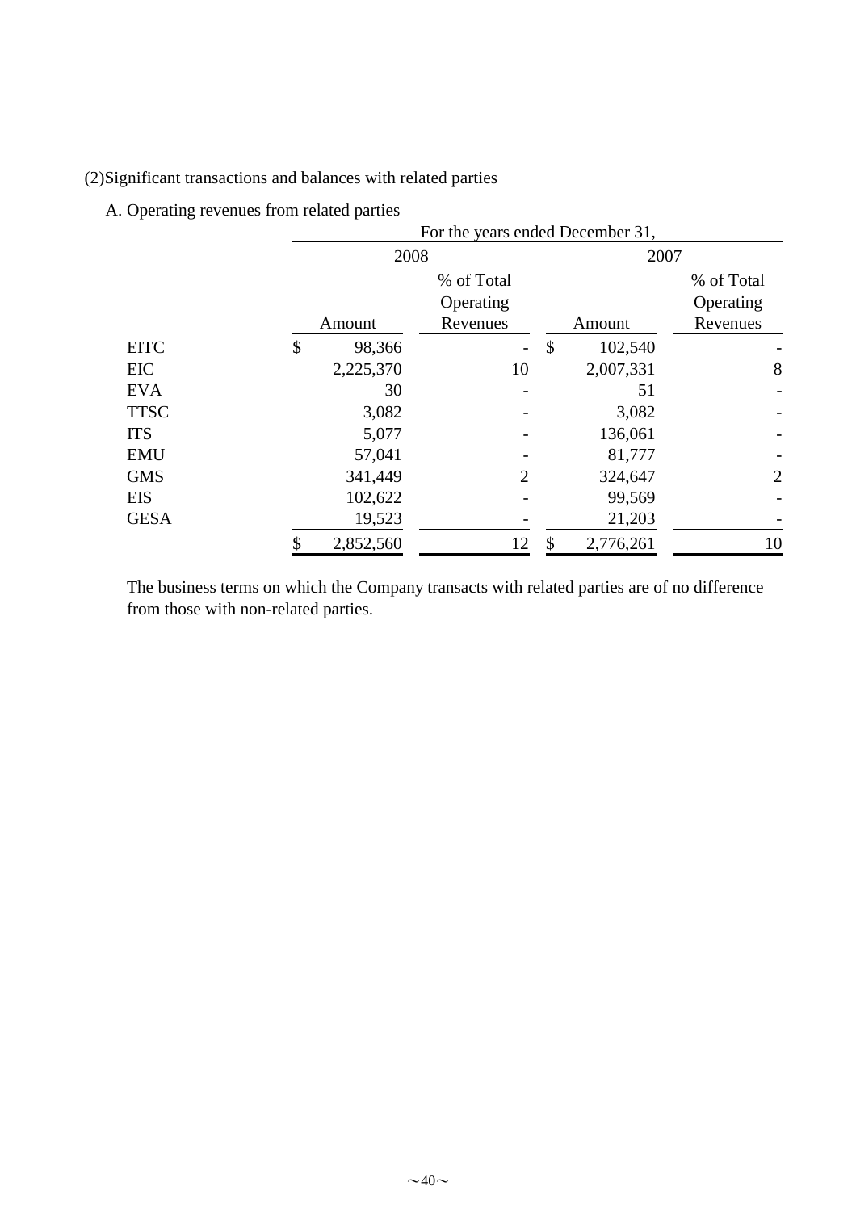(2)Significant transactions and balances with related parties

A. Operating revenues from related parties

| | For the years ended December 31, | | | |
|---|---|---|---|---|
| | 2008 | | 2007 | |
| | Amount | % of Total Operating Revenues | Amount | % of Total Operating Revenues |
| EITC | $ 98,366 | - | $ 102,540 | - |
| EIC | 2,225,370 | 10 | 2,007,331 | 8 |
| EVA | 30 | - | 51 | - |
| TTSC | 3,082 | - | 3,082 | - |
| ITS | 5,077 | - | 136,061 | - |
| EMU | 57,041 | - | 81,777 | - |
| GMS | 341,449 | 2 | 324,647 | 2 |
| EIS | 102,622 | - | 99,569 | - |
| GESA | 19,523 | - | 21,203 | - |
| | $ 2,852,560 | 12 | $ 2,776,261 | 10 |

The business terms on which the Company transacts with related parties are of no difference from those with non-related parties.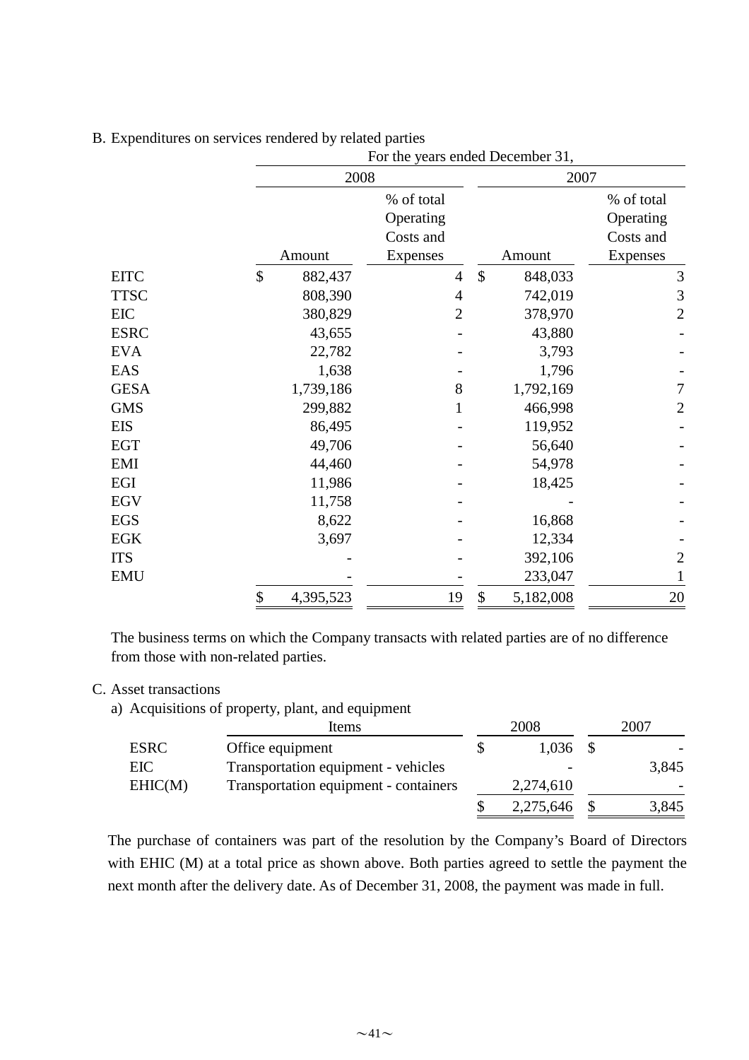B. Expenditures on services rendered by related parties

| | For the years ended December 31, | | | |
|---|---|---|---|---|
| | 2008 | | 2007 | |
| | Amount | % of total Operating Costs and Expenses | Amount | % of total Operating Costs and Expenses |
| EITC | $ 882,437 | 4 | $ 848,033 | 3 |
| TTSC | 808,390 | 4 | 742,019 | 3 |
| EIC | 380,829 | 2 | 378,970 | 2 |
| ESRC | 43,655 | - | 43,880 | - |
| EVA | 22,782 | - | 3,793 | - |
| EAS | 1,638 | - | 1,796 | - |
| GESA | 1,739,186 | 8 | 1,792,169 | 7 |
| GMS | 299,882 | 1 | 466,998 | 2 |
| EIS | 86,495 | - | 119,952 | - |
| EGT | 49,706 | - | 56,640 | - |
| EMI | 44,460 | - | 54,978 | - |
| EGI | 11,986 | - | 18,425 | - |
| EGV | 11,758 | - | - | - |
| EGS | 8,622 | - | 16,868 | - |
| EGK | 3,697 | - | 12,334 | - |
| ITS | - | - | 392,106 | 2 |
| EMU | - | - | 233,047 | 1 |
| | $ 4,395,523 | 19 | $ 5,182,008 | 20 |

The business terms on which the Company transacts with related parties are of no difference from those with non-related parties.

C. Asset transactions

a) Acquisitions of property, plant, and equipment

| | Items | 2008 | 2007 |
|---|---|---|---|
| ESRC | Office equipment | $ 1,036 | $ - |
| EIC | Transportation equipment - vehicles | - | 3,845 |
| EHIC(M) | Transportation equipment - containers | 2,274,610 | - |
| | | $ 2,275,646 | $ 3,845 |

The purchase of containers was part of the resolution by the Company's Board of Directors with EHIC (M) at a total price as shown above. Both parties agreed to settle the payment the next month after the delivery date. As of December 31, 2008, the payment was made in full.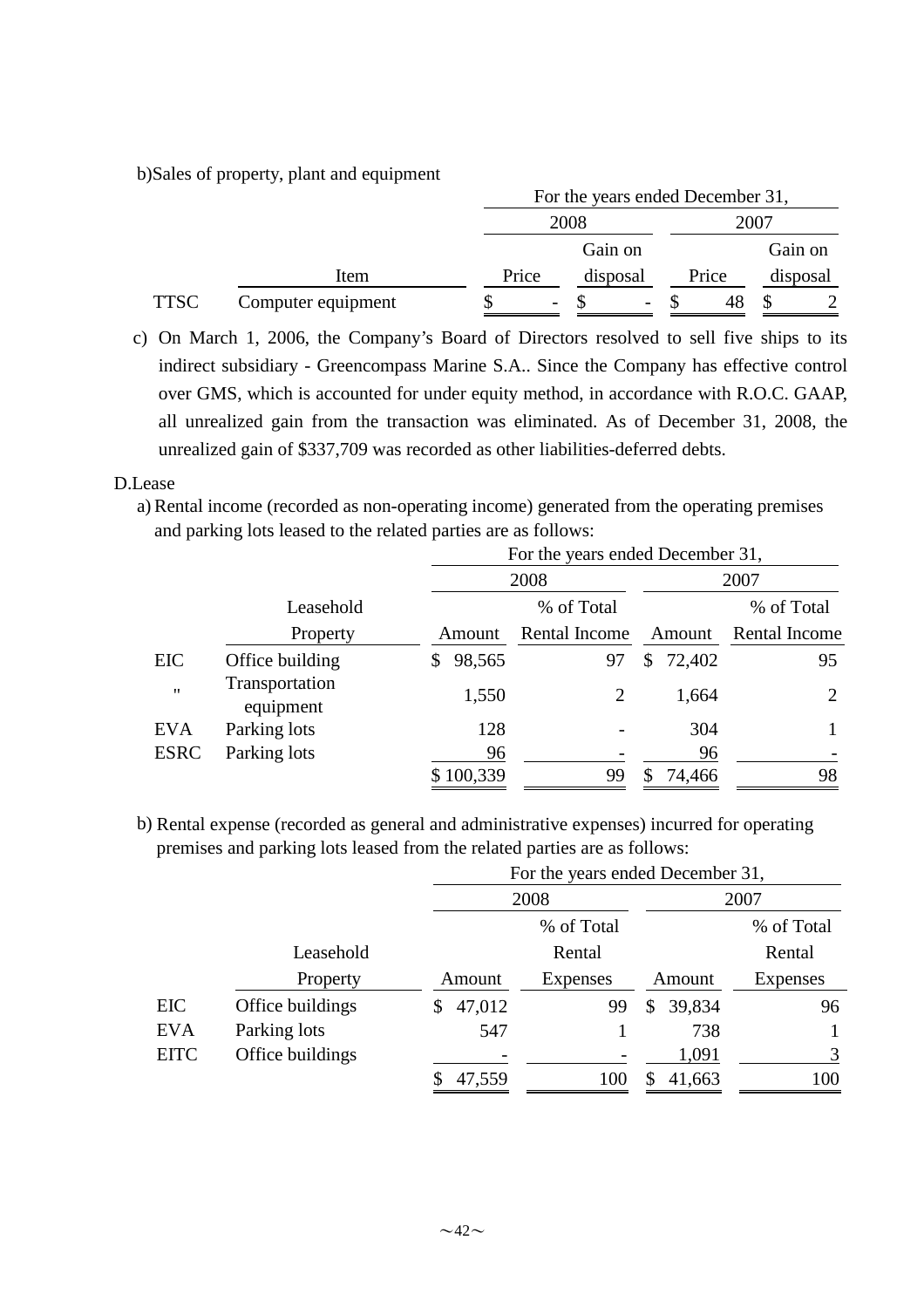b)Sales of property, plant and equipment

| | Item | For the years ended December 31, | | | |
|---|---|---|---|---|---|
| | | 2008 | | 2007 | |
| | | Price | Gain on disposal | Price | Gain on disposal |
| TTSC | Computer equipment | $ - | $ - | $ 48 | $ 2 |

c) On March 1, 2006, the Company's Board of Directors resolved to sell five ships to its indirect subsidiary - Greencompass Marine S.A.. Since the Company has effective control over GMS, which is accounted for under equity method, in accordance with R.O.C. GAAP, all unrealized gain from the transaction was eliminated. As of December 31, 2008, the unrealized gain of $337,709 was recorded as other liabilities-deferred debts.

D.Lease

a) Rental income (recorded as non-operating income) generated from the operating premises and parking lots leased to the related parties are as follows:

| | Leasehold Property | For the years ended December 31, | | | |
|---|---|---|---|---|---|
| | | 2008 | | 2007 | |
| | | Amount | % of Total Rental Income | Amount | % of Total Rental Income |
| EIC | Office building | $ 98,565 | 97 | $ 72,402 | 95 |
| " | Transportation equipment | 1,550 | 2 | 1,664 | 2 |
| EVA | Parking lots | 128 | - | 304 | 1 |
| ESRC | Parking lots | 96 | - | 96 | - |
| | | $ 100,339 | 99 | $ 74,466 | 98 |

b) Rental expense (recorded as general and administrative expenses) incurred for operating premises and parking lots leased from the related parties are as follows:

| | Leasehold Property | For the years ended December 31, | | | |
|---|---|---|---|---|---|
| | | 2008 | | 2007 | |
| | | Amount | % of Total Rental Expenses | Amount | % of Total Rental Expenses |
| EIC | Office buildings | $ 47,012 | 99 | $ 39,834 | 96 |
| EVA | Parking lots | 547 | 1 | 738 | 1 |
| EITC | Office buildings | - | - | 1,091 | 3 |
| | | $ 47,559 | 100 | $ 41,663 | 100 |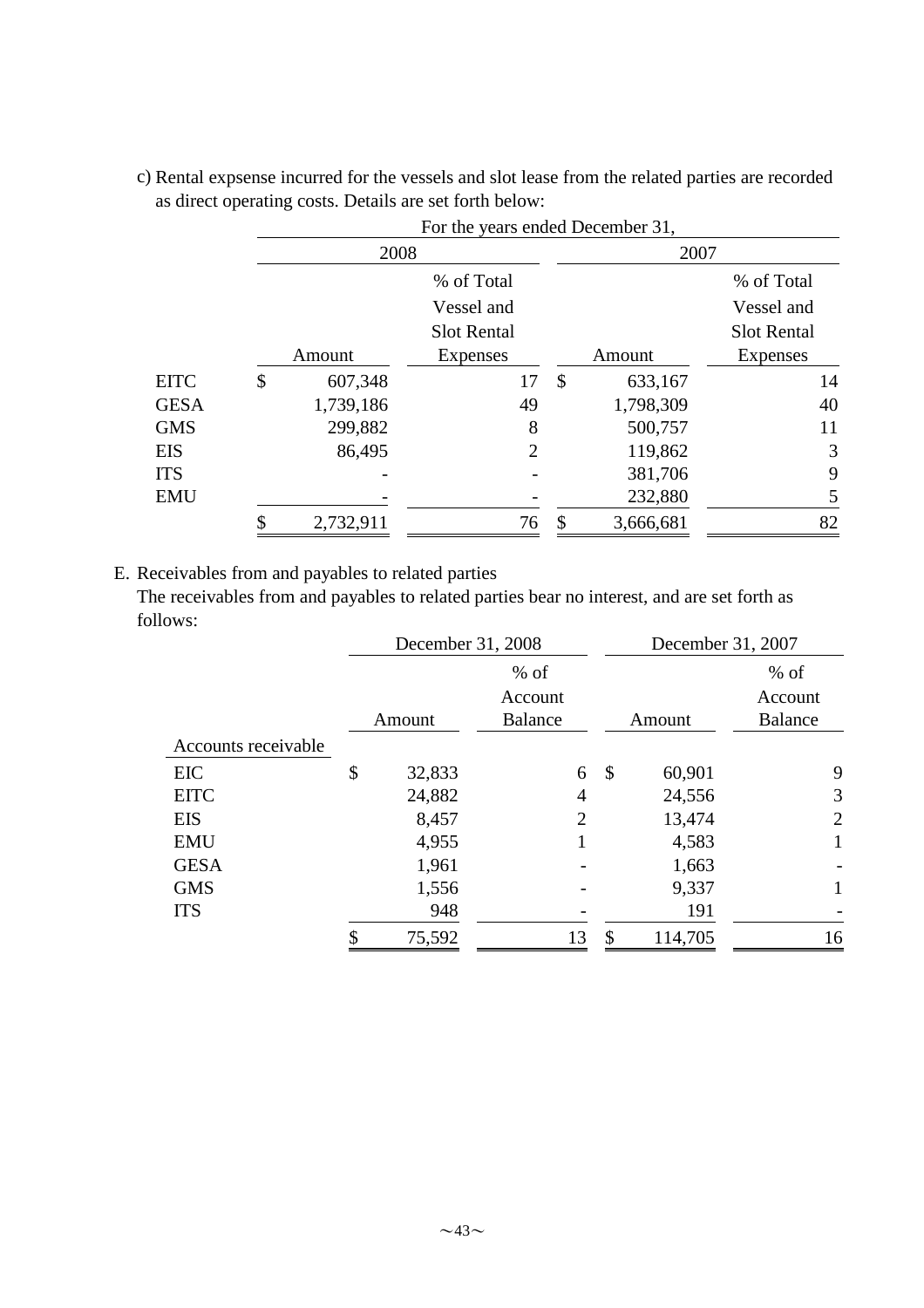c) Rental expsense incurred for the vessels and slot lease from the related parties are recorded as direct operating costs. Details are set forth below:

| | For the years ended December 31, | | | |
|---|---|---|---|---|
| | 2008 | | 2007 | |
| | Amount | % of Total Vessel and Slot Rental Expenses | Amount | % of Total Vessel and Slot Rental Expenses |
| EITC | $ 607,348 | 17 | $ 633,167 | 14 |
| GESA | 1,739,186 | 49 | 1,798,309 | 40 |
| GMS | 299,882 | 8 | 500,757 | 11 |
| EIS | 86,495 | 2 | 119,862 | 3 |
| ITS | - | - | 381,706 | 9 |
| EMU | - | - | 232,880 | 5 |
| | $ 2,732,911 | 76 | $ 3,666,681 | 82 |

E. Receivables from and payables to related parties

The receivables from and payables to related parties bear no interest, and are set forth as follows:

| | December 31, 2008 | | December 31, 2007 | |
|---|---|---|---|---|
| | Amount | % of Account Balance | Amount | % of Account Balance |
| Accounts receivable | | | | |
| EIC | $ 32,833 | 6 | $ 60,901 | 9 |
| EITC | 24,882 | 4 | 24,556 | 3 |
| EIS | 8,457 | 2 | 13,474 | 2 |
| EMU | 4,955 | 1 | 4,583 | 1 |
| GESA | 1,961 | - | 1,663 | - |
| GMS | 1,556 | - | 9,337 | 1 |
| ITS | 948 | - | 191 | - |
| | $ 75,592 | 13 | $ 114,705 | 16 |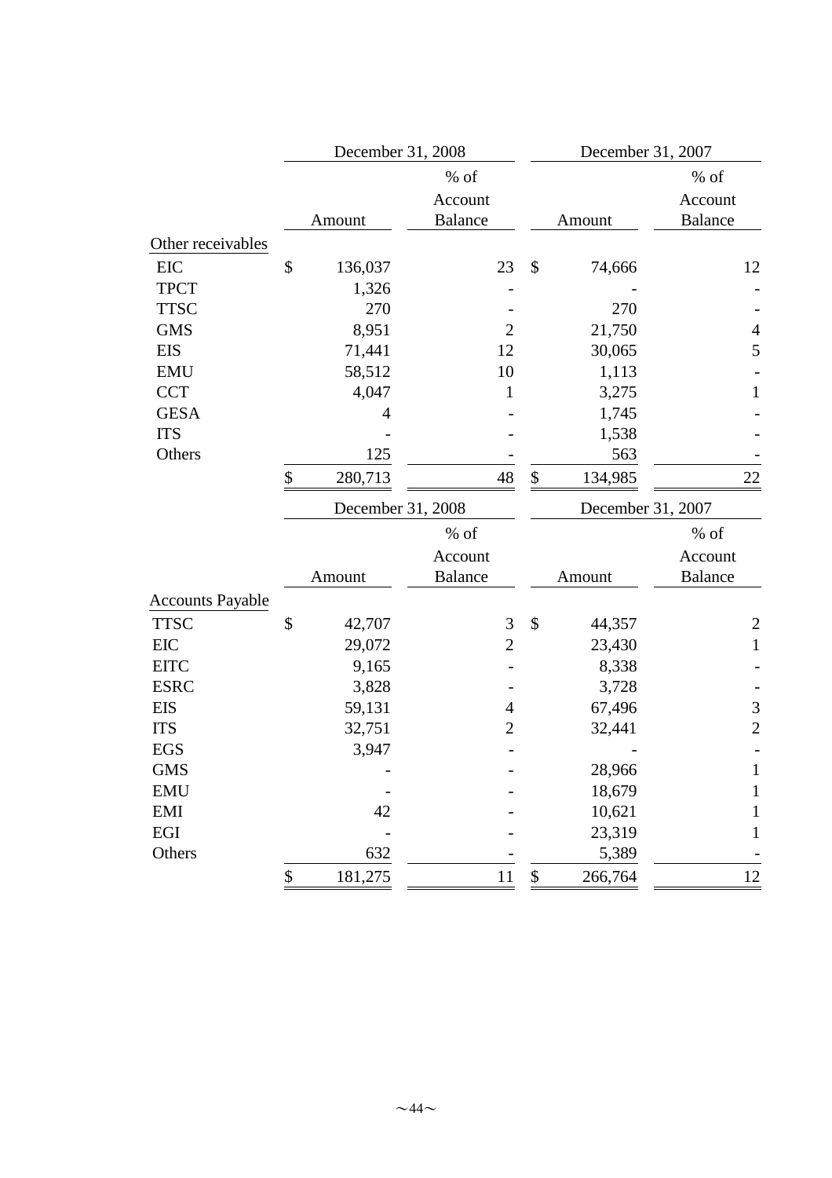| | December 31, 2008 | | December 31, 2007 | |
|---|---|---|---|---|
| | Amount | % of Account Balance | Amount | % of Account Balance |
| Other receivables | | | | |
| EIC | $ 136,037 | 23 | $ 74,666 | 12 |
| TPCT | 1,326 | - | - | - |
| TTSC | 270 | - | 270 | - |
| GMS | 8,951 | 2 | 21,750 | 4 |
| EIS | 71,441 | 12 | 30,065 | 5 |
| EMU | 58,512 | 10 | 1,113 | - |
| CCT | 4,047 | 1 | 3,275 | 1 |
| GESA | 4 | - | 1,745 | - |
| ITS | - | - | 1,538 | - |
| Others | 125 | - | 563 | - |
| | $ 280,713 | 48 | $ 134,985 | 22 |

| | December 31, 2008 | | December 31, 2007 | |
|---|---|---|---|---|
| | Amount | % of Account Balance | Amount | % of Account Balance |
| Accounts Payable | | | | |
| TTSC | $ 42,707 | 3 | $ 44,357 | 2 |
| EIC | 29,072 | 2 | 23,430 | 1 |
| EITC | 9,165 | - | 8,338 | - |
| ESRC | 3,828 | - | 3,728 | - |
| EIS | 59,131 | 4 | 67,496 | 3 |
| ITS | 32,751 | 2 | 32,441 | 2 |
| EGS | 3,947 | - | - | - |
| GMS | - | - | 28,966 | 1 |
| EMU | - | - | 18,679 | 1 |
| EMI | 42 | - | 10,621 | 1 |
| EGI | - | - | 23,319 | 1 |
| Others | 632 | - | 5,389 | - |
| | $ 181,275 | 11 | $ 266,764 | 12 |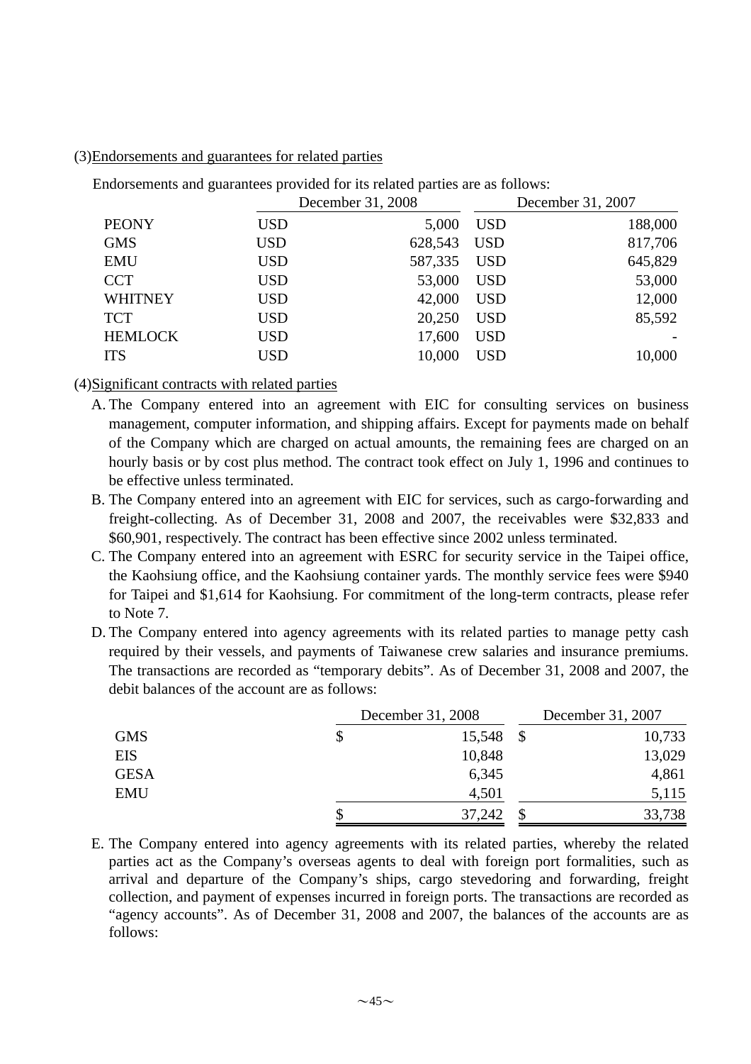(3) Endorsements and guarantees for related parties

Endorsements and guarantees provided for its related parties are as follows:

| | December 31, 2008 | | December 31, 2007 | |
|---|---|---|---|---|
| PEONY | USD | 5,000 | USD | 188,000 |
| GMS | USD | 628,543 | USD | 817,706 |
| EMU | USD | 587,335 | USD | 645,829 |
| CCT | USD | 53,000 | USD | 53,000 |
| WHITNEY | USD | 42,000 | USD | 12,000 |
| TCT | USD | 20,250 | USD | 85,592 |
| HEMLOCK | USD | 17,600 | USD | - |
| ITS | USD | 10,000 | USD | 10,000 |

(4) Significant contracts with related parties

A. The Company entered into an agreement with EIC for consulting services on business management, computer information, and shipping affairs. Except for payments made on behalf of the Company which are charged on actual amounts, the remaining fees are charged on an hourly basis or by cost plus method. The contract took effect on July 1, 1996 and continues to be effective unless terminated.

B. The Company entered into an agreement with EIC for services, such as cargo-forwarding and freight-collecting. As of December 31, 2008 and 2007, the receivables were $32,833 and $60,901, respectively. The contract has been effective since 2002 unless terminated.

C. The Company entered into an agreement with ESRC for security service in the Taipei office, the Kaohsiung office, and the Kaohsiung container yards. The monthly service fees were $940 for Taipei and $1,614 for Kaohsiung. For commitment of the long-term contracts, please refer to Note 7.

D. The Company entered into agency agreements with its related parties to manage petty cash required by their vessels, and payments of Taiwanese crew salaries and insurance premiums. The transactions are recorded as "temporary debits". As of December 31, 2008 and 2007, the debit balances of the account are as follows:

| | December 31, 2008 | December 31, 2007 |
|---|---|---|
| GMS | $ 15,548 | $ 10,733 |
| EIS | 10,848 | 13,029 |
| GESA | 6,345 | 4,861 |
| EMU | 4,501 | 5,115 |
| | $ 37,242 | $ 33,738 |

E. The Company entered into agency agreements with its related parties, whereby the related parties act as the Company's overseas agents to deal with foreign port formalities, such as arrival and departure of the Company's ships, cargo stevedoring and forwarding, freight collection, and payment of expenses incurred in foreign ports. The transactions are recorded as "agency accounts". As of December 31, 2008 and 2007, the balances of the accounts are as follows: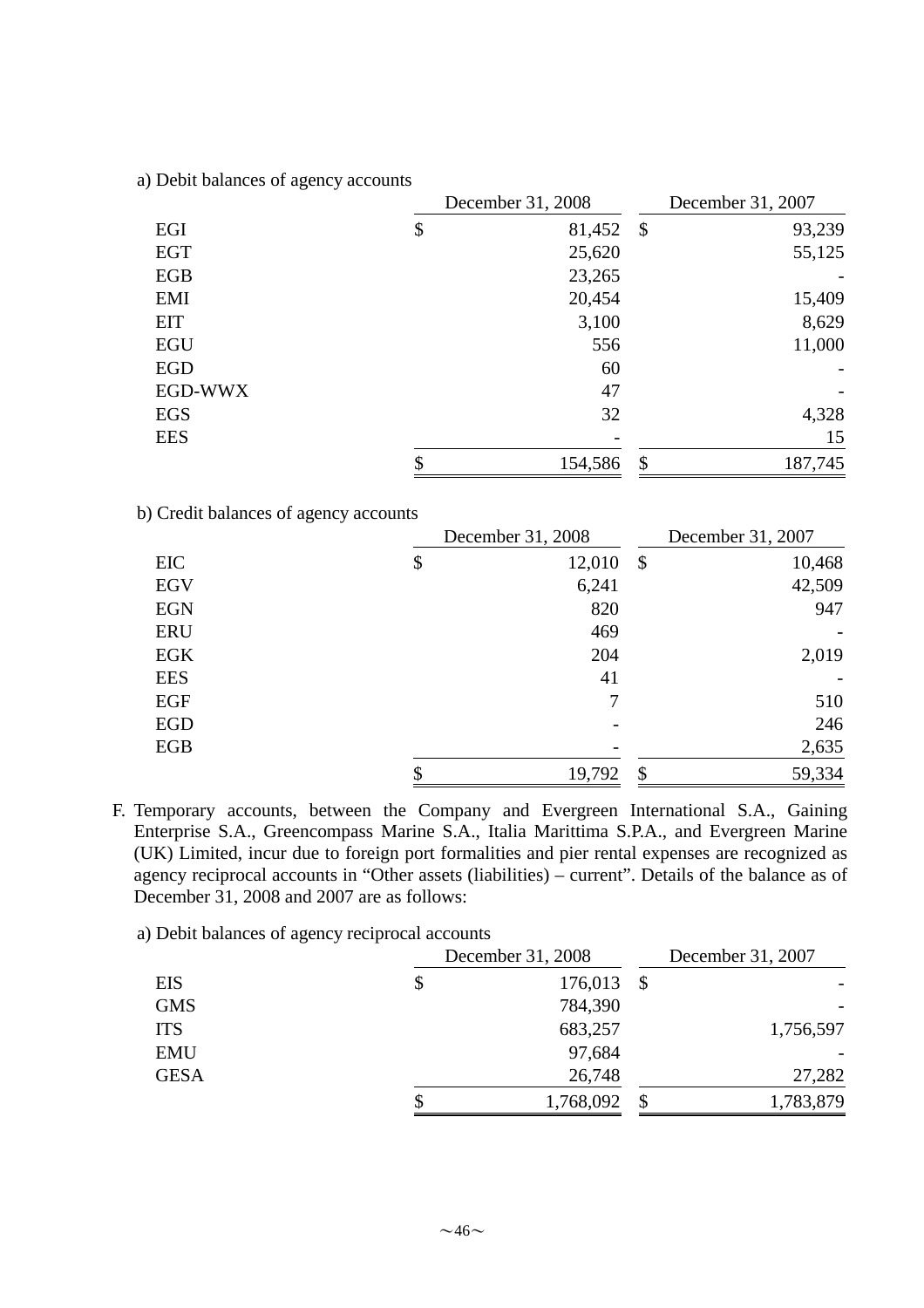a) Debit balances of agency accounts

| | December 31, 2008 | December 31, 2007 |
|---|---|---|
| EGI | $ 81,452 | $ 93,239 |
| EGT | 25,620 | 55,125 |
| EGB | 23,265 | - |
| EMI | 20,454 | 15,409 |
| EIT | 3,100 | 8,629 |
| EGU | 556 | 11,000 |
| EGD | 60 | - |
| EGD-WWX | 47 | - |
| EGS | 32 | 4,328 |
| EES | - | 15 |
| | $ 154,586 | $ 187,745 |

b) Credit balances of agency accounts

| | December 31, 2008 | December 31, 2007 |
|---|---|---|
| EIC | $ 12,010 | $ 10,468 |
| EGV | 6,241 | 42,509 |
| EGN | 820 | 947 |
| ERU | 469 | - |
| EGK | 204 | 2,019 |
| EES | 41 | - |
| EGF | 7 | 510 |
| EGD | - | 246 |
| EGB | - | 2,635 |
| | $ 19,792 | $ 59,334 |

F. Temporary accounts, between the Company and Evergreen International S.A., Gaining Enterprise S.A., Greencompass Marine S.A., Italia Marittima S.P.A., and Evergreen Marine (UK) Limited, incur due to foreign port formalities and pier rental expenses are recognized as agency reciprocal accounts in "Other assets (liabilities) – current". Details of the balance as of December 31, 2008 and 2007 are as follows:

a) Debit balances of agency reciprocal accounts

| | December 31, 2008 | December 31, 2007 |
|---|---|---|
| EIS | $ 176,013 | $ - |
| GMS | 784,390 | - |
| ITS | 683,257 | 1,756,597 |
| EMU | 97,684 | - |
| GESA | 26,748 | 27,282 |
| | $ 1,768,092 | $ 1,783,879 |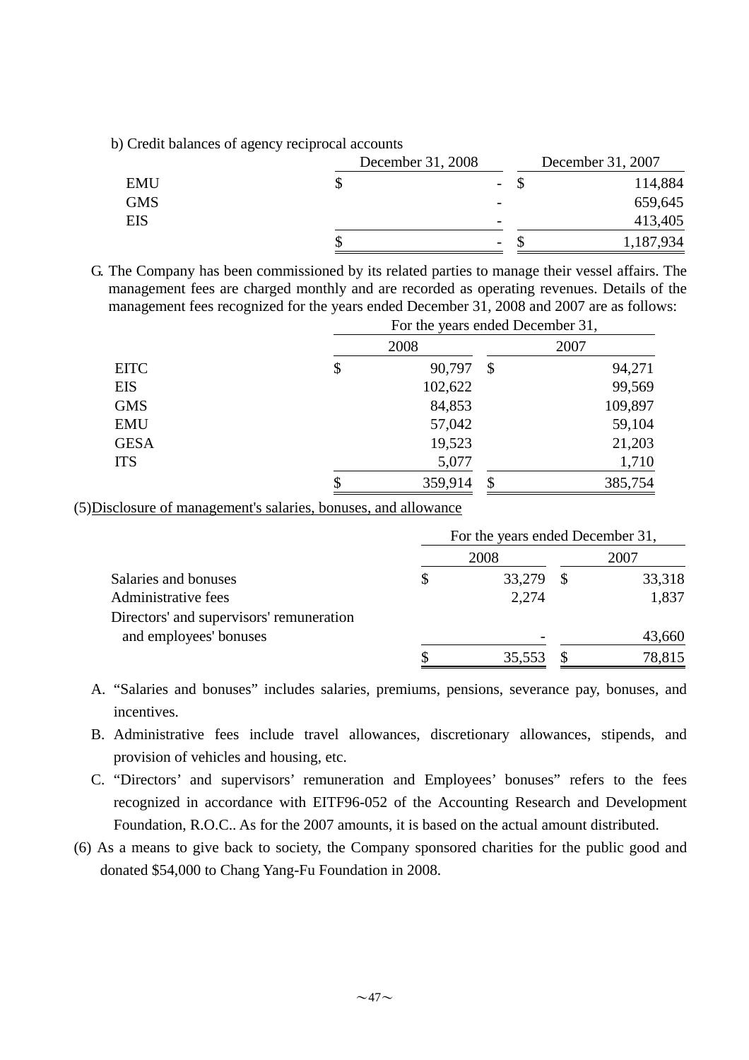b) Credit balances of agency reciprocal accounts

| | December 31, 2008 | December 31, 2007 |
|---|---|---|
| EMU | $ - | $ 114,884 |
| GMS | - | 659,645 |
| EIS | - | 413,405 |
| | $ - | $ 1,187,934 |

G. The Company has been commissioned by its related parties to manage their vessel affairs. The management fees are charged monthly and are recorded as operating revenues. Details of the management fees recognized for the years ended December 31, 2008 and 2007 are as follows:

| | For the years ended December 31, | |
|---|---|---|
| | 2008 | 2007 |
| EITC | $ 90,797 | $ 94,271 |
| EIS | 102,622 | 99,569 |
| GMS | 84,853 | 109,897 |
| EMU | 57,042 | 59,104 |
| GESA | 19,523 | 21,203 |
| ITS | 5,077 | 1,710 |
| | $ 359,914 | $ 385,754 |

(5)Disclosure of management's salaries, bonuses, and allowance

| | For the years ended December 31, | |
|---|---|---|
| | 2008 | 2007 |
| Salaries and bonuses | $ 33,279 | $ 33,318 |
| Administrative fees | 2,274 | 1,837 |
| Directors' and supervisors' remuneration and employees' bonuses | - | 43,660 |
| | $ 35,553 | $ 78,815 |

A. "Salaries and bonuses" includes salaries, premiums, pensions, severance pay, bonuses, and incentives.

B. Administrative fees include travel allowances, discretionary allowances, stipends, and provision of vehicles and housing, etc.

C. "Directors' and supervisors' remuneration and Employees' bonuses" refers to the fees recognized in accordance with EITF96-052 of the Accounting Research and Development Foundation, R.O.C.. As for the 2007 amounts, it is based on the actual amount distributed.

(6) As a means to give back to society, the Company sponsored charities for the public good and donated $54,000 to Chang Yang-Fu Foundation in 2008.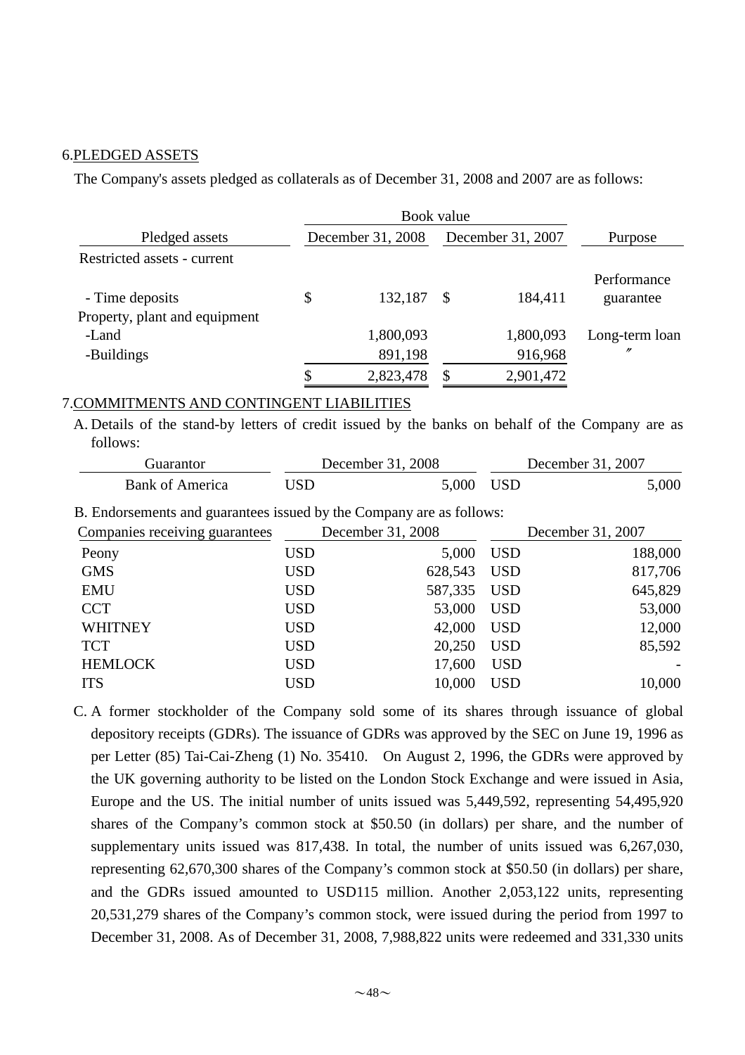## 6.PLEDGED ASSETS

The Company's assets pledged as collaterals as of December 31, 2008 and 2007 are as follows:

| Pledged assets | Book value | | Purpose |
|---|---|---|---|
| | December 31, 2008 | December 31, 2007 | |
| Restricted assets - current | | | |
| - Time deposits | $ 132,187 | $ 184,411 | Performance guarantee |
| Property, plant and equipment | | | |
| -Land | 1,800,093 | 1,800,093 | Long-term loan |
| -Buildings | 891,198 | 916,968 | 〃 |
| | $ 2,823,478 | $ 2,901,472 | |

## 7.COMMITMENTS AND CONTINGENT LIABILITIES

A. Details of the stand-by letters of credit issued by the banks on behalf of the Company are as follows:

| Guarantor | December 31, 2008 | December 31, 2007 |
|---|---|---|
| Bank of America | USD 5,000 | USD 5,000 |

B. Endorsements and guarantees issued by the Company are as follows:

| Companies receiving guarantees | December 31, 2008 | December 31, 2007 |
|---|---|---|
| Peony | USD 5,000 | USD 188,000 |
| GMS | USD 628,543 | USD 817,706 |
| EMU | USD 587,335 | USD 645,829 |
| CCT | USD 53,000 | USD 53,000 |
| WHITNEY | USD 42,000 | USD 12,000 |
| TCT | USD 20,250 | USD 85,592 |
| HEMLOCK | USD 17,600 | USD - |
| ITS | USD 10,000 | USD 10,000 |

C. A former stockholder of the Company sold some of its shares through issuance of global depository receipts (GDRs). The issuance of GDRs was approved by the SEC on June 19, 1996 as per Letter (85) Tai-Cai-Zheng (1) No. 35410. On August 2, 1996, the GDRs were approved by the UK governing authority to be listed on the London Stock Exchange and were issued in Asia, Europe and the US. The initial number of units issued was 5,449,592, representing 54,495,920 shares of the Company's common stock at $50.50 (in dollars) per share, and the number of supplementary units issued was 817,438. In total, the number of units issued was 6,267,030, representing 62,670,300 shares of the Company's common stock at $50.50 (in dollars) per share, and the GDRs issued amounted to USD115 million. Another 2,053,122 units, representing 20,531,279 shares of the Company's common stock, were issued during the period from 1997 to December 31, 2008. As of December 31, 2008, 7,988,822 units were redeemed and 331,330 units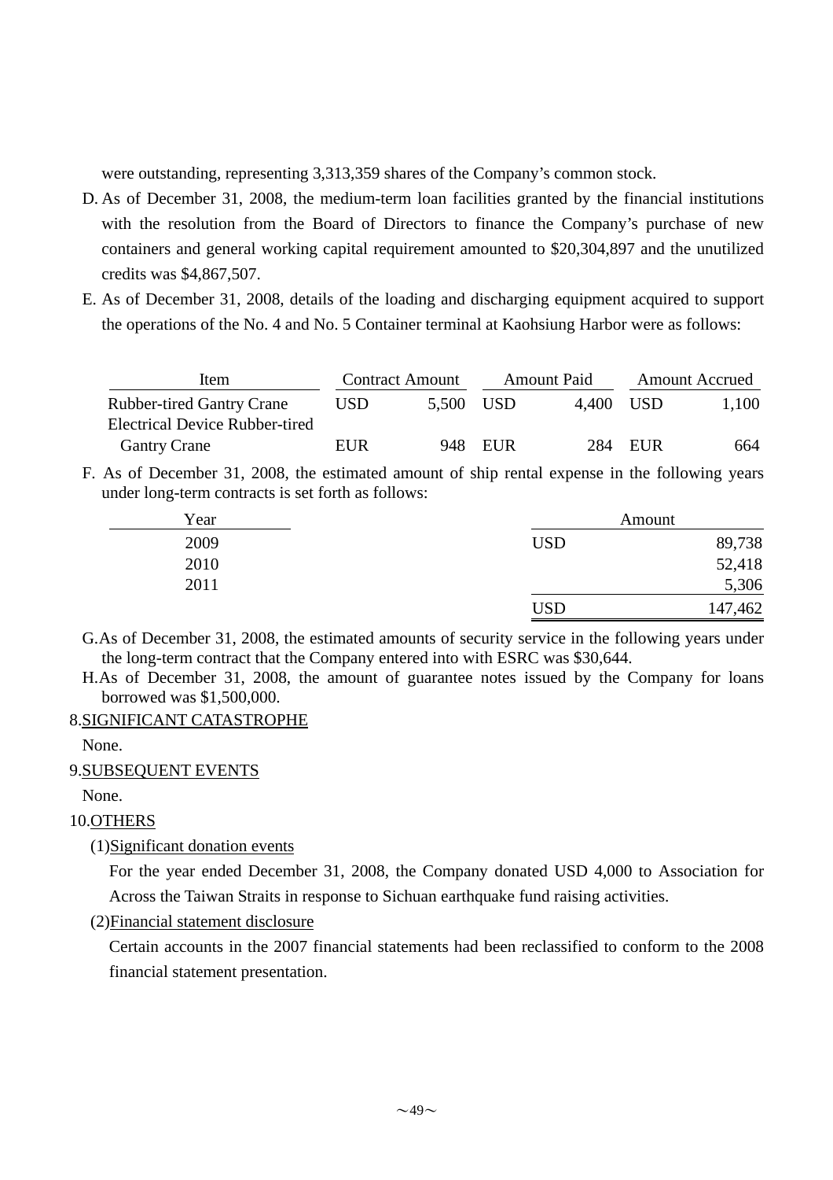were outstanding, representing 3,313,359 shares of the Company's common stock.

D. As of December 31, 2008, the medium-term loan facilities granted by the financial institutions with the resolution from the Board of Directors to finance the Company's purchase of new containers and general working capital requirement amounted to $20,304,897 and the unutilized credits was $4,867,507.

E. As of December 31, 2008, details of the loading and discharging equipment acquired to support the operations of the No. 4 and No. 5 Container terminal at Kaohsiung Harbor were as follows:

| Item | Contract Amount | | Amount Paid | | Amount Accrued | |
|---|---|---|---|---|---|---|
| Rubber-tired Gantry Crane | USD | 5,500 | USD | 4,400 | USD | 1,100 |
| Electrical Device Rubber-tired Gantry Crane | EUR | 948 | EUR | 284 | EUR | 664 |

F. As of December 31, 2008, the estimated amount of ship rental expense in the following years under long-term contracts is set forth as follows:

| Year | Amount | |
|---|---|---|
| 2009 | USD | 89,738 |
| 2010 | | 52,418 |
| 2011 | | 5,306 |
| | USD | 147,462 |

G. As of December 31, 2008, the estimated amounts of security service in the following years under the long-term contract that the Company entered into with ESRC was $30,644.

H. As of December 31, 2008, the amount of guarantee notes issued by the Company for loans borrowed was $1,500,000.

8. SIGNIFICANT CATASTROPHE

None.

9. SUBSEQUENT EVENTS

None.

10. OTHERS

(1) Significant donation events

For the year ended December 31, 2008, the Company donated USD 4,000 to Association for Across the Taiwan Straits in response to Sichuan earthquake fund raising activities.

(2) Financial statement disclosure

Certain accounts in the 2007 financial statements had been reclassified to conform to the 2008 financial statement presentation.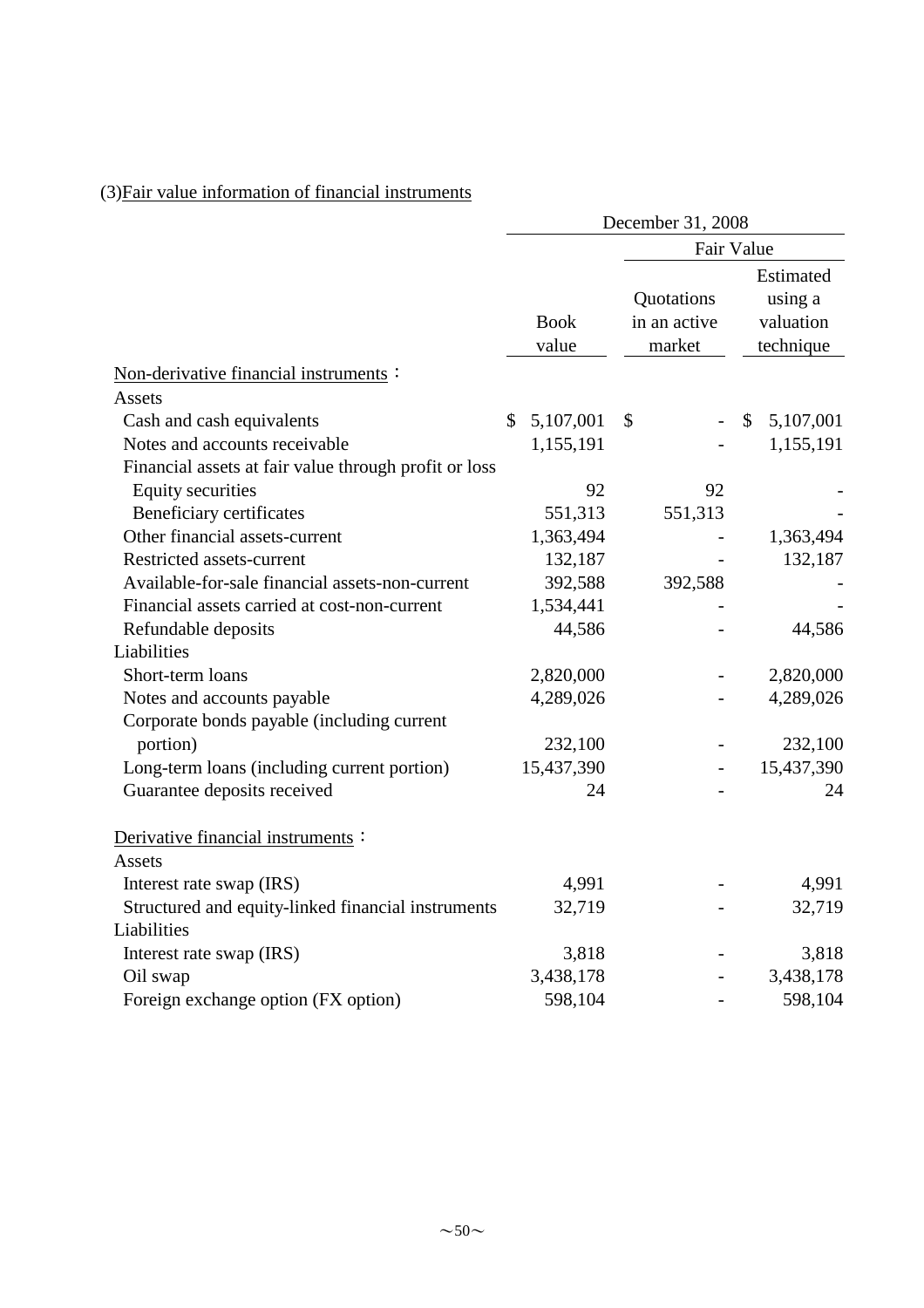(3)Fair value information of financial instruments

| | December 31, 2008 | | |
|---|---|---|---|
| | | Fair Value | |
| | Book value | Quotations in an active market | Estimated using a valuation technique |
| Non-derivative financial instruments： | | | |
| Assets | | | |
| Cash and cash equivalents | $ 5,107,001 | $ - | $ 5,107,001 |
| Notes and accounts receivable | 1,155,191 | - | 1,155,191 |
| Financial assets at fair value through profit or loss | | | |
| Equity securities | 92 | 92 | - |
| Beneficiary certificates | 551,313 | 551,313 | - |
| Other financial assets-current | 1,363,494 | - | 1,363,494 |
| Restricted assets-current | 132,187 | - | 132,187 |
| Available-for-sale financial assets-non-current | 392,588 | 392,588 | - |
| Financial assets carried at cost-non-current | 1,534,441 | - | - |
| Refundable deposits | 44,586 | - | 44,586 |
| Liabilities | | | |
| Short-term loans | 2,820,000 | - | 2,820,000 |
| Notes and accounts payable | 4,289,026 | - | 4,289,026 |
| Corporate bonds payable (including current portion) | 232,100 | - | 232,100 |
| Long-term loans (including current portion) | 15,437,390 | - | 15,437,390 |
| Guarantee deposits received | 24 | - | 24 |
| Derivative financial instruments： | | | |
| Assets | | | |
| Interest rate swap (IRS) | 4,991 | - | 4,991 |
| Structured and equity-linked financial instruments | 32,719 | - | 32,719 |
| Liabilities | | | |
| Interest rate swap (IRS) | 3,818 | - | 3,818 |
| Oil swap | 3,438,178 | - | 3,438,178 |
| Foreign exchange option (FX option) | 598,104 | - | 598,104 |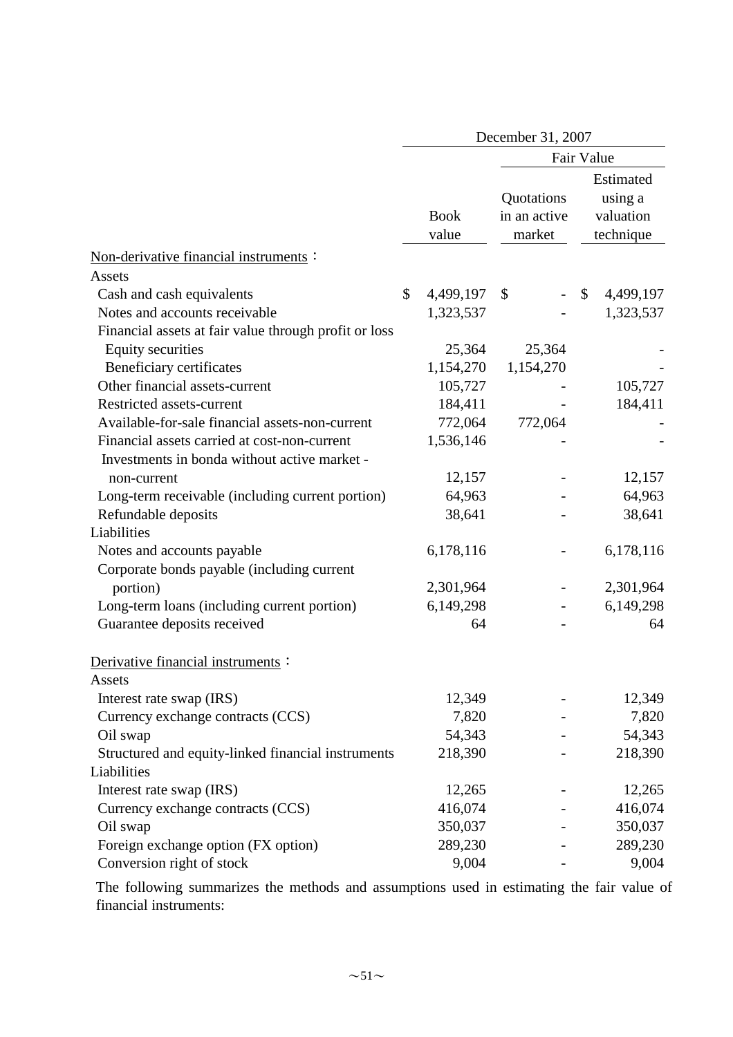| | December 31, 2007 | | |
|---|---|---|---|
| | | Fair Value | |
| | Book value | Quotations in an active market | Estimated using a valuation technique |
| Non-derivative financial instruments： | | | |
| Assets | | | |
| Cash and cash equivalents | $ 4,499,197 | $ - | $ 4,499,197 |
| Notes and accounts receivable | 1,323,537 | - | 1,323,537 |
| Financial assets at fair value through profit or loss | | | |
| Equity securities | 25,364 | 25,364 | - |
| Beneficiary certificates | 1,154,270 | 1,154,270 | - |
| Other financial assets-current | 105,727 | - | 105,727 |
| Restricted assets-current | 184,411 | - | 184,411 |
| Available-for-sale financial assets-non-current | 772,064 | 772,064 | - |
| Financial assets carried at cost-non-current | 1,536,146 | - | - |
| Investments in bonda without active market - non-current | 12,157 | - | 12,157 |
| Long-term receivable (including current portion) | 64,963 | - | 64,963 |
| Refundable deposits | 38,641 | - | 38,641 |
| Liabilities | | | |
| Notes and accounts payable | 6,178,116 | - | 6,178,116 |
| Corporate bonds payable (including current portion) | 2,301,964 | - | 2,301,964 |
| Long-term loans (including current portion) | 6,149,298 | - | 6,149,298 |
| Guarantee deposits received | 64 | - | 64 |
| Derivative financial instruments： | | | |
| Assets | | | |
| Interest rate swap (IRS) | 12,349 | - | 12,349 |
| Currency exchange contracts (CCS) | 7,820 | - | 7,820 |
| Oil swap | 54,343 | - | 54,343 |
| Structured and equity-linked financial instruments | 218,390 | - | 218,390 |
| Liabilities | | | |
| Interest rate swap (IRS) | 12,265 | - | 12,265 |
| Currency exchange contracts (CCS) | 416,074 | - | 416,074 |
| Oil swap | 350,037 | - | 350,037 |
| Foreign exchange option (FX option) | 289,230 | - | 289,230 |
| Conversion right of stock | 9,004 | - | 9,004 |

The following summarizes the methods and assumptions used in estimating the fair value of financial instruments: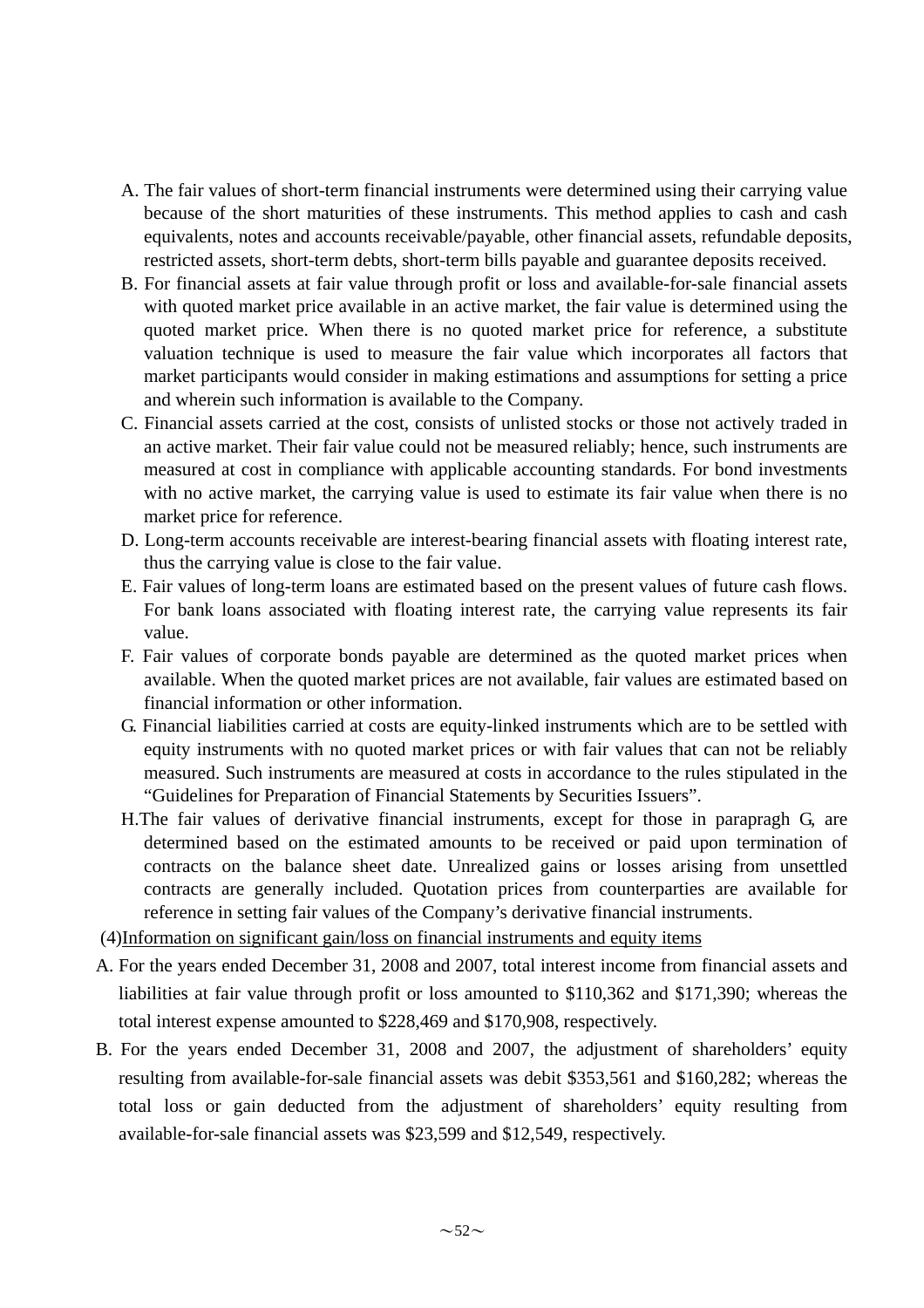A. The fair values of short-term financial instruments were determined using their carrying value because of the short maturities of these instruments. This method applies to cash and cash equivalents, notes and accounts receivable/payable, other financial assets, refundable deposits, restricted assets, short-term debts, short-term bills payable and guarantee deposits received.

B. For financial assets at fair value through profit or loss and available-for-sale financial assets with quoted market price available in an active market, the fair value is determined using the quoted market price. When there is no quoted market price for reference, a substitute valuation technique is used to measure the fair value which incorporates all factors that market participants would consider in making estimations and assumptions for setting a price and wherein such information is available to the Company.

C. Financial assets carried at the cost, consists of unlisted stocks or those not actively traded in an active market. Their fair value could not be measured reliably; hence, such instruments are measured at cost in compliance with applicable accounting standards. For bond investments with no active market, the carrying value is used to estimate its fair value when there is no market price for reference.

D. Long-term accounts receivable are interest-bearing financial assets with floating interest rate, thus the carrying value is close to the fair value.

E. Fair values of long-term loans are estimated based on the present values of future cash flows. For bank loans associated with floating interest rate, the carrying value represents its fair value.

F. Fair values of corporate bonds payable are determined as the quoted market prices when available. When the quoted market prices are not available, fair values are estimated based on financial information or other information.

G. Financial liabilities carried at costs are equity-linked instruments which are to be settled with equity instruments with no quoted market prices or with fair values that can not be reliably measured. Such instruments are measured at costs in accordance to the rules stipulated in the "Guidelines for Preparation of Financial Statements by Securities Issuers".

H. The fair values of derivative financial instruments, except for those in parapragh G, are determined based on the estimated amounts to be received or paid upon termination of contracts on the balance sheet date. Unrealized gains or losses arising from unsettled contracts are generally included. Quotation prices from counterparties are available for reference in setting fair values of the Company's derivative financial instruments.

(4)Information on significant gain/loss on financial instruments and equity items

A. For the years ended December 31, 2008 and 2007, total interest income from financial assets and liabilities at fair value through profit or loss amounted to $110,362 and $171,390; whereas the total interest expense amounted to $228,469 and $170,908, respectively.

B. For the years ended December 31, 2008 and 2007, the adjustment of shareholders' equity resulting from available-for-sale financial assets was debit $353,561 and $160,282; whereas the total loss or gain deducted from the adjustment of shareholders' equity resulting from available-for-sale financial assets was $23,599 and $12,549, respectively.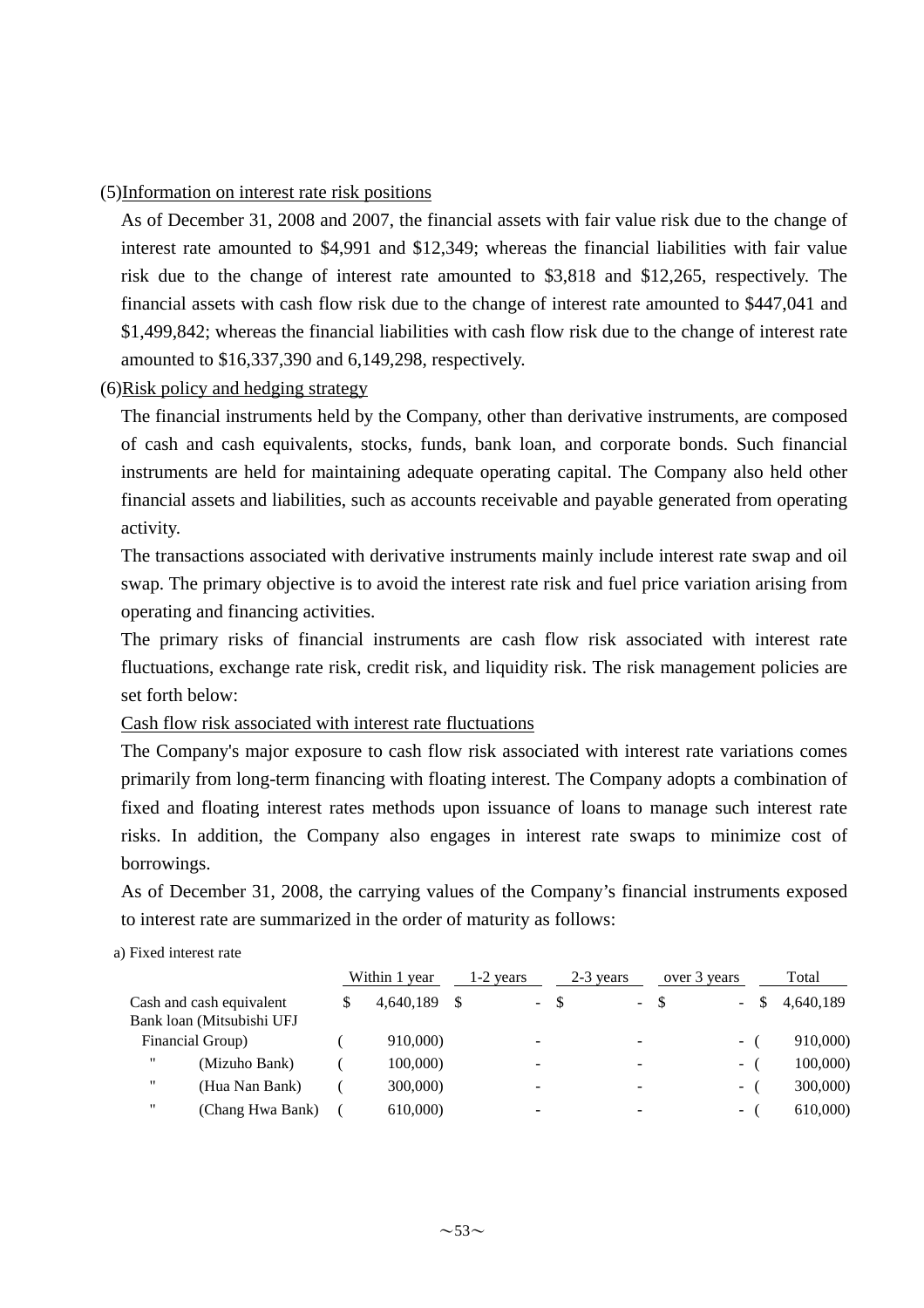(5)<u>Information on interest rate risk positions</u>

As of December 31, 2008 and 2007, the financial assets with fair value risk due to the change of interest rate amounted to $4,991 and $12,349; whereas the financial liabilities with fair value risk due to the change of interest rate amounted to $3,818 and $12,265, respectively. The financial assets with cash flow risk due to the change of interest rate amounted to $447,041 and $1,499,842; whereas the financial liabilities with cash flow risk due to the change of interest rate amounted to $16,337,390 and 6,149,298, respectively.

(6)<u>Risk policy and hedging strategy</u>

The financial instruments held by the Company, other than derivative instruments, are composed of cash and cash equivalents, stocks, funds, bank loan, and corporate bonds. Such financial instruments are held for maintaining adequate operating capital. The Company also held other financial assets and liabilities, such as accounts receivable and payable generated from operating activity.

The transactions associated with derivative instruments mainly include interest rate swap and oil swap. The primary objective is to avoid the interest rate risk and fuel price variation arising from operating and financing activities.

The primary risks of financial instruments are cash flow risk associated with interest rate fluctuations, exchange rate risk, credit risk, and liquidity risk. The risk management policies are set forth below:

<u>Cash flow risk associated with interest rate fluctuations</u>

The Company's major exposure to cash flow risk associated with interest rate variations comes primarily from long-term financing with floating interest. The Company adopts a combination of fixed and floating interest rates methods upon issuance of loans to manage such interest rate risks. In addition, the Company also engages in interest rate swaps to minimize cost of borrowings.

As of December 31, 2008, the carrying values of the Company's financial instruments exposed to interest rate are summarized in the order of maturity as follows:

a) Fixed interest rate

| | Within 1 year | 1-2 years | 2-3 years | over 3 years | Total |
|---|---|---|---|---|---|
| Cash and cash equivalent | $ 4,640,189 | $ - | $ - | $ - | $ 4,640,189 |
| Bank loan (Mitsubishi UFJ Financial Group) | ( 910,000) | - | - | - | ( 910,000) |
| " (Mizuho Bank) | ( 100,000) | - | - | - | ( 100,000) |
| " (Hua Nan Bank) | ( 300,000) | - | - | - | ( 300,000) |
| " (Chang Hwa Bank) | ( 610,000) | - | - | - | ( 610,000) |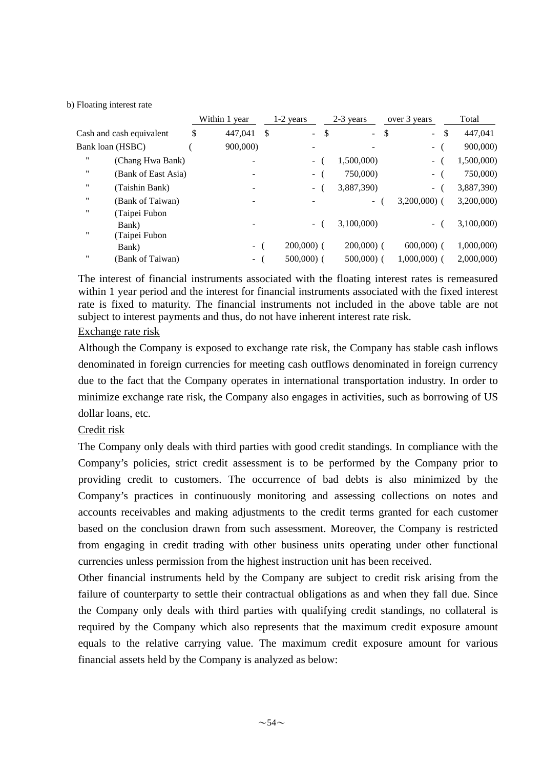b) Floating interest rate

| | Within 1 year | 1-2 years | 2-3 years | over 3 years | Total |
|---|---|---|---|---|---|
| Cash and cash equivalent | $ 447,041 | $ - | $ - | $ - | $ 447,041 |
| Bank loan (HSBC) | ( 900,000) | - | - | - | ( 900,000) |
| " (Chang Hwa Bank) | - | - | ( 1,500,000) | - | ( 1,500,000) |
| " (Bank of East Asia) | - | - | ( 750,000) | - | ( 750,000) |
| " (Taishin Bank) | - | - | ( 3,887,390) | - | ( 3,887,390) |
| " (Bank of Taiwan) | - | - | - | ( 3,200,000) | ( 3,200,000) |
| " (Taipei Fubon Bank) | - | - | ( 3,100,000) | - | ( 3,100,000) |
| " (Taipei Fubon Bank) | - | ( 200,000) | ( 200,000) | ( 600,000) | ( 1,000,000) |
| " (Bank of Taiwan) | - | ( 500,000) | ( 500,000) | ( 1,000,000) | ( 2,000,000) |

The interest of financial instruments associated with the floating interest rates is remeasured within 1 year period and the interest for financial instruments associated with the fixed interest rate is fixed to maturity. The financial instruments not included in the above table are not subject to interest payments and thus, do not have inherent interest rate risk.

Exchange rate risk

Although the Company is exposed to exchange rate risk, the Company has stable cash inflows denominated in foreign currencies for meeting cash outflows denominated in foreign currency due to the fact that the Company operates in international transportation industry. In order to minimize exchange rate risk, the Company also engages in activities, such as borrowing of US dollar loans, etc.

Credit risk

The Company only deals with third parties with good credit standings. In compliance with the Company's policies, strict credit assessment is to be performed by the Company prior to providing credit to customers. The occurrence of bad debts is also minimized by the Company's practices in continuously monitoring and assessing collections on notes and accounts receivables and making adjustments to the credit terms granted for each customer based on the conclusion drawn from such assessment. Moreover, the Company is restricted from engaging in credit trading with other business units operating under other functional currencies unless permission from the highest instruction unit has been received.

Other financial instruments held by the Company are subject to credit risk arising from the failure of counterparty to settle their contractual obligations as and when they fall due. Since the Company only deals with third parties with qualifying credit standings, no collateral is required by the Company which also represents that the maximum credit exposure amount equals to the relative carrying value. The maximum credit exposure amount for various financial assets held by the Company is analyzed as below: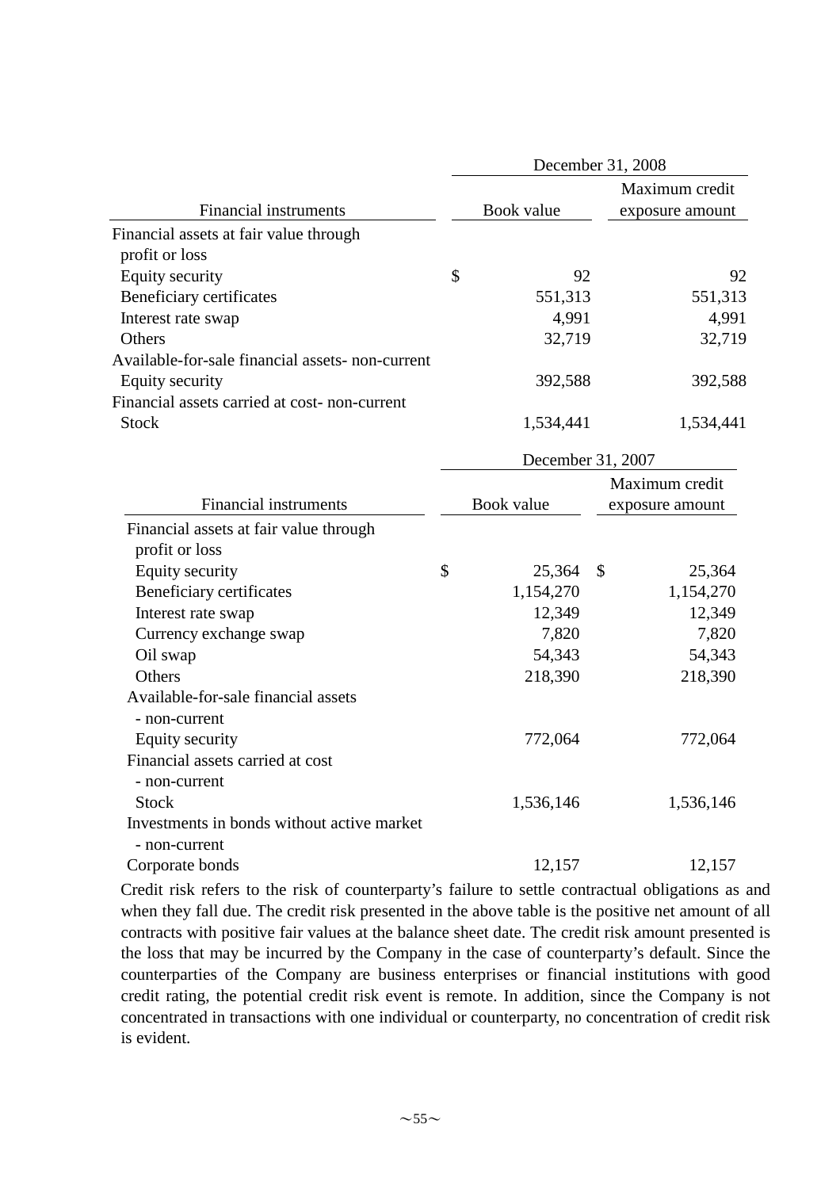| Financial instruments | December 31, 2008 | |
|---|---|---|
| | Book value | Maximum credit exposure amount |
| Financial assets at fair value through profit or loss | | |
| Equity security | $ 92 | 92 |
| Beneficiary certificates | 551,313 | 551,313 |
| Interest rate swap | 4,991 | 4,991 |
| Others | 32,719 | 32,719 |
| Available-for-sale financial assets- non-current | | |
| Equity security | 392,588 | 392,588 |
| Financial assets carried at cost- non-current | | |
| Stock | 1,534,441 | 1,534,441 |

| Financial instruments | December 31, 2007 | |
|---|---|---|
| | Book value | Maximum credit exposure amount |
| Financial assets at fair value through profit or loss | | |
| Equity security | $ 25,364 | $ 25,364 |
| Beneficiary certificates | 1,154,270 | 1,154,270 |
| Interest rate swap | 12,349 | 12,349 |
| Currency exchange swap | 7,820 | 7,820 |
| Oil swap | 54,343 | 54,343 |
| Others | 218,390 | 218,390 |
| Available-for-sale financial assets - non-current | | |
| Equity security | 772,064 | 772,064 |
| Financial assets carried at cost - non-current | | |
| Stock | 1,536,146 | 1,536,146 |
| Investments in bonds without active market - non-current | | |
| Corporate bonds | 12,157 | 12,157 |

Credit risk refers to the risk of counterparty's failure to settle contractual obligations as and when they fall due. The credit risk presented in the above table is the positive net amount of all contracts with positive fair values at the balance sheet date. The credit risk amount presented is the loss that may be incurred by the Company in the case of counterparty's default. Since the counterparties of the Company are business enterprises or financial institutions with good credit rating, the potential credit risk event is remote. In addition, since the Company is not concentrated in transactions with one individual or counterparty, no concentration of credit risk is evident.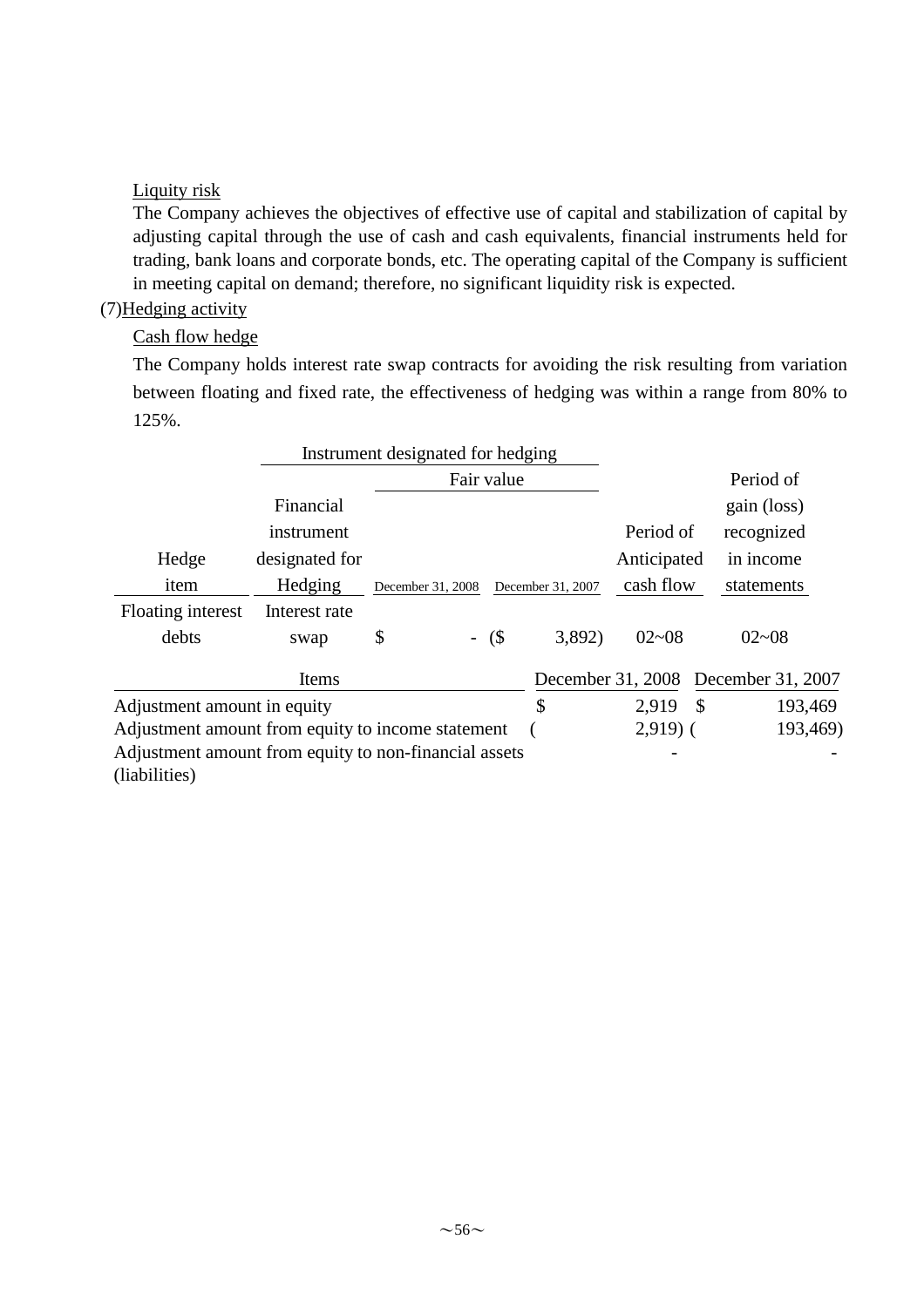Liquity risk

The Company achieves the objectives of effective use of capital and stabilization of capital by adjusting capital through the use of cash and cash equivalents, financial instruments held for trading, bank loans and corporate bonds, etc. The operating capital of the Company is sufficient in meeting capital on demand; therefore, no significant liquidity risk is expected.

(7)Hedging activity

Cash flow hedge

The Company holds interest rate swap contracts for avoiding the risk resulting from variation between floating and fixed rate, the effectiveness of hedging was within a range from 80% to 125%.

| Hedge item | Instrument designated for hedging | | | Period of Anticipated cash flow | Period of gain (loss) recognized in income statements |
|---|---|---|---|---|---|
| | Financial instrument designated for Hedging | Fair value | | | |
| | | December 31, 2008 | December 31, 2007 | | |
| Floating interest debts | Interest rate swap | $ - | ($ 3,892) | 02~08 | 02~08 |

| Items | December 31, 2008 | December 31, 2007 |
|---|---|---|
| Adjustment amount in equity | $ 2,919 | $ 193,469 |
| Adjustment amount from equity to income statement | ( 2,919) | ( 193,469) |
| Adjustment amount from equity to non-financial assets (liabilities) | - | - |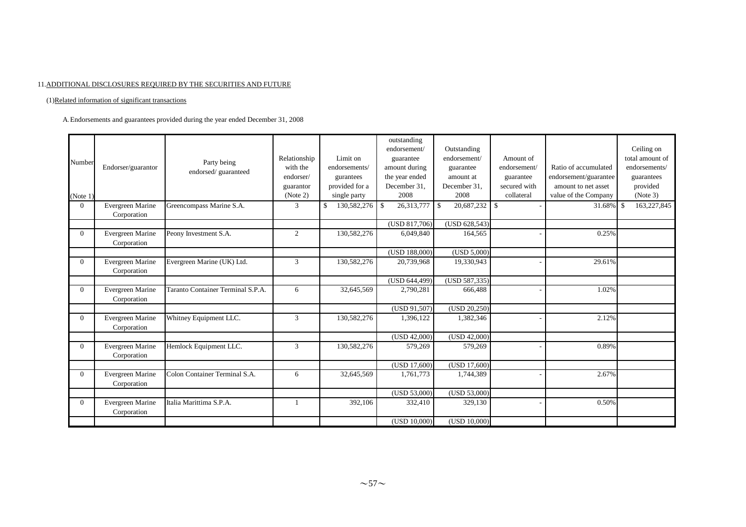11. ADDITIONAL DISCLOSURES REQUIRED BY THE SECURITIES AND FUTURE

(1) Related information of significant transactions

A. Endorsements and guarantees provided during the year ended December 31, 2008

| Number (Note 1) | Endorser/guarantor | Party being endorsed/ guaranteed | Relationship with the endorser/ guarantor (Note 2) | Limit on endorsements/ gurantees provided for a single party | outstanding endorsement/ guarantee amount during the year ended December 31, 2008 | Outstanding endorsement/ guarantee amount at December 31, 2008 | Amount of endorsement/ guarantee secured with collateral | Ratio of accumulated endorsement/guarantee amount to net asset value of the Company | Ceiling on total amount of endorsements/ guarantees provided (Note 3) |
|---|---|---|---|---|---|---|---|---|---|
| 0 | Evergreen Marine Corporation | Greencompass Marine S.A. | 3 | $ 130,582,276 | $ 26,313,777 | $ 20,687,232 | $ - | 31.68% | $ 163,227,845 |
| | | | | | (USD 817,706) | (USD 628,543) | | | |
| 0 | Evergreen Marine Corporation | Peony Investment S.A. | 2 | 130,582,276 | 6,049,840 | 164,565 | - | 0.25% | |
| | | | | | (USD 188,000) | (USD 5,000) | | | |
| 0 | Evergreen Marine Corporation | Evergreen Marine (UK) Ltd. | 3 | 130,582,276 | 20,739,968 | 19,330,943 | - | 29.61% | |
| | | | | | (USD 644,499) | (USD 587,335) | | | |
| 0 | Evergreen Marine Corporation | Taranto Container Terminal S.P.A. | 6 | 32,645,569 | 2,790,281 | 666,488 | - | 1.02% | |
| | | | | | (USD 91,507) | (USD 20,250) | | | |
| 0 | Evergreen Marine Corporation | Whitney Equipment LLC. | 3 | 130,582,276 | 1,396,122 | 1,382,346 | - | 2.12% | |
| | | | | | (USD 42,000) | (USD 42,000) | | | |
| 0 | Evergreen Marine Corporation | Hemlock Equipment LLC. | 3 | 130,582,276 | 579,269 | 579,269 | - | 0.89% | |
| | | | | | (USD 17,600) | (USD 17,600) | | | |
| 0 | Evergreen Marine Corporation | Colon Container Terminal S.A. | 6 | 32,645,569 | 1,761,773 | 1,744,389 | - | 2.67% | |
| | | | | | (USD 53,000) | (USD 53,000) | | | |
| 0 | Evergreen Marine Corporation | Italia Marittima S.P.A. | 1 | 392,106 | 332,410 | 329,130 | - | 0.50% | |
| | | | | | (USD 10,000) | (USD 10,000) | | | |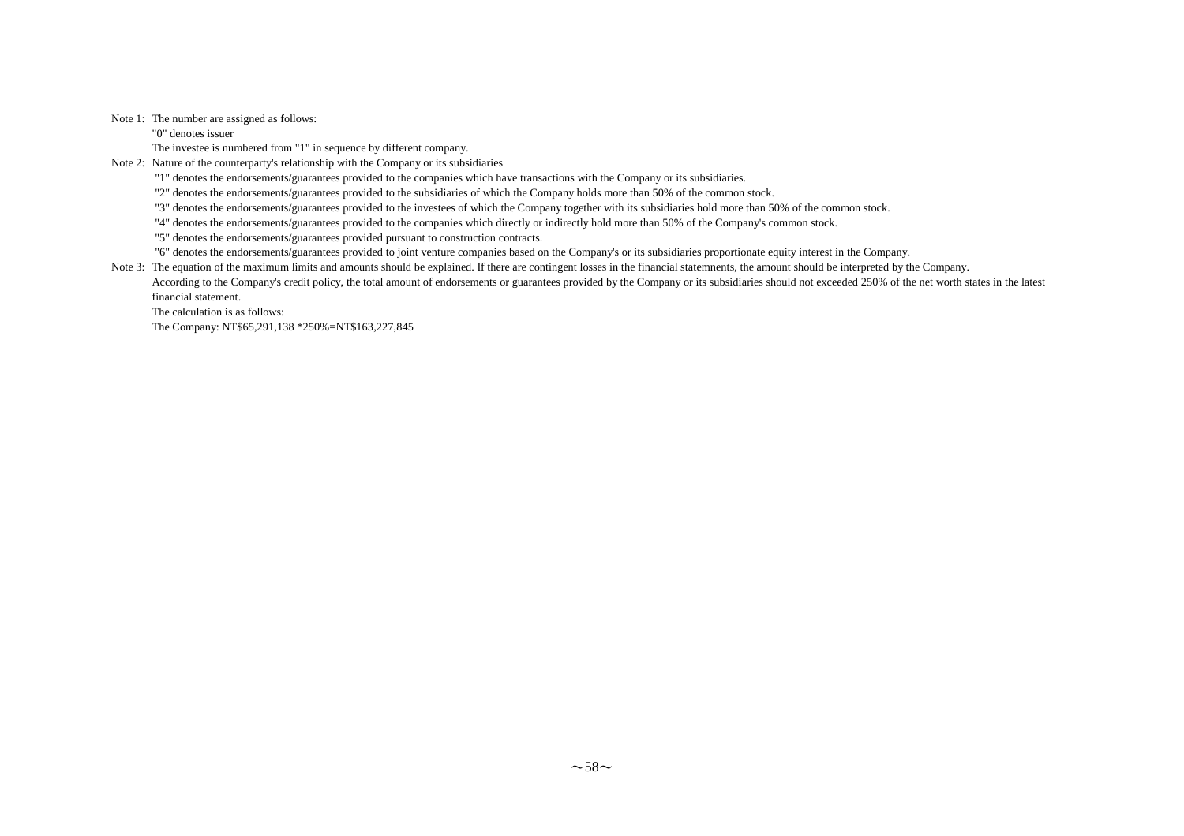Note 1: The number are assigned as follows:

"0" denotes issuer

The investee is numbered from "1" in sequence by different company.

Note 2: Nature of the counterparty's relationship with the Company or its subsidiaries

"1" denotes the endorsements/guarantees provided to the companies which have transactions with the Company or its subsidiaries.

"2" denotes the endorsements/guarantees provided to the subsidiaries of which the Company holds more than 50% of the common stock.

"3" denotes the endorsements/guarantees provided to the investees of which the Company together with its subsidiaries hold more than 50% of the common stock.

"4" denotes the endorsements/guarantees provided to the companies which directly or indirectly hold more than 50% of the Company's common stock.

"5" denotes the endorsements/guarantees provided pursuant to construction contracts.

"6" denotes the endorsements/guarantees provided to joint venture companies based on the Company's or its subsidiaries proportionate equity interest in the Company.

Note 3: The equation of the maximum limits and amounts should be explained. If there are contingent losses in the financial statemnents, the amount should be interpreted by the Company.

According to the Company's credit policy, the total amount of endorsements or guarantees provided by the Company or its subsidiaries should not exceeded 250% of the net worth states in the latest financial statement.

The calculation is as follows:

The Company: NT$65,291,138 *250%=NT$163,227,845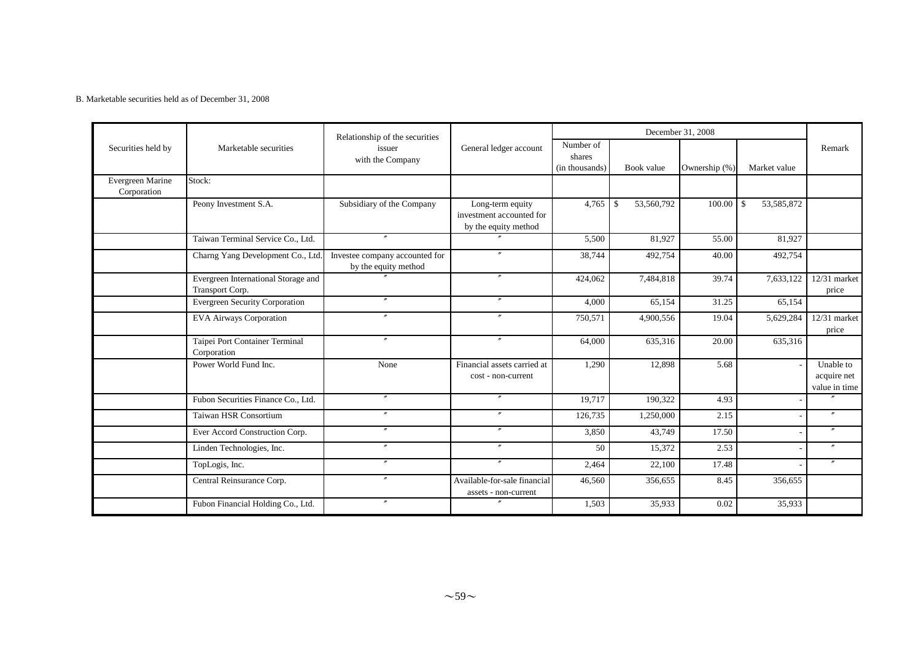B. Marketable securities held as of December 31, 2008

| Securities held by | Marketable securities | Relationship of the securities issuer with the Company | General ledger account | December 31, 2008 | | | | Remark |
|---|---|---|---|---|---|---|---|---|
| | | | | Number of shares (in thousands) | Book value | Ownership (%) | Market value | |
| Evergreen Marine Corporation | Stock: | | | | | | | |
| | Peony Investment S.A. | Subsidiary of the Company | Long-term equity investment accounted for by the equity method | 4,765 | $ 53,560,792 | 100.00 | $ 53,585,872 | |
| | Taiwan Terminal Service Co., Ltd. | 〃 | 〃 | 5,500 | 81,927 | 55.00 | 81,927 | |
| | Charng Yang Development Co., Ltd. | Investee company accounted for by the equity method | 〃 | 38,744 | 492,754 | 40.00 | 492,754 | |
| | Evergreen International Storage and Transport Corp. | 〃 | 〃 | 424,062 | 7,484,818 | 39.74 | 7,633,122 | 12/31 market price |
| | Evergreen Security Corporation | 〃 | 〃 | 4,000 | 65,154 | 31.25 | 65,154 | |
| | EVA Airways Corporation | 〃 | 〃 | 750,571 | 4,900,556 | 19.04 | 5,629,284 | 12/31 market price |
| | Taipei Port Container Terminal Corporation | 〃 | 〃 | 64,000 | 635,316 | 20.00 | 635,316 | |
| | Power World Fund Inc. | None | Financial assets carried at cost - non-current | 1,290 | 12,898 | 5.68 | - | Unable to acquire net value in time |
| | Fubon Securities Finance Co., Ltd. | 〃 | 〃 | 19,717 | 190,322 | 4.93 | - | 〃 |
| | Taiwan HSR Consortium | 〃 | 〃 | 126,735 | 1,250,000 | 2.15 | - | 〃 |
| | Ever Accord Construction Corp. | 〃 | 〃 | 3,850 | 43,749 | 17.50 | - | 〃 |
| | Linden Technologies, Inc. | 〃 | 〃 | 50 | 15,372 | 2.53 | - | 〃 |
| | TopLogis, Inc. | 〃 | 〃 | 2,464 | 22,100 | 17.48 | - | 〃 |
| | Central Reinsurance Corp. | 〃 | Available-for-sale financial assets - non-current | 46,560 | 356,655 | 8.45 | 356,655 | |
| | Fubon Financial Holding Co., Ltd. | 〃 | 〃 | 1,503 | 35,933 | 0.02 | 35,933 | |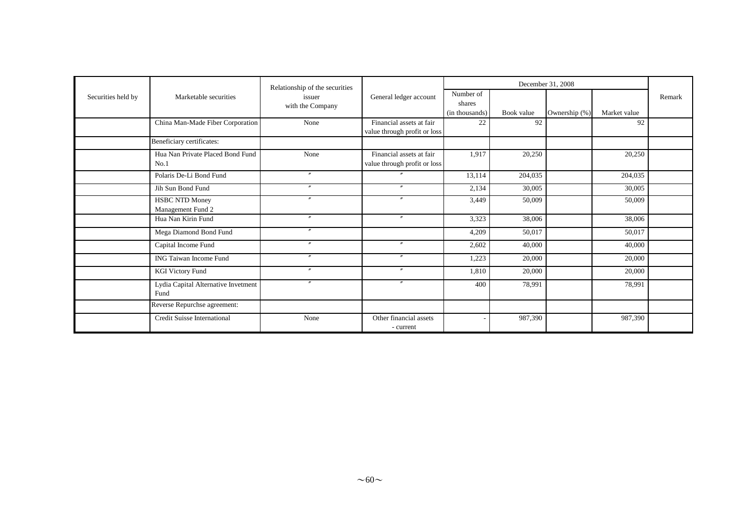| Securities held by | Marketable securities | Relationship of the securities issuer with the Company | General ledger account | December 31, 2008 | | | | Remark |
|---|---|---|---|---|---|---|---|---|
| | | | | Number of shares (in thousands) | Book value | Ownership (%) | Market value | |
| | China Man-Made Fiber Corporation | None | Financial assets at fair value through profit or loss | 22 | 92 | | 92 | |
| | Beneficiary certificates: | | | | | | | |
| | Hua Nan Private Placed Bond Fund No.1 | None | Financial assets at fair value through profit or loss | 1,917 | 20,250 | | 20,250 | |
| | Polaris De-Li Bond Fund | 〃 | 〃 | 13,114 | 204,035 | | 204,035 | |
| | Jih Sun Bond Fund | 〃 | 〃 | 2,134 | 30,005 | | 30,005 | |
| | HSBC NTD Money Management Fund 2 | 〃 | 〃 | 3,449 | 50,009 | | 50,009 | |
| | Hua Nan Kirin Fund | 〃 | 〃 | 3,323 | 38,006 | | 38,006 | |
| | Mega Diamond Bond Fund | 〃 | | 4,209 | 50,017 | | 50,017 | |
| | Capital Income Fund | 〃 | 〃 | 2,602 | 40,000 | | 40,000 | |
| | ING Taiwan Income Fund | 〃 | 〃 | 1,223 | 20,000 | | 20,000 | |
| | KGI Victory Fund | 〃 | 〃 | 1,810 | 20,000 | | 20,000 | |
| | Lydia Capital Alternative Invetment Fund | 〃 | 〃 | 400 | 78,991 | | 78,991 | |
| | Reverse Repurchse agreement: | | | | | | | |
| | Credit Suisse International | None | Other financial assets - current | - | 987,390 | | 987,390 | |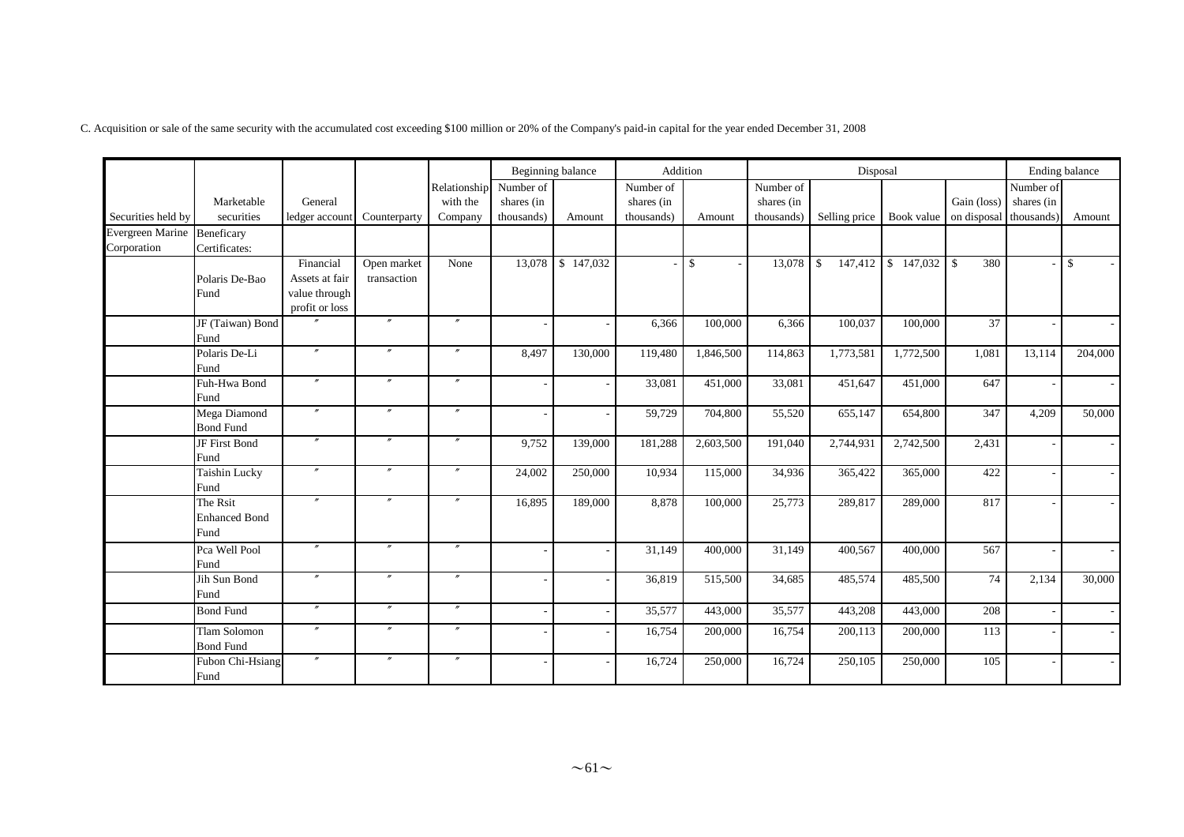C. Acquisition or sale of the same security with the accumulated cost exceeding $100 million or 20% of the Company's paid-in capital for the year ended December 31, 2008

| | | | | | Beginning balance | | Addition | | Disposal | | | | Ending balance | |
|---|---|---|---|---|---|---|---|---|---|---|---|---|---|---|
| Securities held by | Marketable securities | General ledger account | Counterparty | Relationship with the Company | Number of shares (in thousands) | Amount | Number of shares (in thousands) | Amount | Number of shares (in thousands) | Selling price | Book value | Gain (loss) on disposal | Number of shares (in thousands) | Amount |
| Evergreen Marine Corporation | Beneficary Certificates: | | | | | | | | | | | | | |
| | Polaris De-Bao Fund | Financial Assets at fair value through profit or loss | Open market transaction | None | 13,078 | $ 147,032 | - | $ - | 13,078 | $ 147,412 | $ 147,032 | $ 380 | - | $ - |
| | JF (Taiwan) Bond Fund | 〃 | 〃 | 〃 | - | - | 6,366 | 100,000 | 6,366 | 100,037 | 100,000 | 37 | - | - |
| | Polaris De-Li Fund | 〃 | 〃 | 〃 | 8,497 | 130,000 | 119,480 | 1,846,500 | 114,863 | 1,773,581 | 1,772,500 | 1,081 | 13,114 | 204,000 |
| | Fuh-Hwa Bond Fund | 〃 | 〃 | 〃 | - | - | 33,081 | 451,000 | 33,081 | 451,647 | 451,000 | 647 | - | - |
| | Mega Diamond Bond Fund | 〃 | 〃 | 〃 | - | - | 59,729 | 704,800 | 55,520 | 655,147 | 654,800 | 347 | 4,209 | 50,000 |
| | JF First Bond Fund | 〃 | 〃 | 〃 | 9,752 | 139,000 | 181,288 | 2,603,500 | 191,040 | 2,744,931 | 2,742,500 | 2,431 | - | - |
| | Taishin Lucky Fund | 〃 | 〃 | 〃 | 24,002 | 250,000 | 10,934 | 115,000 | 34,936 | 365,422 | 365,000 | 422 | - | - |
| | The Rsit Enhanced Bond Fund | 〃 | 〃 | 〃 | 16,895 | 189,000 | 8,878 | 100,000 | 25,773 | 289,817 | 289,000 | 817 | - | - |
| | Pca Well Pool Fund | 〃 | 〃 | 〃 | - | - | 31,149 | 400,000 | 31,149 | 400,567 | 400,000 | 567 | - | - |
| | Jih Sun Bond Fund | 〃 | 〃 | 〃 | - | - | 36,819 | 515,500 | 34,685 | 485,574 | 485,500 | 74 | 2,134 | 30,000 |
| | Bond Fund | 〃 | 〃 | 〃 | - | - | 35,577 | 443,000 | 35,577 | 443,208 | 443,000 | 208 | - | - |
| | Tlam Solomon Bond Fund | 〃 | 〃 | 〃 | - | - | 16,754 | 200,000 | 16,754 | 200,113 | 200,000 | 113 | - | - |
| | Fubon Chi-Hsiang Fund | 〃 | 〃 | 〃 | - | - | 16,724 | 250,000 | 16,724 | 250,105 | 250,000 | 105 | - | - |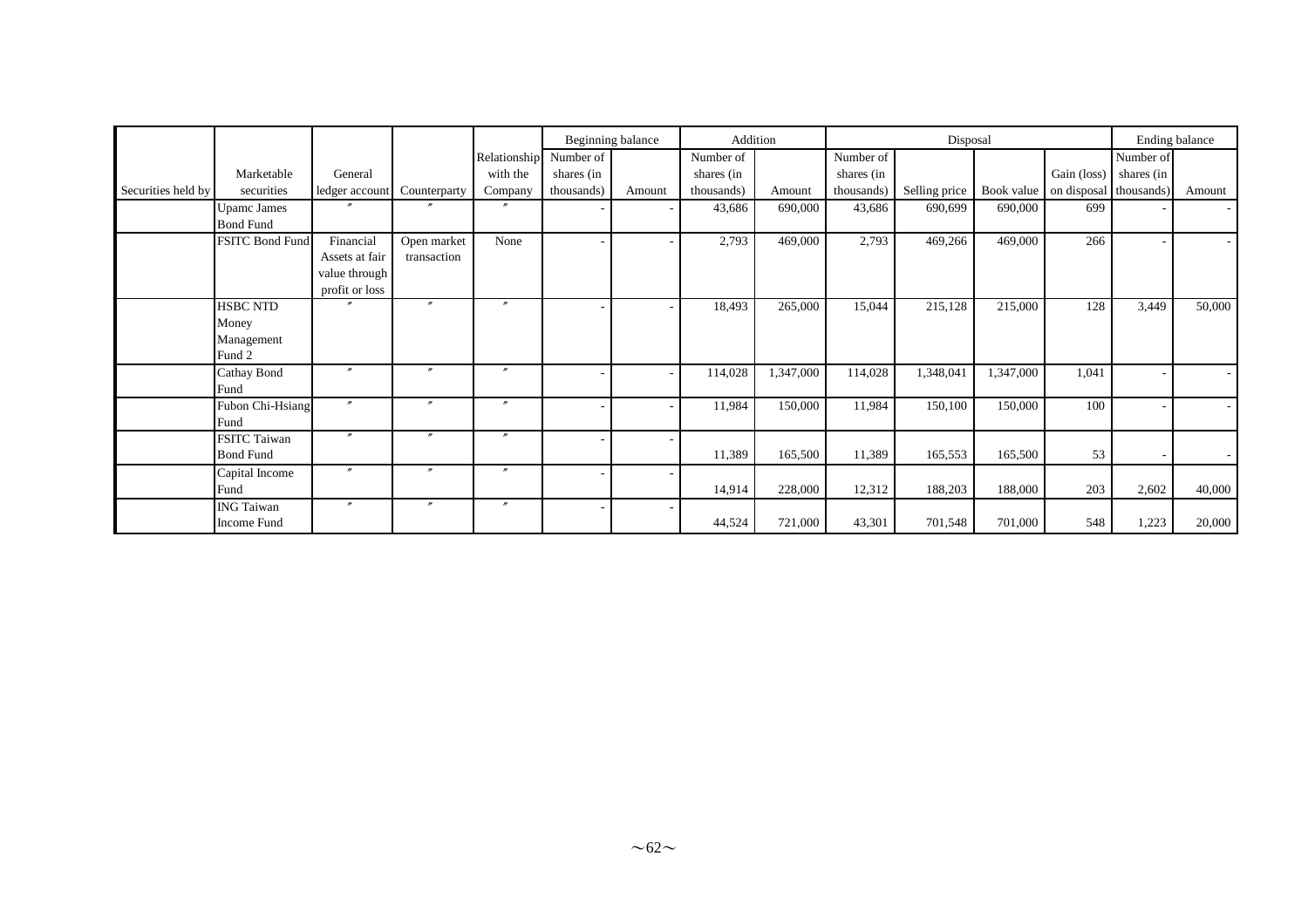| Securities held by | Marketable securities | General ledger account | Counterparty | Relationship with the Company | Beginning balance | | Addition | | Disposal | | | | Ending balance | |
|---|---|---|---|---|---|---|---|---|---|---|---|---|---|---|
| | | | | | Number of shares (in thousands) | Amount | Number of shares (in thousands) | Amount | Number of shares (in thousands) | Selling price | Book value | Gain (loss) on disposal | Number of shares (in thousands) | Amount |
| | Upamc James Bond Fund | 〃 | 〃 | 〃 | - | - | 43,686 | 690,000 | 43,686 | 690,699 | 690,000 | 699 | - | - |
| | FSITC Bond Fund | Financial Assets at fair value through profit or loss | Open market transaction | None | - | - | 2,793 | 469,000 | 2,793 | 469,266 | 469,000 | 266 | - | - |
| | HSBC NTD Money Management Fund 2 | 〃 | 〃 | 〃 | - | - | 18,493 | 265,000 | 15,044 | 215,128 | 215,000 | 128 | 3,449 | 50,000 |
| | Cathay Bond Fund | 〃 | 〃 | 〃 | - | - | 114,028 | 1,347,000 | 114,028 | 1,348,041 | 1,347,000 | 1,041 | - | - |
| | Fubon Chi-Hsiang Fund | 〃 | 〃 | 〃 | - | - | 11,984 | 150,000 | 11,984 | 150,100 | 150,000 | 100 | - | - |
| | FSITC Taiwan Bond Fund | 〃 | 〃 | 〃 | - | - | 11,389 | 165,500 | 11,389 | 165,553 | 165,500 | 53 | - | - |
| | Capital Income Fund | 〃 | 〃 | 〃 | - | - | 14,914 | 228,000 | 12,312 | 188,203 | 188,000 | 203 | 2,602 | 40,000 |
| | ING Taiwan Income Fund | 〃 | 〃 | 〃 | - | - | 44,524 | 721,000 | 43,301 | 701,548 | 701,000 | 548 | 1,223 | 20,000 |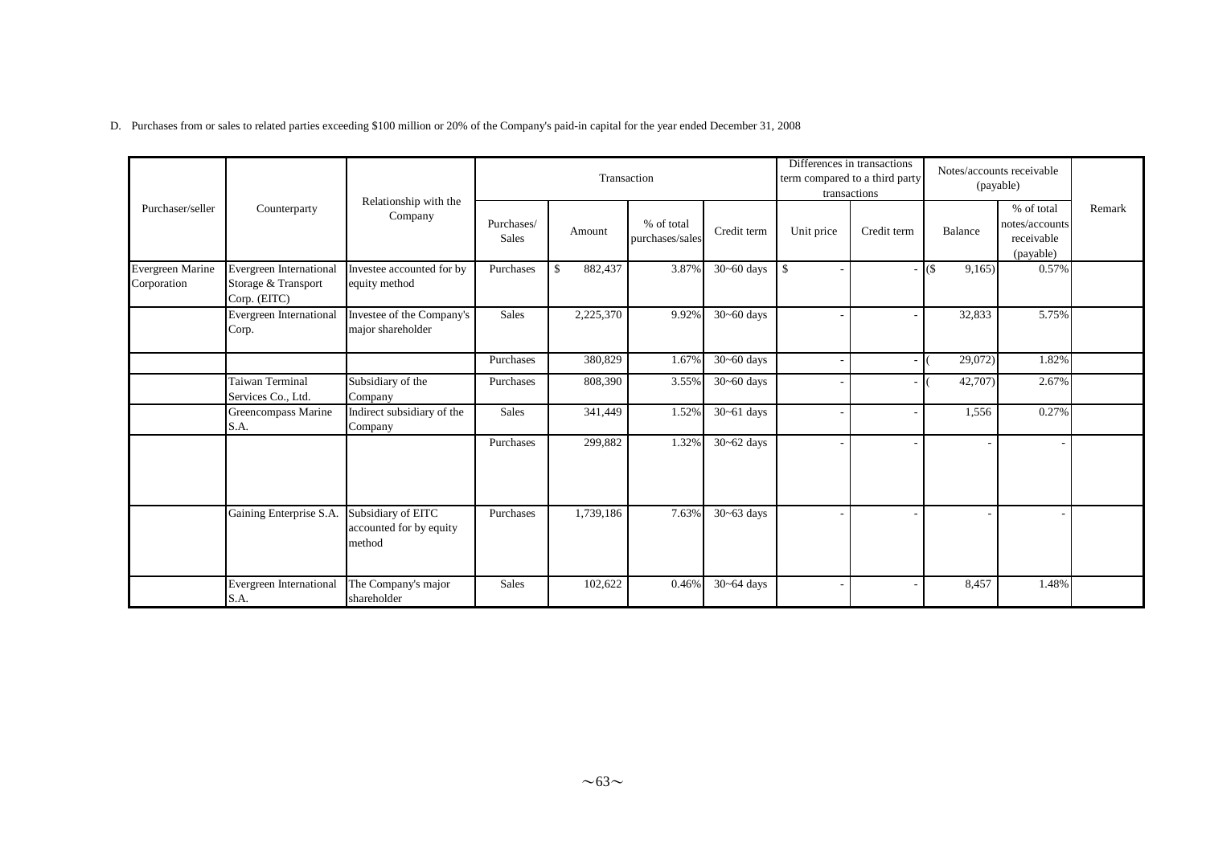D. Purchases from or sales to related parties exceeding $100 million or 20% of the Company's paid-in capital for the year ended December 31, 2008

| Purchaser/seller | Counterparty | Relationship with the Company | Transaction | | | | Differences in transactions term compared to a third party transactions | | Notes/accounts receivable (payable) | | Remark |
|---|---|---|---|---|---|---|---|---|---|---|---|
| | | | Purchases/ Sales | Amount | % of total purchases/sales | Credit term | Unit price | Credit term | Balance | % of total notes/accounts receivable (payable) | |
| Evergreen Marine Corporation | Evergreen International Storage & Transport Corp. (EITC) | Investee accounted for by equity method | Purchases | $ 882,437 | 3.87% | 30~60 days | $ - | - | ($ 9,165) | 0.57% | |
| | Evergreen International Corp. | Investee of the Company's major shareholder | Sales | 2,225,370 | 9.92% | 30~60 days | - | - | 32,833 | 5.75% | |
| | | | Purchases | 380,829 | 1.67% | 30~60 days | - | - | ( 29,072) | 1.82% | |
| | Taiwan Terminal Services Co., Ltd. | Subsidiary of the Company | Purchases | 808,390 | 3.55% | 30~60 days | - | - | ( 42,707) | 2.67% | |
| | Greencompass Marine S.A. | Indirect subsidiary of the Company | Sales | 341,449 | 1.52% | 30~61 days | - | - | 1,556 | 0.27% | |
| | | | Purchases | 299,882 | 1.32% | 30~62 days | - | - | - | - | |
| | Gaining Enterprise S.A. | Subsidiary of EITC accounted for by equity method | Purchases | 1,739,186 | 7.63% | 30~63 days | - | - | - | - | |
| | Evergreen International S.A. | The Company's major shareholder | Sales | 102,622 | 0.46% | 30~64 days | - | - | 8,457 | 1.48% | |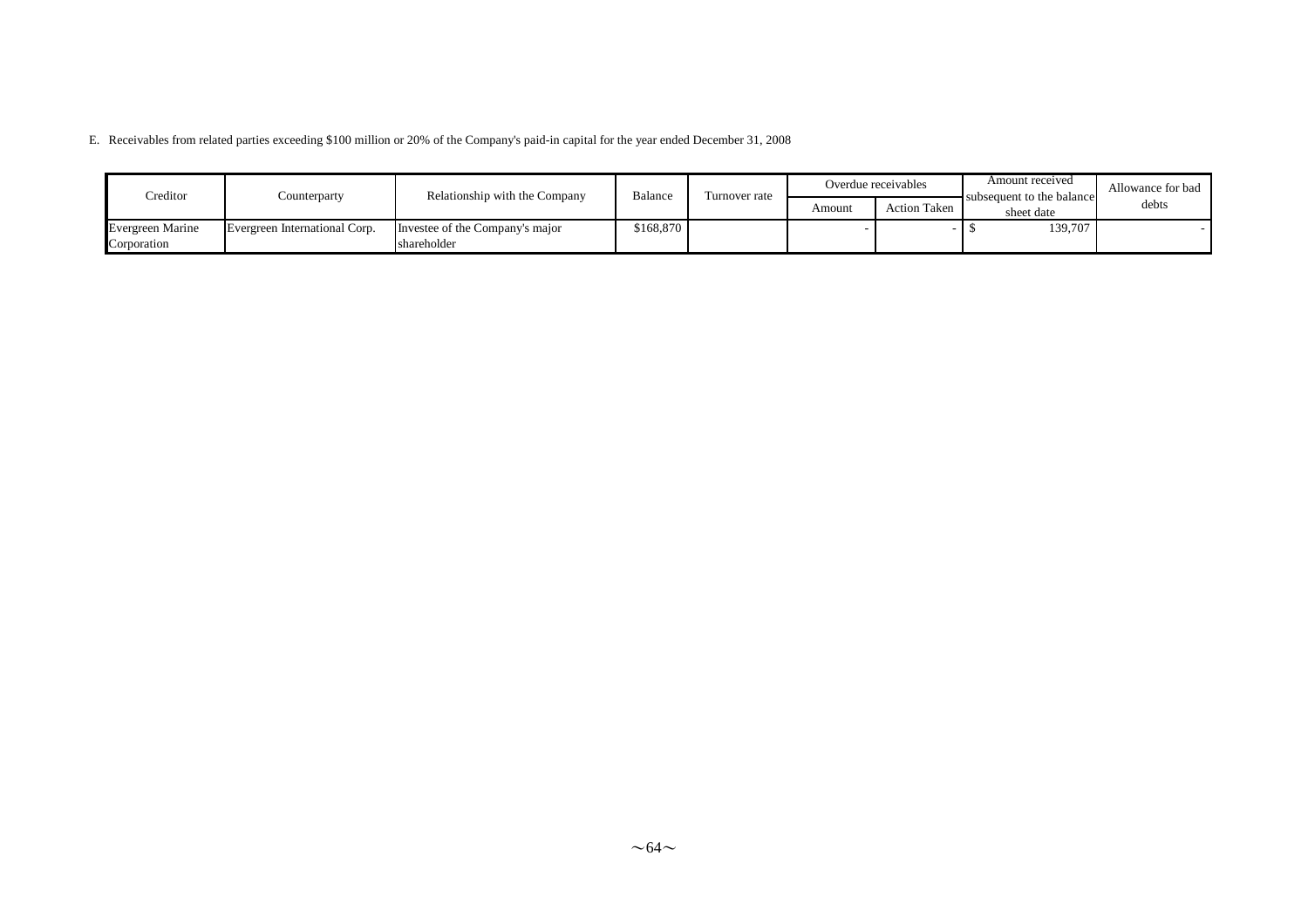E. Receivables from related parties exceeding $100 million or 20% of the Company's paid-in capital for the year ended December 31, 2008

| Creditor | Counterparty | Relationship with the Company | Balance | Turnover rate | Overdue receivables | | Amount received subsequent to the balance sheet date | Allowance for bad debts |
|---|---|---|---|---|---|---|---|---|
| | | | | | Amount | Action Taken | | |
| Evergreen Marine Corporation | Evergreen International Corp. | Investee of the Company's major shareholder | $168,870 | | - | - | $ 139,707 | - |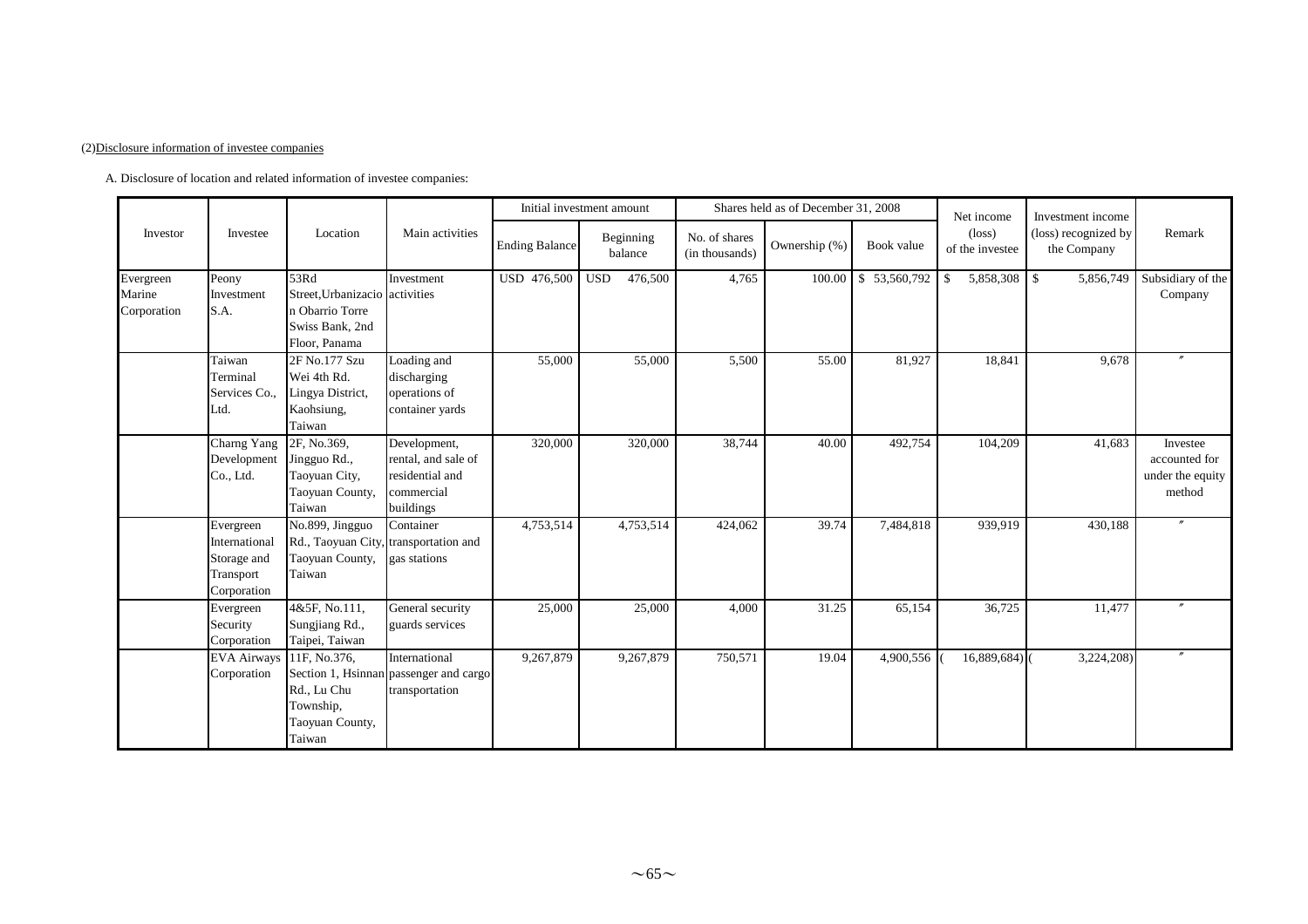(2)Disclosure information of investee companies

A. Disclosure of location and related information of investee companies:

| Investor | Investee | Location | Main activities | Initial investment amount | | Shares held as of December 31, 2008 | | | Net income (loss) of the investee | Investment income (loss) recognized by the Company | Remark |
|---|---|---|---|---|---|---|---|---|---|---|---|
| | | | | Ending Balance | Beginning balance | No. of shares (in thousands) | Ownership (%) | Book value | | | |
| Evergreen Marine Corporation | Peony Investment S.A. | 53Rd Street,Urbanizacion Obarrio Torre Swiss Bank, 2nd Floor, Panama | Investment activities | USD 476,500 | USD 476,500 | 4,765 | 100.00 | $ 53,560,792 | $ 5,858,308 | $ 5,856,749 | Subsidiary of the Company |
| | Taiwan Terminal Services Co., Ltd. | 2F No.177 Szu Wei 4th Rd. Lingya District, Kaohsiung, Taiwan | Loading and discharging operations of container yards | 55,000 | 55,000 | 5,500 | 55.00 | 81,927 | 18,841 | 9,678 | 〃 |
| | Charng Yang Development Co., Ltd. | 2F, No.369, Jingguo Rd., Taoyuan City, Taoyuan County, Taiwan | Development, rental, and sale of residential and commercial buildings | 320,000 | 320,000 | 38,744 | 40.00 | 492,754 | 104,209 | 41,683 | Investee accounted for under the equity method |
| | Evergreen International Storage and Transport Corporation | No.899, Jingguo Rd., Taoyuan City, Taoyuan County, Taiwan | Container transportation and gas stations | 4,753,514 | 4,753,514 | 424,062 | 39.74 | 7,484,818 | 939,919 | 430,188 | 〃 |
| | Evergreen Security Corporation | 4&5F, No.111, Sungjiang Rd., Taipei, Taiwan | General security guards services | 25,000 | 25,000 | 4,000 | 31.25 | 65,154 | 36,725 | 11,477 | 〃 |
| | EVA Airways Corporation | 11F, No.376, Section 1, Hsinnan Rd., Lu Chu Township, Taoyuan County, Taiwan | International passenger and cargo transportation | 9,267,879 | 9,267,879 | 750,571 | 19.04 | 4,900,556 | ( 16,889,684) | ( 3,224,208) | 〃 |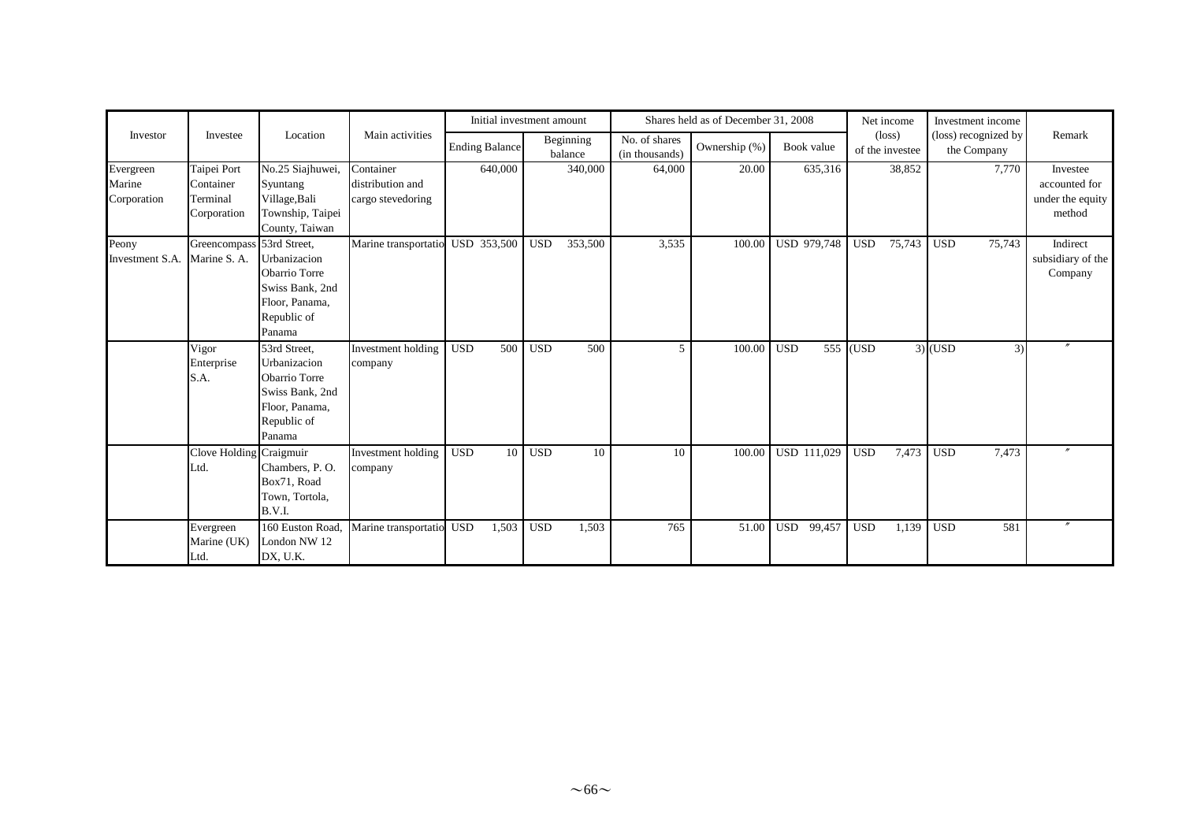| Investor | Investee | Location | Main activities | Initial investment amount | | Shares held as of December 31, 2008 | | | Net income (loss) of the investee | Investment income (loss) recognized by the Company | Remark |
|---|---|---|---|---|---|---|---|---|---|---|---|
| | | | | Ending Balance | Beginning balance | No. of shares (in thousands) | Ownership (%) | Book value | | | |
| Evergreen Marine Corporation | Taipei Port Container Terminal Corporation | No.25 Siajhuwei, Syuntang Village,Bali Township, Taipei County, Taiwan | Container distribution and cargo stevedoring | 640,000 | 340,000 | 64,000 | 20.00 | 635,316 | 38,852 | 7,770 | Investee accounted for under the equity method |
| Peony Investment S.A. | Greencompass Marine S. A. | 53rd Street, Urbanizacion Obarrio Torre Swiss Bank, 2nd Floor, Panama, Republic of Panama | Marine transportatio | USD 353,500 | USD 353,500 | 3,535 | 100.00 | USD 979,748 | USD 75,743 | USD 75,743 | Indirect subsidiary of the Company |
| | Vigor Enterprise S.A. | 53rd Street, Urbanizacion Obarrio Torre Swiss Bank, 2nd Floor, Panama, Republic of Panama | Investment holding company | USD 500 | USD 500 | 5 | 100.00 | USD 555 | (USD 3) | (USD 3) | 〃 |
| | Clove Holding Ltd. | Craigmuir Chambers, P. O. Box71, Road Town, Tortola, B.V.I. | Investment holding company | USD 10 | USD 10 | 10 | 100.00 | USD 111,029 | USD 7,473 | USD 7,473 | 〃 |
| | Evergreen Marine (UK) Ltd. | 160 Euston Road, London NW 12 DX, U.K. | Marine transportatio | USD 1,503 | USD 1,503 | 765 | 51.00 | USD 99,457 | USD 1,139 | USD 581 | 〃 |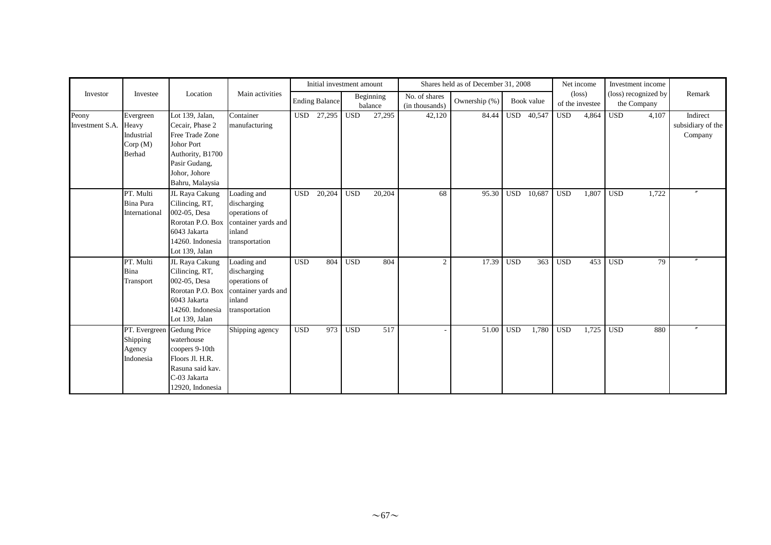| Investor | Investee | Location | Main activities | Initial investment amount | | Shares held as of December 31, 2008 | | | Net income (loss) of the investee | Investment income (loss) recognized by the Company | Remark |
|---|---|---|---|---|---|---|---|---|---|---|---|
| | | | | Ending Balance | Beginning balance | No. of shares (in thousands) | Ownership (%) | Book value | | | |
| Peony Investment S.A. | Evergreen Heavy Industrial Corp (M) Berhad | Lot 139, Jalan, Cecair, Phase 2 Free Trade Zone Johor Port Authority, B1700 Pasir Gudang, Johor, Johore Bahru, Malaysia | Container manufacturing | USD 27,295 | USD 27,295 | 42,120 | 84.44 | USD 40,547 | USD 4,864 | USD 4,107 | Indirect subsidiary of the Company |
| | PT. Multi Bina Pura International | JL Raya Cakung Cilincing, RT, 002-05, Desa Rorotan P.O. Box 6043 Jakarta 14260. Indonesia Lot 139, Jalan | Loading and discharging operations of container yards and inland transportation | USD 20,204 | USD 20,204 | 68 | 95.30 | USD 10,687 | USD 1,807 | USD 1,722 | 〃 |
| | PT. Multi Bina Transport | JL Raya Cakung Cilincing, RT, 002-05, Desa Rorotan P.O. Box 6043 Jakarta 14260. Indonesia Lot 139, Jalan | Loading and discharging operations of container yards and inland transportation | USD 804 | USD 804 | 2 | 17.39 | USD 363 | USD 453 | USD 79 | 〃 |
| | PT. Evergreen Shipping Agency Indonesia | Gedung Price waterhouse coopers 9-10th Floors Jl. H.R. Rasuna said kav. C-03 Jakarta 12920, Indonesia | Shipping agency | USD 973 | USD 517 | - | 51.00 | USD 1,780 | USD 1,725 | USD 880 | 〃 |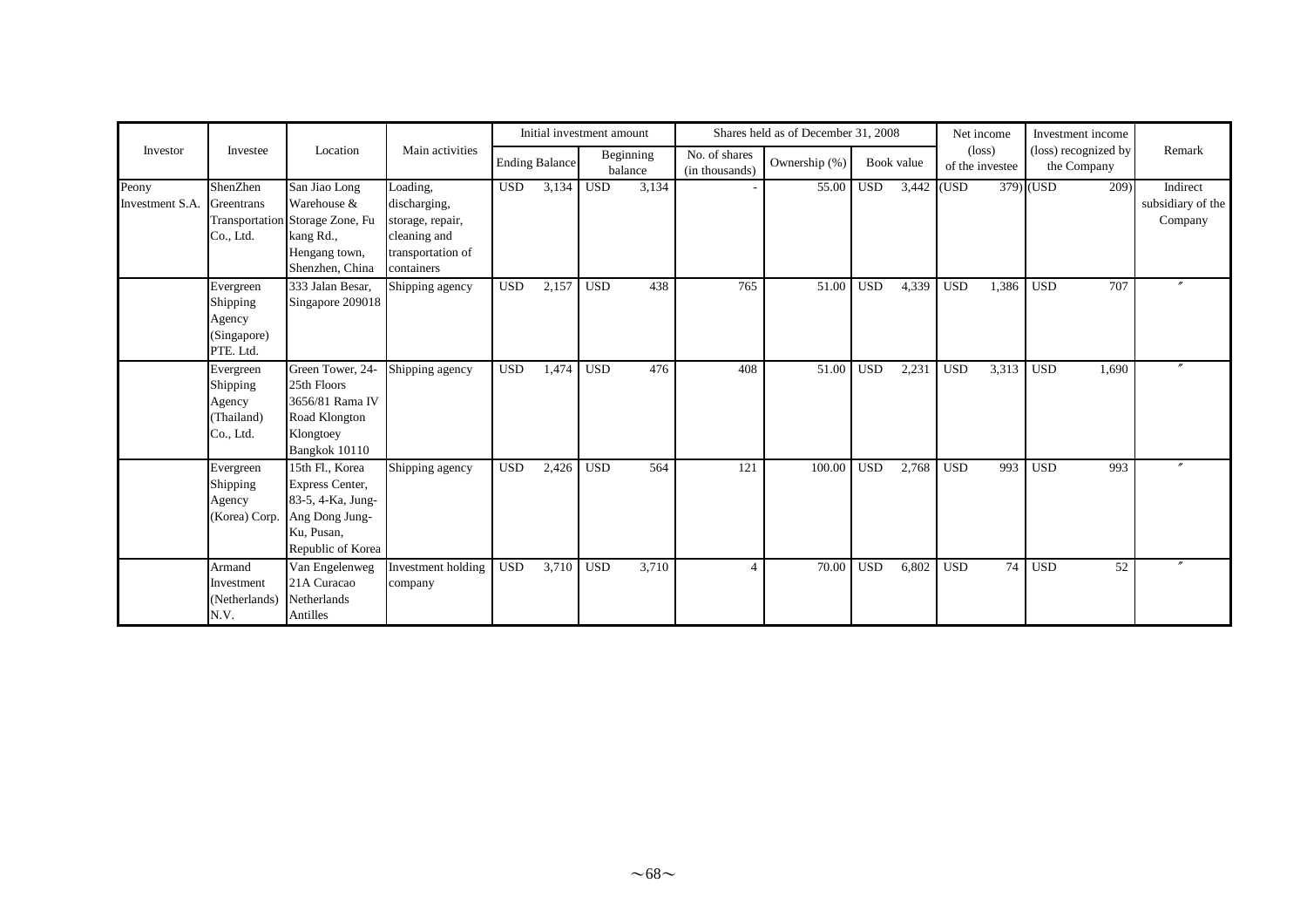| Investor | Investee | Location | Main activities | Initial investment amount | | Shares held as of December 31, 2008 | | | Net income (loss) of the investee | Investment income (loss) recognized by the Company | Remark |
|---|---|---|---|---|---|---|---|---|---|---|---|
| | | | | Ending Balance | Beginning balance | No. of shares (in thousands) | Ownership (%) | Book value | | | |
| Peony Investment S.A. | ShenZhen Greentrans Transportation Co., Ltd. | San Jiao Long Warehouse & Storage Zone, Fu kang Rd., Hengang town, Shenzhen, China | Loading, discharging, storage, repair, cleaning and transportation of containers | USD 3,134 | USD 3,134 | - | 55.00 | USD 3,442 | (USD 379) | (USD 209) | Indirect subsidiary of the Company |
| | Evergreen Shipping Agency (Singapore) PTE. Ltd. | 333 Jalan Besar, Singapore 209018 | Shipping agency | USD 2,157 | USD 438 | 765 | 51.00 | USD 4,339 | USD 1,386 | USD 707 | 〃 |
| | Evergreen Shipping Agency (Thailand) Co., Ltd. | Green Tower, 24-25th Floors 3656/81 Rama IV Road Klongton Klongtoey Bangkok 10110 | Shipping agency | USD 1,474 | USD 476 | 408 | 51.00 | USD 2,231 | USD 3,313 | USD 1,690 | 〃 |
| | Evergreen Shipping Agency (Korea) Corp. | 15th Fl., Korea Express Center, 83-5, 4-Ka, Jung-Ang Dong Jung-Ku, Pusan, Republic of Korea | Shipping agency | USD 2,426 | USD 564 | 121 | 100.00 | USD 2,768 | USD 993 | USD 993 | 〃 |
| | Armand Investment (Netherlands) N.V. | Van Engelenweg 21A Curacao Netherlands Antilles | Investment holding company | USD 3,710 | USD 3,710 | 4 | 70.00 | USD 6,802 | USD 74 | USD 52 | 〃 |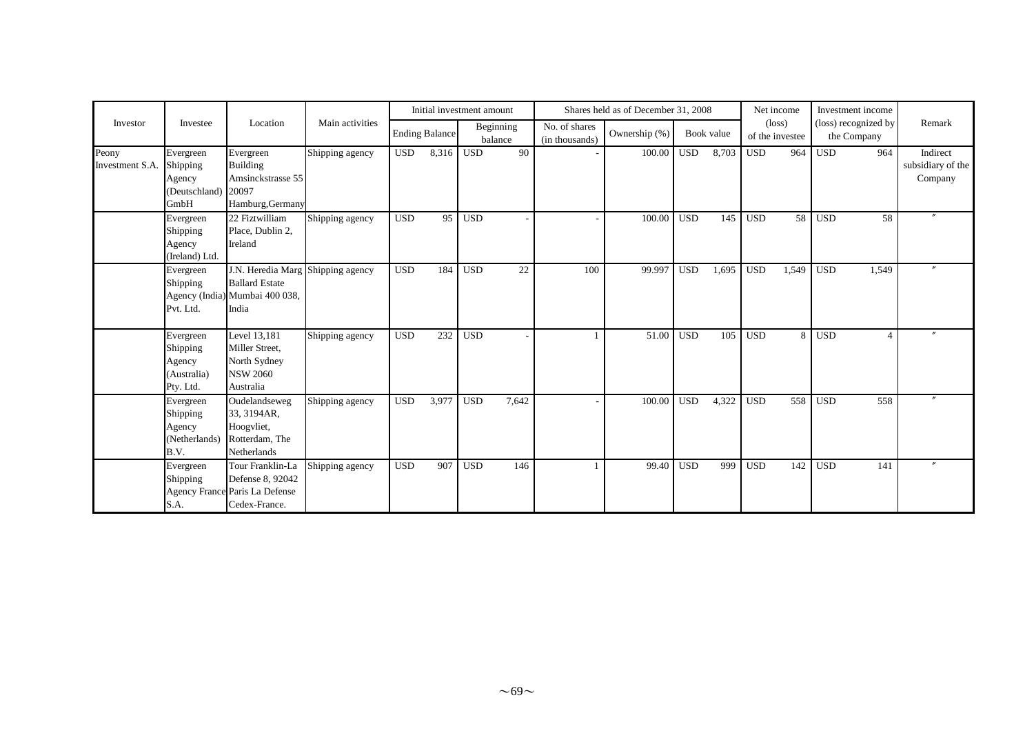| Investor | Investee | Location | Main activities | Initial investment amount | | | | Shares held as of December 31, 2008 | | | | Net income (loss) of the investee | | Investment income (loss) recognized by the Company | | Remark |
|---|---|---|---|---|---|---|---|---|---|---|---|---|---|---|---|---|
| | | | | Ending Balance | | Beginning balance | | No. of shares (in thousands) | Ownership (%) | Book value | | | | | | |
| Peony Investment S.A. | Evergreen Shipping Agency (Deutschland) GmbH | Evergreen Building Amsinckstrasse 55 20097 Hamburg,Germany | Shipping agency | USD | 8,316 | USD | 90 | - | 100.00 | USD | 8,703 | USD | 964 | USD | 964 | Indirect subsidiary of the Company |
| | Evergreen Shipping Agency (Ireland) Ltd. | 22 Fiztwilliam Place, Dublin 2, Ireland | Shipping agency | USD | 95 | USD | - | - | 100.00 | USD | 145 | USD | 58 | USD | 58 | 〃 |
| | Evergreen Shipping Agency (India) Pvt. Ltd. | J.N. Heredia Marg Ballard Estate Mumbai 400 038, India | Shipping agency | USD | 184 | USD | 22 | 100 | 99.997 | USD | 1,695 | USD | 1,549 | USD | 1,549 | 〃 |
| | Evergreen Shipping Agency (Australia) Pty. Ltd. | Level 13,181 Miller Street, North Sydney NSW 2060 Australia | Shipping agency | USD | 232 | USD | - | 1 | 51.00 | USD | 105 | USD | 8 | USD | 4 | 〃 |
| | Evergreen Shipping Agency (Netherlands) B.V. | Oudelandseweg 33, 3194AR, Hoogvliet, Rotterdam, The Netherlands | Shipping agency | USD | 3,977 | USD | 7,642 | - | 100.00 | USD | 4,322 | USD | 558 | USD | 558 | 〃 |
| | Evergreen Shipping Agency France S.A. | Tour Franklin-La Defense 8, 92042 Paris La Defense Cedex-France. | Shipping agency | USD | 907 | USD | 146 | 1 | 99.40 | USD | 999 | USD | 142 | USD | 141 | 〃 |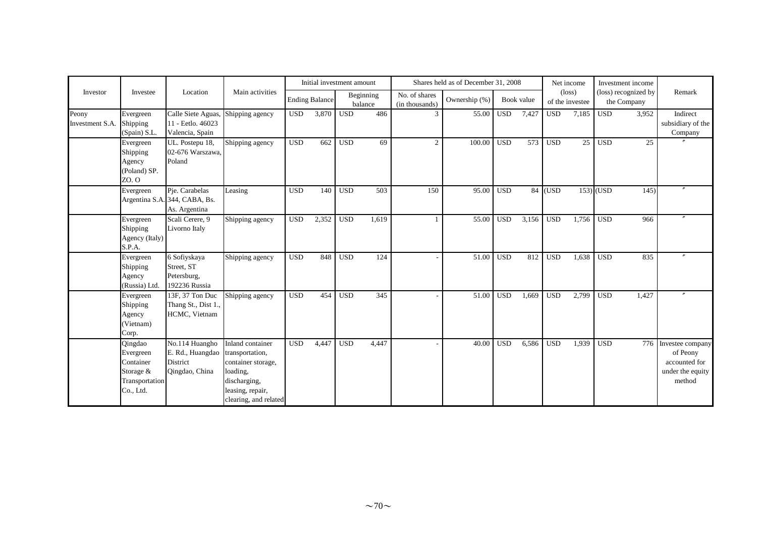| Investor | Investee | Location | Main activities | Initial investment amount | | Shares held as of December 31, 2008 | | | Net income (loss) of the investee | Investment income (loss) recognized by the Company | Remark |
|---|---|---|---|---|---|---|---|---|---|---|---|
| | | | | Ending Balance | Beginning balance | No. of shares (in thousands) | Ownership (%) | Book value | | | |
| Peony Investment S.A. | Evergreen Shipping (Spain) S.L. | Calle Siete Aguas, 11 - Eetlo. 46023 Valencia, Spain | Shipping agency | USD 3,870 | USD 486 | 3 | 55.00 | USD 7,427 | USD 7,185 | USD 3,952 | Indirect subsidiary of the Company |
| | Evergreen Shipping Agency (Poland) SP. ZO. O | UL. Postepu 18, 02-676 Warszawa, Poland | Shipping agency | USD 662 | USD 69 | 2 | 100.00 | USD 573 | USD 25 | USD 25 | 〃 |
| | Evergreen Argentina S.A. | Pje. Carabelas 344, CABA, Bs. As. Argentina | Leasing | USD 140 | USD 503 | 150 | 95.00 | USD 84 | (USD 153) | (USD 145) | 〃 |
| | Evergreen Shipping Agency (Italy) S.P.A. | Scali Cerere, 9 Livorno Italy | Shipping agency | USD 2,352 | USD 1,619 | 1 | 55.00 | USD 3,156 | USD 1,756 | USD 966 | 〃 |
| | Evergreen Shipping Agency (Russia) Ltd. | 6 Sofiyskaya Street, ST Petersburg, 192236 Russia | Shipping agency | USD 848 | USD 124 | - | 51.00 | USD 812 | USD 1,638 | USD 835 | 〃 |
| | Evergreen Shipping Agency (Vietnam) Corp. | 13F, 37 Ton Duc Thang St., Dist 1., HCMC, Vietnam | Shipping agency | USD 454 | USD 345 | - | 51.00 | USD 1,669 | USD 2,799 | USD 1,427 | 〃 |
| | Qingdao Evergreen Container Storage & Transportation Co., Ltd. | No.114 Huangho E. Rd., Huangdao District Qingdao, China | Inland container transportation, container storage, loading, discharging, leasing, repair, clearing, and related | USD 4,447 | USD 4,447 | - | 40.00 | USD 6,586 | USD 1,939 | USD 776 | Investee company of Peony accounted for under the equity method |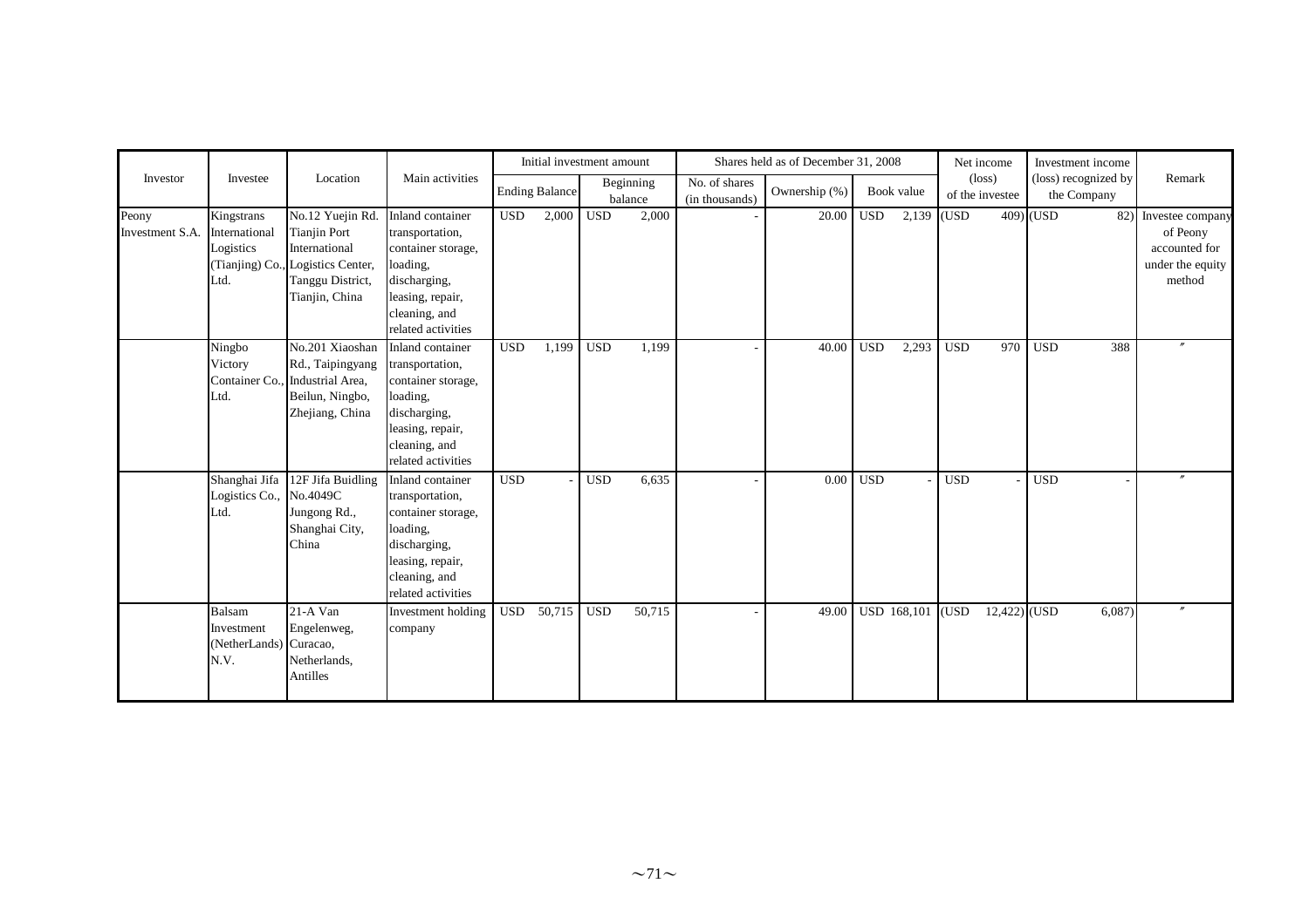| Investor | Investee | Location | Main activities | Initial investment amount | | Shares held as of December 31, 2008 | | | Net income (loss) of the investee | Investment income (loss) recognized by the Company | Remark |
|---|---|---|---|---|---|---|---|---|---|---|---|
| | | | | Ending Balance | Beginning balance | No. of shares (in thousands) | Ownership (%) | Book value | | | |
| Peony Investment S.A. | Kingstrans International Logistics (Tianjing) Co., Ltd. | No.12 Yuejin Rd. Tianjin Port International Logistics Center, Tanggu District, Tianjin, China | Inland container transportation, container storage, loading, discharging, leasing, repair, cleaning, and related activities | USD 2,000 | USD 2,000 | - | 20.00 | USD 2,139 | (USD 409) | (USD 82) | Investee company of Peony accounted for under the equity method |
| | Ningbo Victory Container Co., Ltd. | No.201 Xiaoshan Rd., Taipingyang Industrial Area, Beilun, Ningbo, Zhejiang, China | Inland container transportation, container storage, loading, discharging, leasing, repair, cleaning, and related activities | USD 1,199 | USD 1,199 | - | 40.00 | USD 2,293 | USD 970 | USD 388 | 〃 |
| | Shanghai Jifa Logistics Co., Ltd. | 12F Jifa Buidling No.4049C Jungong Rd., Shanghai City, China | Inland container transportation, container storage, loading, discharging, leasing, repair, cleaning, and related activities | USD - | USD 6,635 | - | 0.00 | USD - | USD - | USD - | 〃 |
| | Balsam Investment (NetherLands) N.V. | 21-A Van Engelenweg, Curacao, Netherlands, Antilles | Investment holding company | USD 50,715 | USD 50,715 | - | 49.00 | USD 168,101 | (USD 12,422) | (USD 6,087) | 〃 |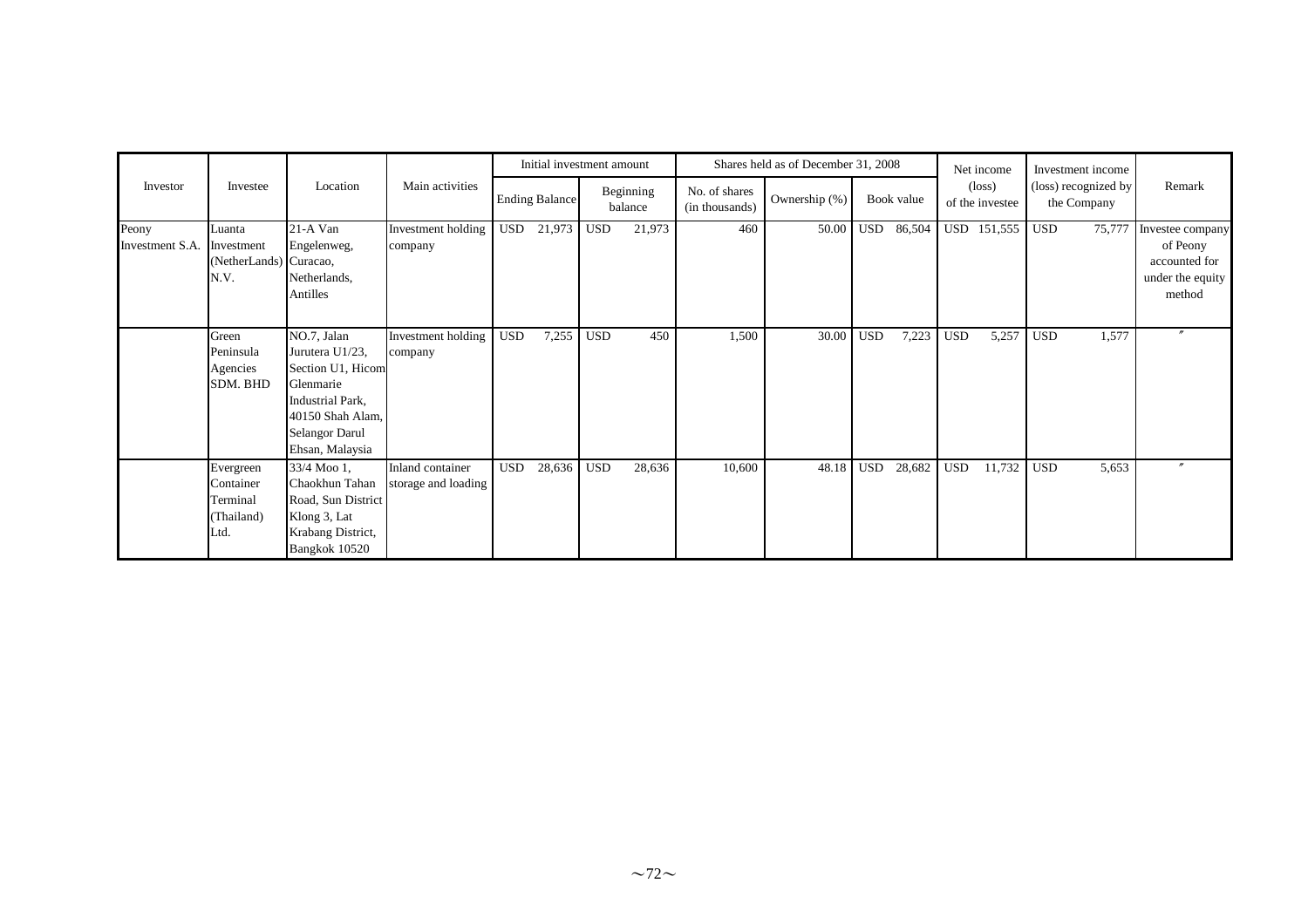| Investor | Investee | Location | Main activities | Initial investment amount | | Shares held as of December 31, 2008 | | | Net income (loss) of the investee | Investment income (loss) recognized by the Company | Remark |
|---|---|---|---|---|---|---|---|---|---|---|---|
| | | | | Ending Balance | Beginning balance | No. of shares (in thousands) | Ownership (%) | Book value | | | |
| Peony Investment S.A. | Luanta Investment (NetherLands) N.V. | 21-A Van Engelenweg, Curacao, Netherlands, Antilles | Investment holding company | USD 21,973 | USD 21,973 | 460 | 50.00 | USD 86,504 | USD 151,555 | USD 75,777 | Investee company of Peony accounted for under the equity method |
| | Green Peninsula Agencies SDM. BHD | NO.7, Jalan Jurutera U1/23, Section U1, Hicom Glenmarie Industrial Park, 40150 Shah Alam, Selangor Darul Ehsan, Malaysia | Investment holding company | USD 7,255 | USD 450 | 1,500 | 30.00 | USD 7,223 | USD 5,257 | USD 1,577 | 〃 |
| | Evergreen Container Terminal (Thailand) Ltd. | 33/4 Moo 1, Chaokhun Tahan Road, Sun District Klong 3, Lat Krabang District, Bangkok 10520 | Inland container storage and loading | USD 28,636 | USD 28,636 | 10,600 | 48.18 | USD 28,682 | USD 11,732 | USD 5,653 | 〃 |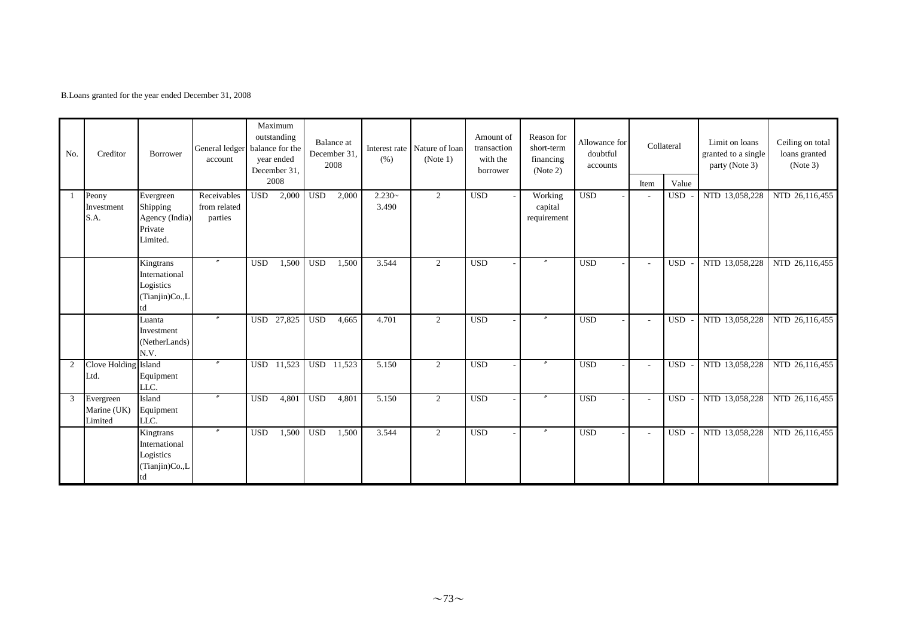B.Loans granted for the year ended December 31, 2008

| No. | Creditor | Borrower | General ledger account | Maximum outstanding balance for the year ended December 31, 2008 | Balance at December 31, 2008 | Interest rate (%) | Nature of loan (Note 1) | Amount of transaction with the borrower | Reason for short-term financing (Note 2) | Allowance for doubtful accounts | Collateral | | Limit on loans granted to a single party (Note 3) | Ceiling on total loans granted (Note 3) |
|---|---|---|---|---|---|---|---|---|---|---|---|---|---|---|
| | | | | | | | | | | | Item | Value | | |
| 1 | Peony Investment S.A. | Evergreen Shipping Agency (India) Private Limited. | Receivables from related parties | USD 2,000 | USD 2,000 | 2.230~ 3.490 | 2 | USD - | Working capital requirement | USD - | - | USD - | NTD 13,058,228 | NTD 26,116,455 |
| | | Kingtrans International Logistics (Tianjin)Co.,Ltd | 〃 | USD 1,500 | USD 1,500 | 3.544 | 2 | USD - | 〃 | USD - | - | USD - | NTD 13,058,228 | NTD 26,116,455 |
| | | Luanta Investment (NetherLands) N.V. | 〃 | USD 27,825 | USD 4,665 | 4.701 | 2 | USD - | 〃 | USD - | - | USD - | NTD 13,058,228 | NTD 26,116,455 |
| 2 | Clove Holding Ltd. | Island Equipment LLC. | 〃 | USD 11,523 | USD 11,523 | 5.150 | 2 | USD - | 〃 | USD - | - | USD - | NTD 13,058,228 | NTD 26,116,455 |
| 3 | Evergreen Marine (UK) Limited | Island Equipment LLC. | 〃 | USD 4,801 | USD 4,801 | 5.150 | 2 | USD - | 〃 | USD - | - | USD - | NTD 13,058,228 | NTD 26,116,455 |
| | | Kingtrans International Logistics (Tianjin)Co.,Ltd | 〃 | USD 1,500 | USD 1,500 | 3.544 | 2 | USD - | 〃 | USD - | - | USD - | NTD 13,058,228 | NTD 26,116,455 |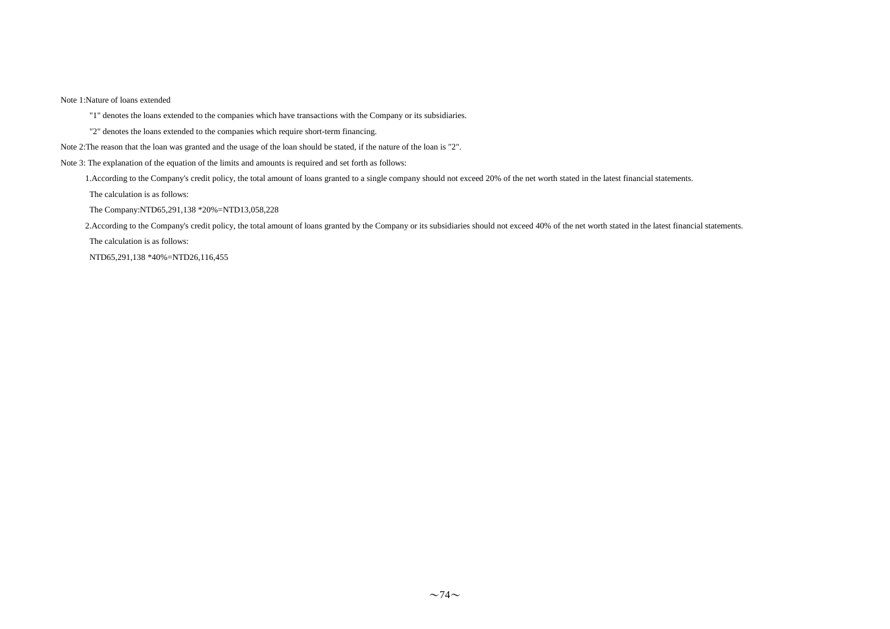Note 1:Nature of loans extended

"1" denotes the loans extended to the companies which have transactions with the Company or its subsidiaries.

"2" denotes the loans extended to the companies which require short-term financing.

Note 2:The reason that the loan was granted and the usage of the loan should be stated, if the nature of the loan is "2".

Note 3: The explanation of the equation of the limits and amounts is required and set forth as follows:

1.According to the Company's credit policy, the total amount of loans granted to a single company should not exceed 20% of the net worth stated in the latest financial statements.

The calculation is as follows:

The Company:NTD65,291,138 *20%=NTD13,058,228

2.According to the Company's credit policy, the total amount of loans granted by the Company or its subsidiaries should not exceed 40% of the net worth stated in the latest financial statements.

The calculation is as follows:

NTD65,291,138 *40%=NTD26,116,455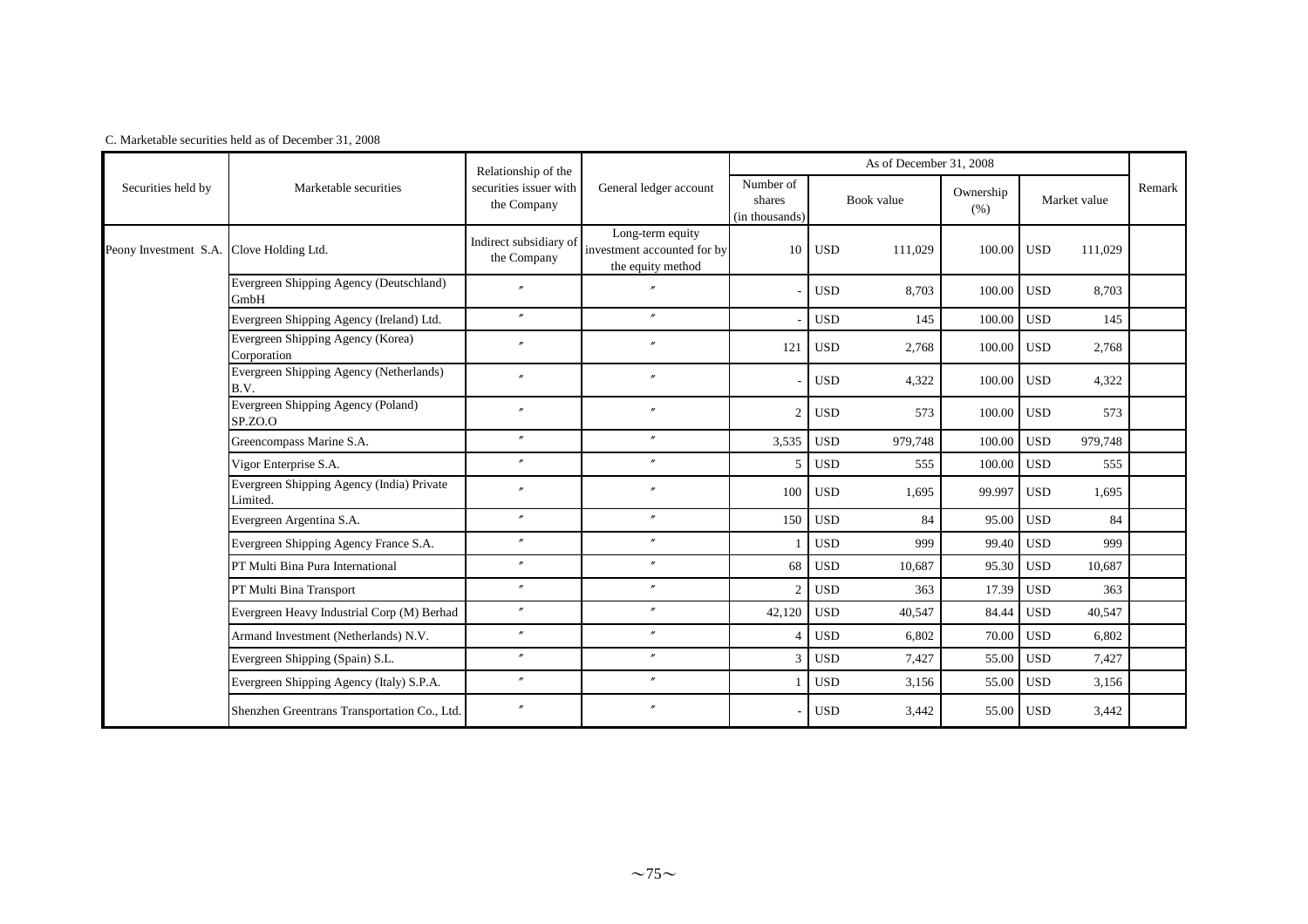C. Marketable securities held as of December 31, 2008

| Securities held by | Marketable securities | Relationship of the securities issuer with the Company | General ledger account | As of December 31, 2008 | | | | | | | Remark |
|---|---|---|---|---|---|---|---|---|---|---|---|
| | | | | Number of shares (in thousands) | Book value | | Ownership (%) | Market value | | | |
| Peony Investment S.A. | Clove Holding Ltd. | Indirect subsidiary of the Company | Long-term equity investment accounted for by the equity method | 10 | USD | 111,029 | 100.00 | USD | 111,029 | | |
| | Evergreen Shipping Agency (Deutschland) GmbH | 〃 | 〃 | - | USD | 8,703 | 100.00 | USD | 8,703 | | |
| | Evergreen Shipping Agency (Ireland) Ltd. | 〃 | 〃 | - | USD | 145 | 100.00 | USD | 145 | | |
| | Evergreen Shipping Agency (Korea) Corporation | 〃 | 〃 | 121 | USD | 2,768 | 100.00 | USD | 2,768 | | |
| | Evergreen Shipping Agency (Netherlands) B.V. | 〃 | 〃 | - | USD | 4,322 | 100.00 | USD | 4,322 | | |
| | Evergreen Shipping Agency (Poland) SP.ZO.O | 〃 | 〃 | 2 | USD | 573 | 100.00 | USD | 573 | | |
| | Greencompass Marine S.A. | 〃 | 〃 | 3,535 | USD | 979,748 | 100.00 | USD | 979,748 | | |
| | Vigor Enterprise S.A. | 〃 | 〃 | 5 | USD | 555 | 100.00 | USD | 555 | | |
| | Evergreen Shipping Agency (India) Private Limited. | 〃 | 〃 | 100 | USD | 1,695 | 99.997 | USD | 1,695 | | |
| | Evergreen Argentina S.A. | 〃 | 〃 | 150 | USD | 84 | 95.00 | USD | 84 | | |
| | Evergreen Shipping Agency France S.A. | 〃 | 〃 | 1 | USD | 999 | 99.40 | USD | 999 | | |
| | PT Multi Bina Pura International | 〃 | 〃 | 68 | USD | 10,687 | 95.30 | USD | 10,687 | | |
| | PT Multi Bina Transport | 〃 | 〃 | 2 | USD | 363 | 17.39 | USD | 363 | | |
| | Evergreen Heavy Industrial Corp (M) Berhad | 〃 | 〃 | 42,120 | USD | 40,547 | 84.44 | USD | 40,547 | | |
| | Armand Investment (Netherlands) N.V. | 〃 | 〃 | 4 | USD | 6,802 | 70.00 | USD | 6,802 | | |
| | Evergreen Shipping (Spain) S.L. | 〃 | 〃 | 3 | USD | 7,427 | 55.00 | USD | 7,427 | | |
| | Evergreen Shipping Agency (Italy) S.P.A. | 〃 | 〃 | 1 | USD | 3,156 | 55.00 | USD | 3,156 | | |
| | Shenzhen Greentrans Transportation Co., Ltd. | 〃 | 〃 | - | USD | 3,442 | 55.00 | USD | 3,442 | | |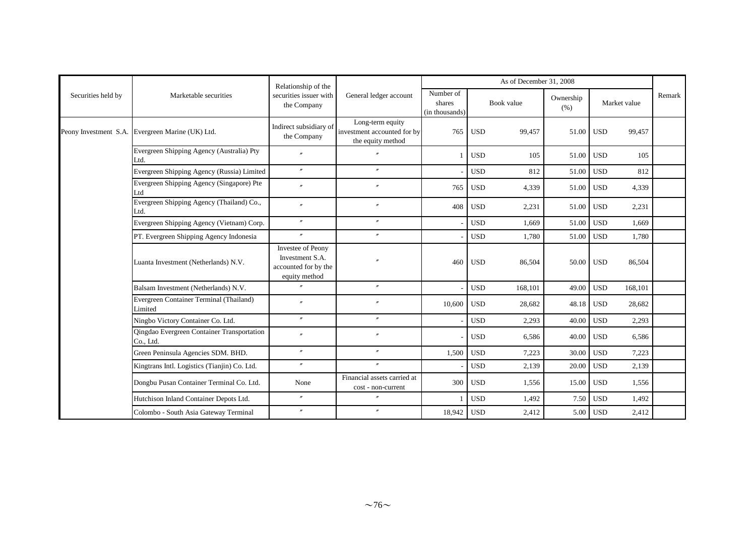| Securities held by | Marketable securities | Relationship of the securities issuer with the Company | General ledger account | As of December 31, 2008 | | | | | | | Remark |
|---|---|---|---|---|---|---|---|---|---|---|---|
| | | | | Number of shares (in thousands) | Book value | | Ownership (%) | Market value | | | |
| Peony Investment S.A. | Evergreen Marine (UK) Ltd. | Indirect subsidiary of the Company | Long-term equity investment accounted for by the equity method | 765 | USD | 99,457 | 51.00 | USD | 99,457 | | |
| | Evergreen Shipping Agency (Australia) Pty Ltd. | 〃 | 〃 | 1 | USD | 105 | 51.00 | USD | 105 | | |
| | Evergreen Shipping Agency (Russia) Limited | 〃 | 〃 | - | USD | 812 | 51.00 | USD | 812 | | |
| | Evergreen Shipping Agency (Singapore) Pte Ltd | 〃 | 〃 | 765 | USD | 4,339 | 51.00 | USD | 4,339 | | |
| | Evergreen Shipping Agency (Thailand) Co., Ltd. | 〃 | 〃 | 408 | USD | 2,231 | 51.00 | USD | 2,231 | | |
| | Evergreen Shipping Agency (Vietnam) Corp. | 〃 | 〃 | - | USD | 1,669 | 51.00 | USD | 1,669 | | |
| | PT. Evergreen Shipping Agency Indonesia | 〃 | 〃 | - | USD | 1,780 | 51.00 | USD | 1,780 | | |
| | Luanta Investment (Netherlands) N.V. | Investee of Peony Investment S.A. accounted for by the equity method | 〃 | 460 | USD | 86,504 | 50.00 | USD | 86,504 | | |
| | Balsam Investment (Netherlands) N.V. | 〃 | 〃 | - | USD | 168,101 | 49.00 | USD | 168,101 | | |
| | Evergreen Container Terminal (Thailand) Limited | 〃 | 〃 | 10,600 | USD | 28,682 | 48.18 | USD | 28,682 | | |
| | Ningbo Victory Container Co. Ltd. | 〃 | 〃 | - | USD | 2,293 | 40.00 | USD | 2,293 | | |
| | Qingdao Evergreen Container Transportation Co., Ltd. | 〃 | 〃 | - | USD | 6,586 | 40.00 | USD | 6,586 | | |
| | Green Peninsula Agencies SDM. BHD. | 〃 | 〃 | 1,500 | USD | 7,223 | 30.00 | USD | 7,223 | | |
| | Kingtrans Intl. Logistics (Tianjin) Co. Ltd. | 〃 | 〃 | - | USD | 2,139 | 20.00 | USD | 2,139 | | |
| | Dongbu Pusan Container Terminal Co. Ltd. | None | Financial assets carried at cost - non-current | 300 | USD | 1,556 | 15.00 | USD | 1,556 | | |
| | Hutchison Inland Container Depots Ltd. | 〃 | 〃 | 1 | USD | 1,492 | 7.50 | USD | 1,492 | | |
| | Colombo - South Asia Gateway Terminal | 〃 | 〃 | 18,942 | USD | 2,412 | 5.00 | USD | 2,412 | | |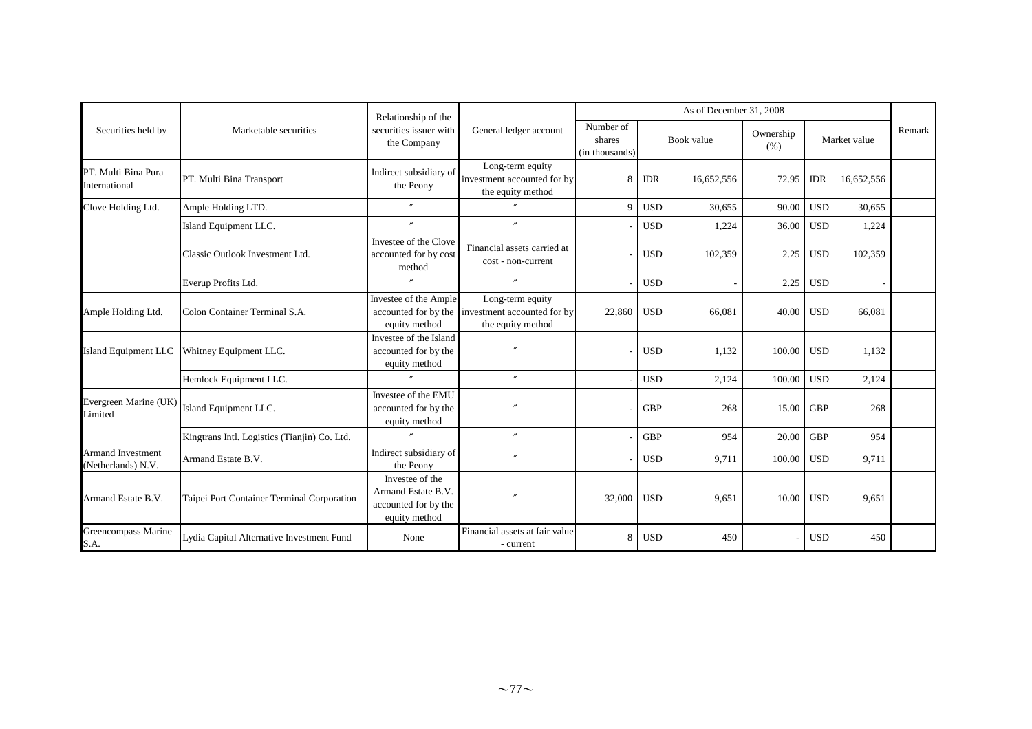| Securities held by | Marketable securities | Relationship of the securities issuer with the Company | General ledger account | As of December 31, 2008 | | | | | | | Remark |
|---|---|---|---|---|---|---|---|---|---|---|---|
| | | | | Number of shares (in thousands) | Book value | | Ownership (%) | Market value | | | |
| PT. Multi Bina Pura International | PT. Multi Bina Transport | Indirect subsidiary of the Peony | Long-term equity investment accounted for by the equity method | 8 | IDR | 16,652,556 | 72.95 | IDR | 16,652,556 | | |
| Clove Holding Ltd. | Ample Holding LTD. | 〃 | 〃 | 9 | USD | 30,655 | 90.00 | USD | 30,655 | | |
| | Island Equipment LLC. | 〃 | 〃 | - | USD | 1,224 | 36.00 | USD | 1,224 | | |
| | Classic Outlook Investment Ltd. | Investee of the Clove accounted for by cost method | Financial assets carried at cost - non-current | - | USD | 102,359 | 2.25 | USD | 102,359 | | |
| | Everup Profits Ltd. | 〃 | 〃 | - | USD | - | 2.25 | USD | - | | |
| Ample Holding Ltd. | Colon Container Terminal S.A. | Investee of the Ample accounted for by the equity method | Long-term equity investment accounted for by the equity method | 22,860 | USD | 66,081 | 40.00 | USD | 66,081 | | |
| Island Equipment LLC | Whitney Equipment LLC. | Investee of the Island accounted for by the equity method | 〃 | - | USD | 1,132 | 100.00 | USD | 1,132 | | |
| | Hemlock Equipment LLC. | 〃 | 〃 | - | USD | 2,124 | 100.00 | USD | 2,124 | | |
| Evergreen Marine (UK) Limited | Island Equipment LLC. | Investee of the EMU accounted for by the equity method | 〃 | - | GBP | 268 | 15.00 | GBP | 268 | | |
| | Kingtrans Intl. Logistics (Tianjin) Co. Ltd. | 〃 | 〃 | - | GBP | 954 | 20.00 | GBP | 954 | | |
| Armand Investment (Netherlands) N.V. | Armand Estate B.V. | Indirect subsidiary of the Peony | 〃 | - | USD | 9,711 | 100.00 | USD | 9,711 | | |
| Armand Estate B.V. | Taipei Port Container Terminal Corporation | Investee of the Armand Estate B.V. accounted for by the equity method | 〃 | 32,000 | USD | 9,651 | 10.00 | USD | 9,651 | | |
| Greencompass Marine S.A. | Lydia Capital Alternative Investment Fund | None | Financial assets at fair value - current | 8 | USD | 450 | - | USD | 450 | | |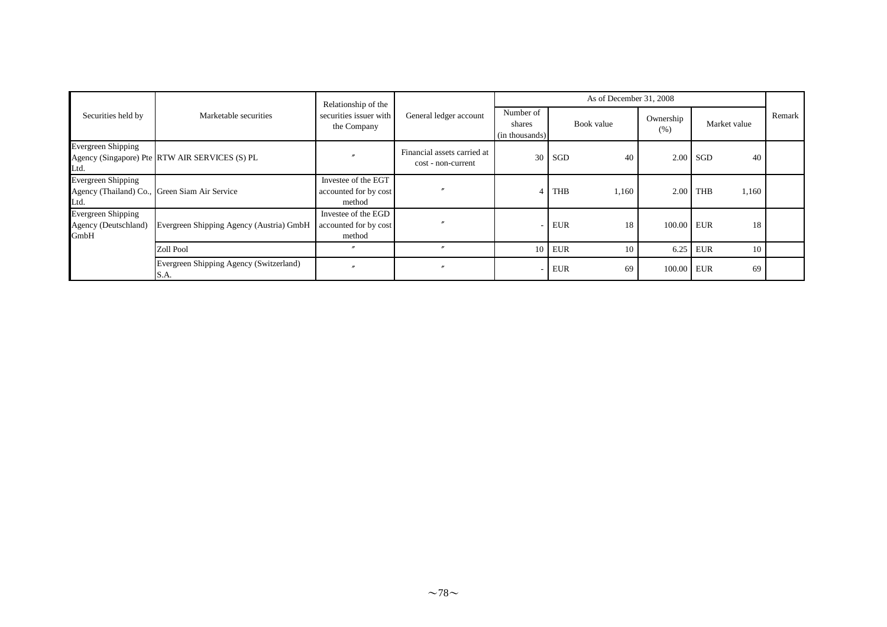| Securities held by | Marketable securities | Relationship of the securities issuer with the Company | General ledger account | As of December 31, 2008 | | | | | | | Remark |
|---|---|---|---|---|---|---|---|---|---|---|---|
| | | | | Number of shares (in thousands) | Book value | | Ownership (%) | Market value | | | |
| Evergreen Shipping Agency (Singapore) Pte Ltd. | RTW AIR SERVICES (S) PL | 〃 | Financial assets carried at cost - non-current | 30 | SGD | 40 | 2.00 | SGD | 40 | | |
| Evergreen Shipping Agency (Thailand) Co., Ltd. | Green Siam Air Service | Investee of the EGT accounted for by cost method | 〃 | 4 | THB | 1,160 | 2.00 | THB | 1,160 | | |
| Evergreen Shipping Agency (Deutschland) GmbH | Evergreen Shipping Agency (Austria) GmbH | Investee of the EGD accounted for by cost method | 〃 | - | EUR | 18 | 100.00 | EUR | 18 | | |
| | Zoll Pool | 〃 | 〃 | 10 | EUR | 10 | 6.25 | EUR | 10 | | |
| | Evergreen Shipping Agency (Switzerland) S.A. | 〃 | 〃 | - | EUR | 69 | 100.00 | EUR | 69 | | |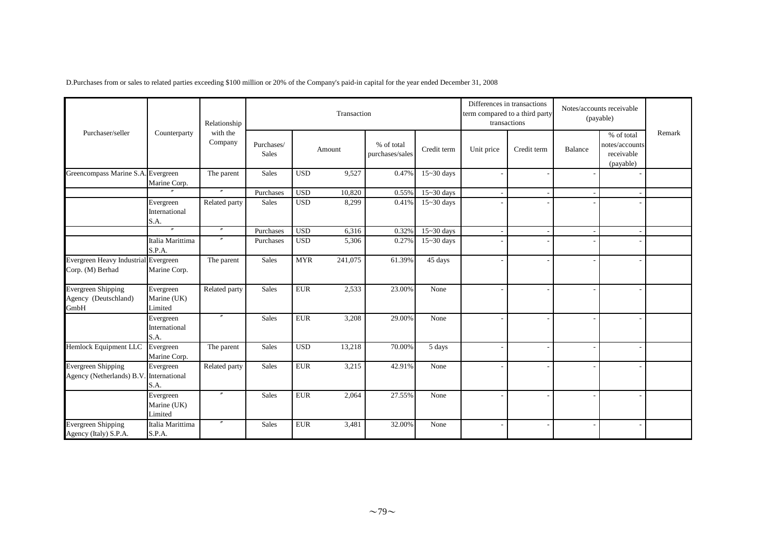D.Purchases from or sales to related parties exceeding $100 million or 20% of the Company's paid-in capital for the year ended December 31, 2008

| Purchaser/seller | Counterparty | Relationship with the Company | Transaction | | | | | Differences in transactions term compared to a third party transactions | | Notes/accounts receivable (payable) | | Remark |
|---|---|---|---|---|---|---|---|---|---|---|---|---|
| | | | Purchases/ Sales | Amount | | % of total purchases/sales | Credit term | Unit price | Credit term | Balance | % of total notes/accounts receivable (payable) | |
| Greencompass Marine S.A. | Evergreen Marine Corp. | The parent | Sales | USD | 9,527 | 0.47% | 15~30 days | - | - | - | - | |
| | 〃 | 〃 | Purchases | USD | 10,820 | 0.55% | 15~30 days | - | - | - | - | |
| | Evergreen International S.A. | Related party | Sales | USD | 8,299 | 0.41% | 15~30 days | - | - | - | - | |
| | 〃 | 〃 | Purchases | USD | 6,316 | 0.32% | 15~30 days | - | - | - | - | |
| | Italia Marittima S.P.A. | 〃 | Purchases | USD | 5,306 | 0.27% | 15~30 days | - | - | - | - | |
| Evergreen Heavy Industrial Corp. (M) Berhad | Evergreen Marine Corp. | The parent | Sales | MYR | 241,075 | 61.39% | 45 days | - | - | - | - | |
| Evergreen Shipping Agency (Deutschland) GmbH | Evergreen Marine (UK) Limited | Related party | Sales | EUR | 2,533 | 23.00% | None | - | - | - | - | |
| | Evergreen International S.A. | 〃 | Sales | EUR | 3,208 | 29.00% | None | - | - | - | - | |
| Hemlock Equipment LLC | Evergreen Marine Corp. | The parent | Sales | USD | 13,218 | 70.00% | 5 days | - | - | - | - | |
| Evergreen Shipping Agency (Netherlands) B.V. | Evergreen International S.A. | Related party | Sales | EUR | 3,215 | 42.91% | None | - | - | - | - | |
| | Evergreen Marine (UK) Limited | 〃 | Sales | EUR | 2,064 | 27.55% | None | - | - | - | - | |
| Evergreen Shipping Agency (Italy) S.P.A. | Italia Marittima S.P.A. | 〃 | Sales | EUR | 3,481 | 32.00% | None | - | - | - | - | |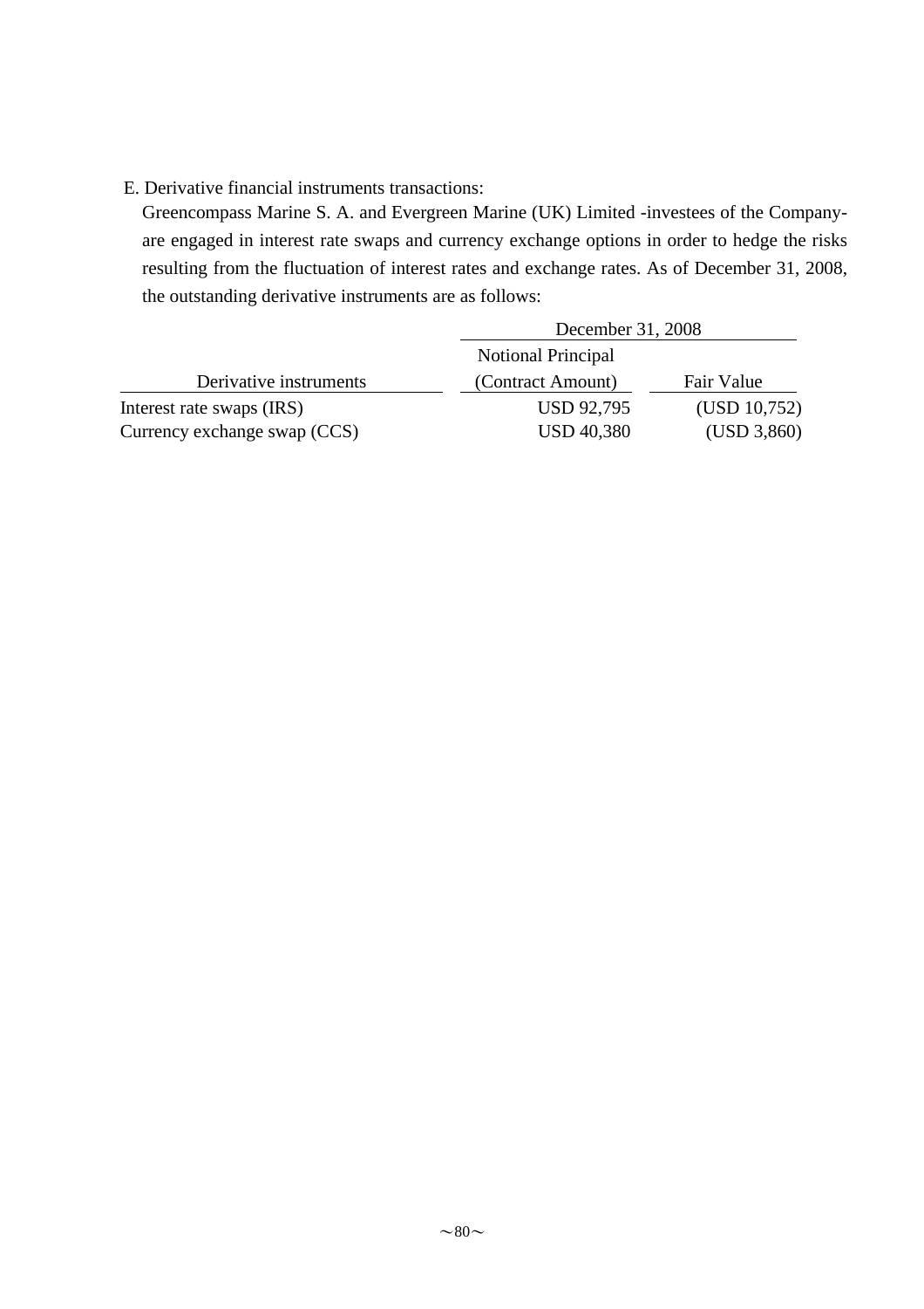E. Derivative financial instruments transactions:

Greencompass Marine S. A. and Evergreen Marine (UK) Limited -investees of the Company- are engaged in interest rate swaps and currency exchange options in order to hedge the risks resulting from the fluctuation of interest rates and exchange rates. As of December 31, 2008, the outstanding derivative instruments are as follows:

| | December 31, 2008 | |
|---|---|---|
| Derivative instruments | Notional Principal (Contract Amount) | Fair Value |
| Interest rate swaps (IRS) | USD 92,795 | (USD 10,752) |
| Currency exchange swap (CCS) | USD 40,380 | (USD 3,860) |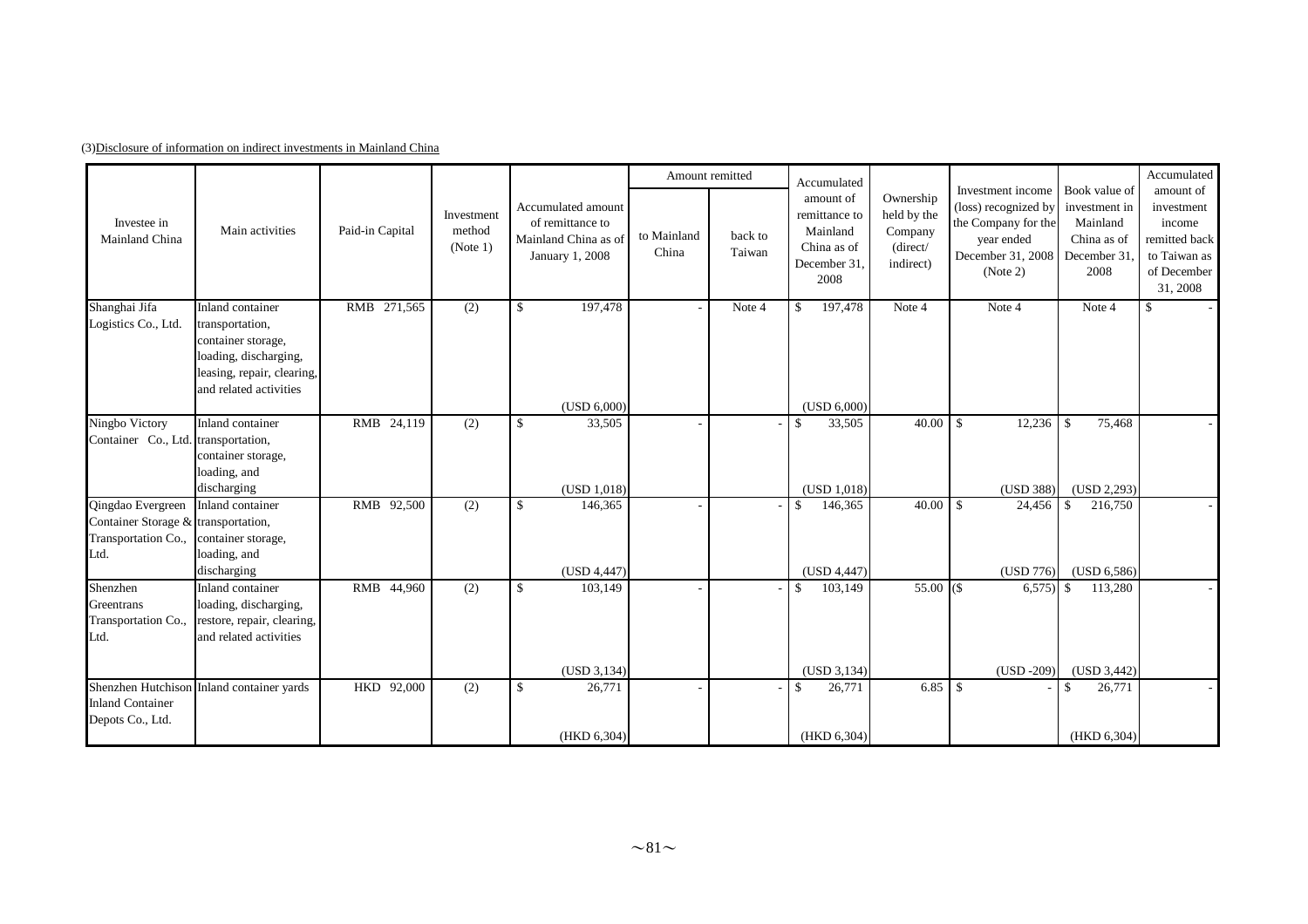(3)Disclosure of information on indirect investments in Mainland China

| Investee in Mainland China | Main activities | Paid-in Capital | Investment method (Note 1) | Accumulated amount of remittance to Mainland China as of January 1, 2008 | Amount remitted | | Accumulated amount of remittance to Mainland China as of December 31, 2008 | Ownership held by the Company (direct/ indirect) | Investment income (loss) recognized by the Company for the year ended December 31, 2008 (Note 2) | Book value of investment in Mainland China as of December 31, 2008 | Accumulated amount of investment income remitted back to Taiwan as of December 31, 2008 |
|---|---|---|---|---|---|---|---|---|---|---|---|
| | | | | | to Mainland China | back to Taiwan | | | | | |
| Shanghai Jifa Logistics Co., Ltd. | Inland container transportation, container storage, loading, discharging, leasing, repair, clearing, and related activities | RMB 271,565 | (2) | $ 197,478 (USD 6,000) | - | Note 4 | $ 197,478 (USD 6,000) | Note 4 | Note 4 | Note 4 | $ - |
| Ningbo Victory Container Co., Ltd. | Inland container transportation, container storage, loading, and discharging | RMB 24,119 | (2) | $ 33,505 (USD 1,018) | - | - | $ 33,505 (USD 1,018) | 40.00 | $ 12,236 (USD 388) | $ 75,468 (USD 2,293) | - |
| Qingdao Evergreen Container Storage & Transportation Co., Ltd. | Inland container transportation, container storage, loading, and discharging | RMB 92,500 | (2) | $ 146,365 (USD 4,447) | - | - | $ 146,365 (USD 4,447) | 40.00 | $ 24,456 (USD 776) | $ 216,750 (USD 6,586) | - |
| Shenzhen Greentrans Transportation Co., Ltd. | Inland container loading, discharging, restore, repair, clearing, and related activities | RMB 44,960 | (2) | $ 103,149 (USD 3,134) | - | - | $ 103,149 (USD 3,134) | 55.00 | ($ 6,575) (USD -209) | $ 113,280 (USD 3,442) | - |
| Shenzhen Hutchison Inland Container Depots Co., Ltd. | Inland container yards | HKD 92,000 | (2) | $ 26,771 (HKD 6,304) | - | - | $ 26,771 (HKD 6,304) | 6.85 | $ - | $ 26,771 (HKD 6,304) | - |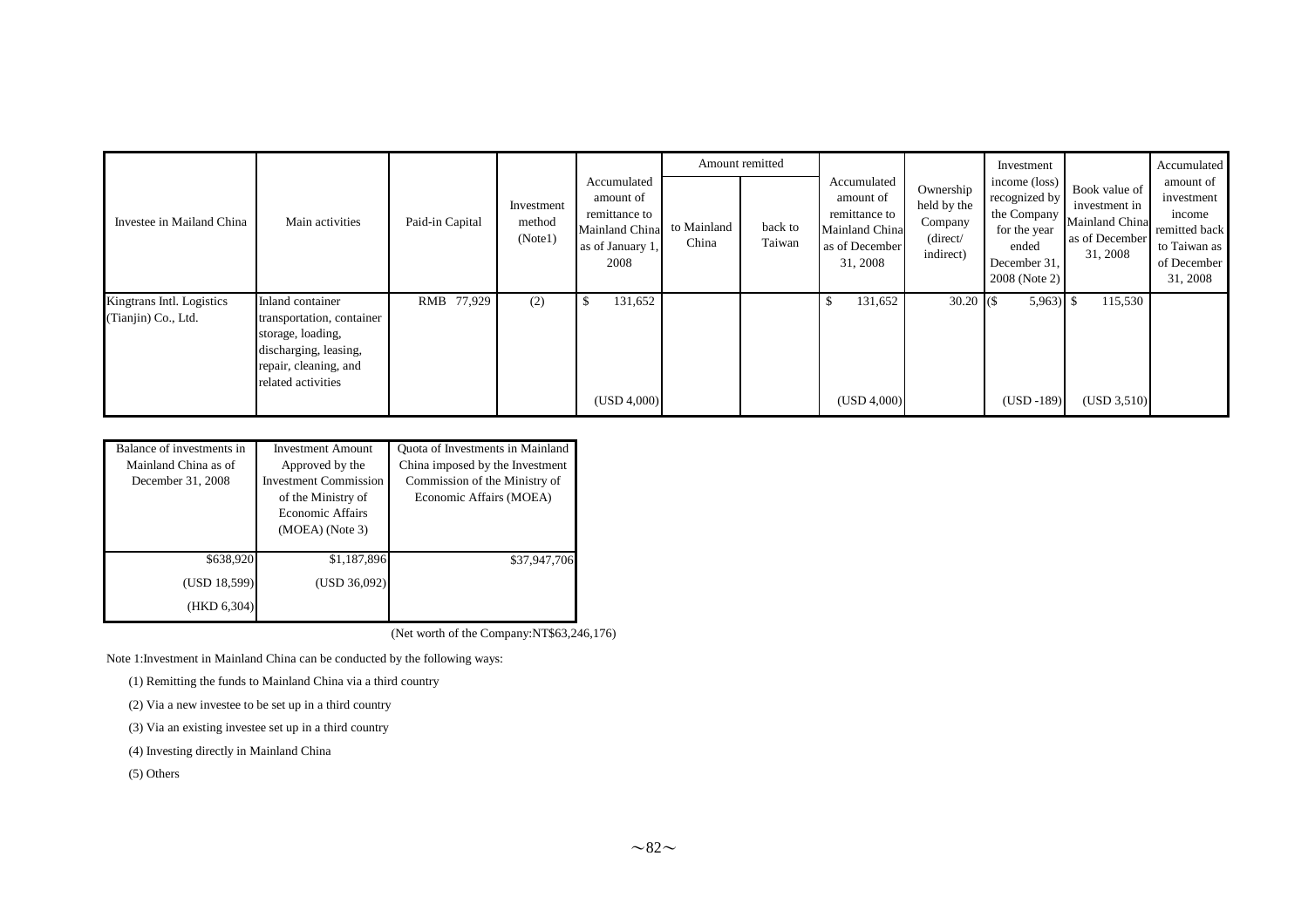| Investee in Mailand China | Main activities | Paid-in Capital | Investment method (Note1) | Accumulated amount of remittance to Mainland China as of January 1, 2008 | Amount remitted | | Accumulated amount of remittance to Mainland China as of December 31, 2008 | Ownership held by the Company (direct/ indirect) | Investment income (loss) recognized by the Company for the year ended December 31, 2008 (Note 2) | Book value of investment in Mainland China as of December 31, 2008 | Accumulated amount of investment income remitted back to Taiwan as of December 31, 2008 |
|---|---|---|---|---|---|---|---|---|---|---|---|
| | | | | | to Mainland China | back to Taiwan | | | | | |
| Kingtrans Intl. Logistics (Tianjin) Co., Ltd. | Inland container transportation, container storage, loading, discharging, leasing, repair, cleaning, and related activities | RMB 77,929 | (2) | $ 131,652 (USD 4,000) | | | $ 131,652 (USD 4,000) | 30.20 | ($ 5,963) (USD -189) | $ 115,530 (USD 3,510) | |

| Balance of investments in Mainland China as of December 31, 2008 | Investment Amount Approved by the Investment Commission of the Ministry of Economic Affairs (MOEA) (Note 3) | Quota of Investments in Mainland China imposed by the Investment Commission of the Ministry of Economic Affairs (MOEA) |
|---|---|---|
| $638,920 | $1,187,896 | $37,947,706 |
| (USD 18,599) | (USD 36,092) | |
| (HKD 6,304) | | |

(Net worth of the Company:NT$63,246,176)

Note 1:Investment in Mainland China can be conducted by the following ways:

(1) Remitting the funds to Mainland China via a third country

(2) Via a new investee to be set up in a third country

(3) Via an existing investee set up in a third country

(4) Investing directly in Mainland China

(5) Others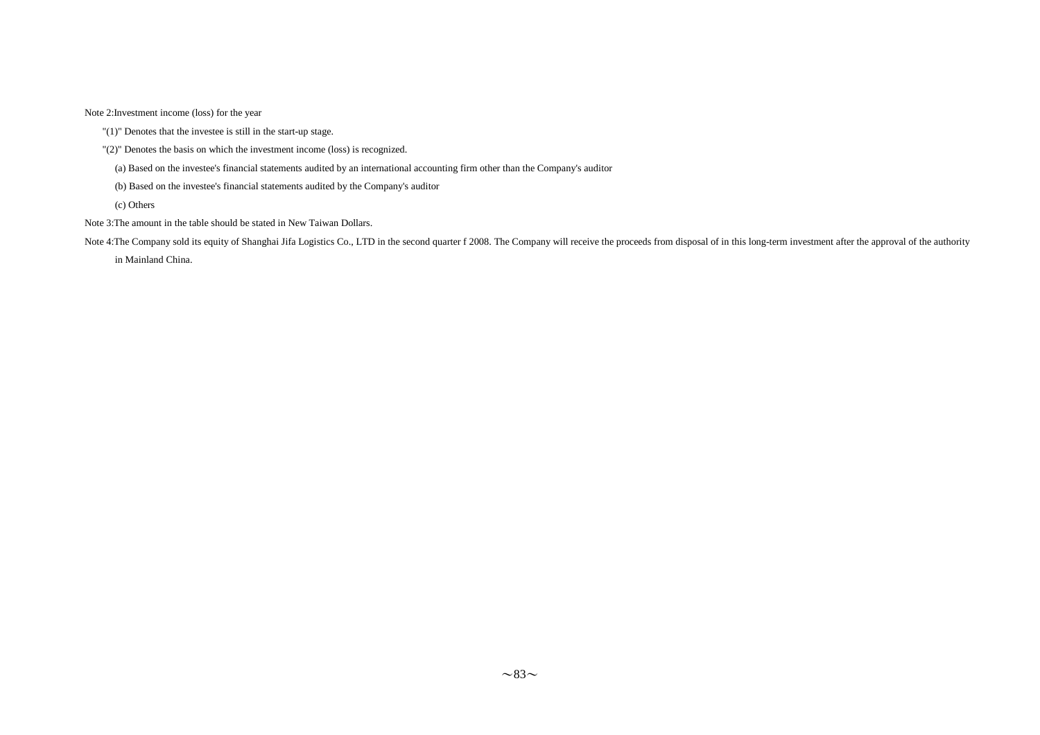Note 2:Investment income (loss) for the year

"(1)" Denotes that the investee is still in the start-up stage.

"(2)" Denotes the basis on which the investment income (loss) is recognized.

(a) Based on the investee's financial statements audited by an international accounting firm other than the Company's auditor

(b) Based on the investee's financial statements audited by the Company's auditor

(c) Others

Note 3:The amount in the table should be stated in New Taiwan Dollars.

Note 4:The Company sold its equity of Shanghai Jifa Logistics Co., LTD in the second quarter f 2008. The Company will receive the proceeds from disposal of in this long-term investment after the approval of the authority in Mainland China.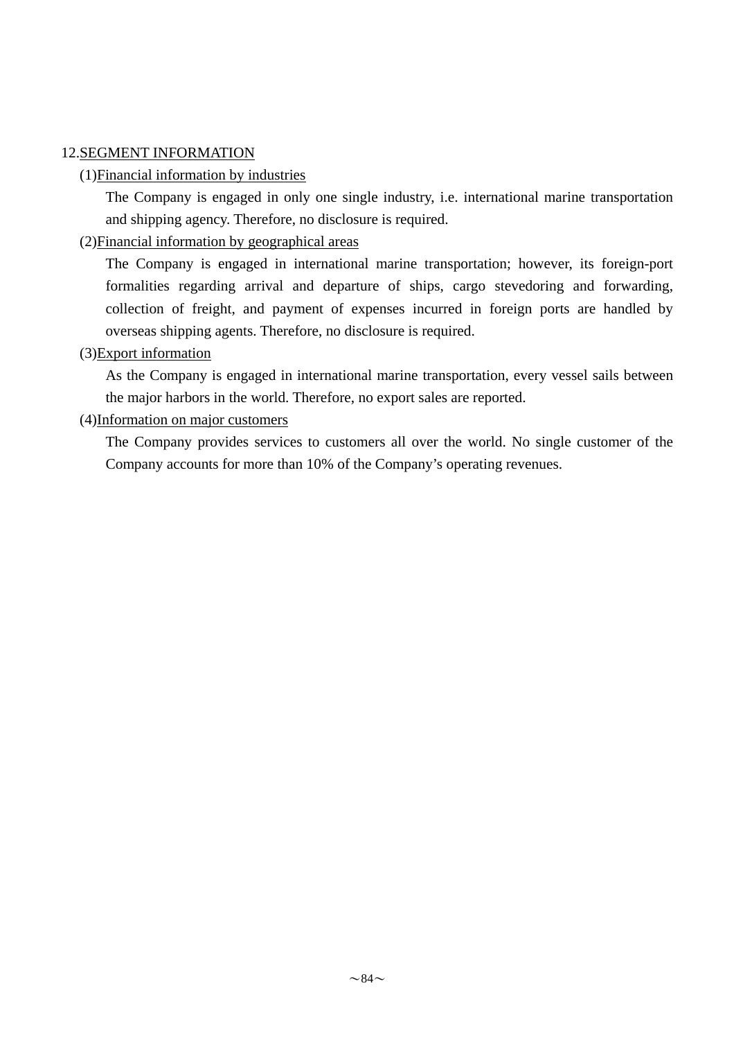## 12. SEGMENT INFORMATION

### (1) Financial information by industries

The Company is engaged in only one single industry, i.e. international marine transportation and shipping agency. Therefore, no disclosure is required.

### (2) Financial information by geographical areas

The Company is engaged in international marine transportation; however, its foreign-port formalities regarding arrival and departure of ships, cargo stevedoring and forwarding, collection of freight, and payment of expenses incurred in foreign ports are handled by overseas shipping agents. Therefore, no disclosure is required.

### (3) Export information

As the Company is engaged in international marine transportation, every vessel sails between the major harbors in the world. Therefore, no export sales are reported.

### (4) Information on major customers

The Company provides services to customers all over the world. No single customer of the Company accounts for more than 10% of the Company's operating revenues.